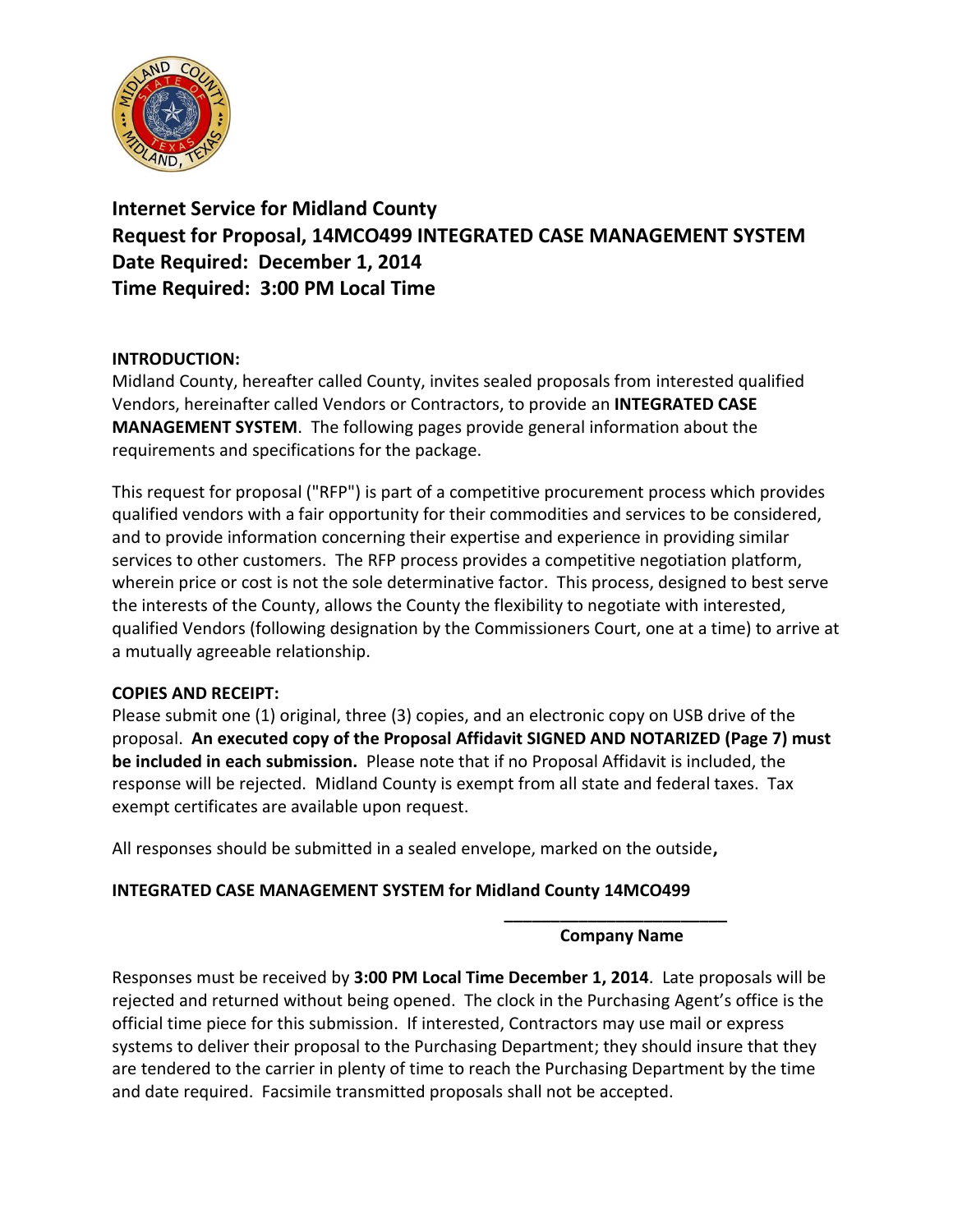**Internet Service for Midland County**
**Request for Proposal, 14MCO499 INTEGRATED CASE MANAGEMENT SYSTEM**
**Date Required: December 1, 2014**
**Time Required: 3:00 PM Local Time**

**INTRODUCTION:**
Midland County, hereafter called County, invites sealed proposals from interested qualified Vendors, hereinafter called Vendors or Contractors, to provide an **INTEGRATED CASE MANAGEMENT SYSTEM**. The following pages provide general information about the requirements and specifications for the package.

This request for proposal ("RFP") is part of a competitive procurement process which provides qualified vendors with a fair opportunity for their commodities and services to be considered, and to provide information concerning their expertise and experience in providing similar services to other customers. The RFP process provides a competitive negotiation platform, wherein price or cost is not the sole determinative factor. This process, designed to best serve the interests of the County, allows the County the flexibility to negotiate with interested, qualified Vendors (following designation by the Commissioners Court, one at a time) to arrive at a mutually agreeable relationship.

**COPIES AND RECEIPT:**
Please submit one (1) original, three (3) copies, and an electronic copy on USB drive of the proposal. **An executed copy of the Proposal Affidavit SIGNED AND NOTARIZED (Page 7) must be included in each submission.** Please note that if no Proposal Affidavit is included, the response will be rejected. Midland County is exempt from all state and federal taxes. Tax exempt certificates are available upon request.

All responses should be submitted in a sealed envelope, marked on the outside**,**

**INTEGRATED CASE MANAGEMENT SYSTEM for Midland County 14MCO499**

_______________________
**Company Name**

Responses must be received by **3:00 PM Local Time December 1, 2014**. Late proposals will be rejected and returned without being opened. The clock in the Purchasing Agent's office is the official time piece for this submission. If interested, Contractors may use mail or express systems to deliver their proposal to the Purchasing Department; they should insure that they are tendered to the carrier in plenty of time to reach the Purchasing Department by the time and date required. Facsimile transmitted proposals shall not be accepted.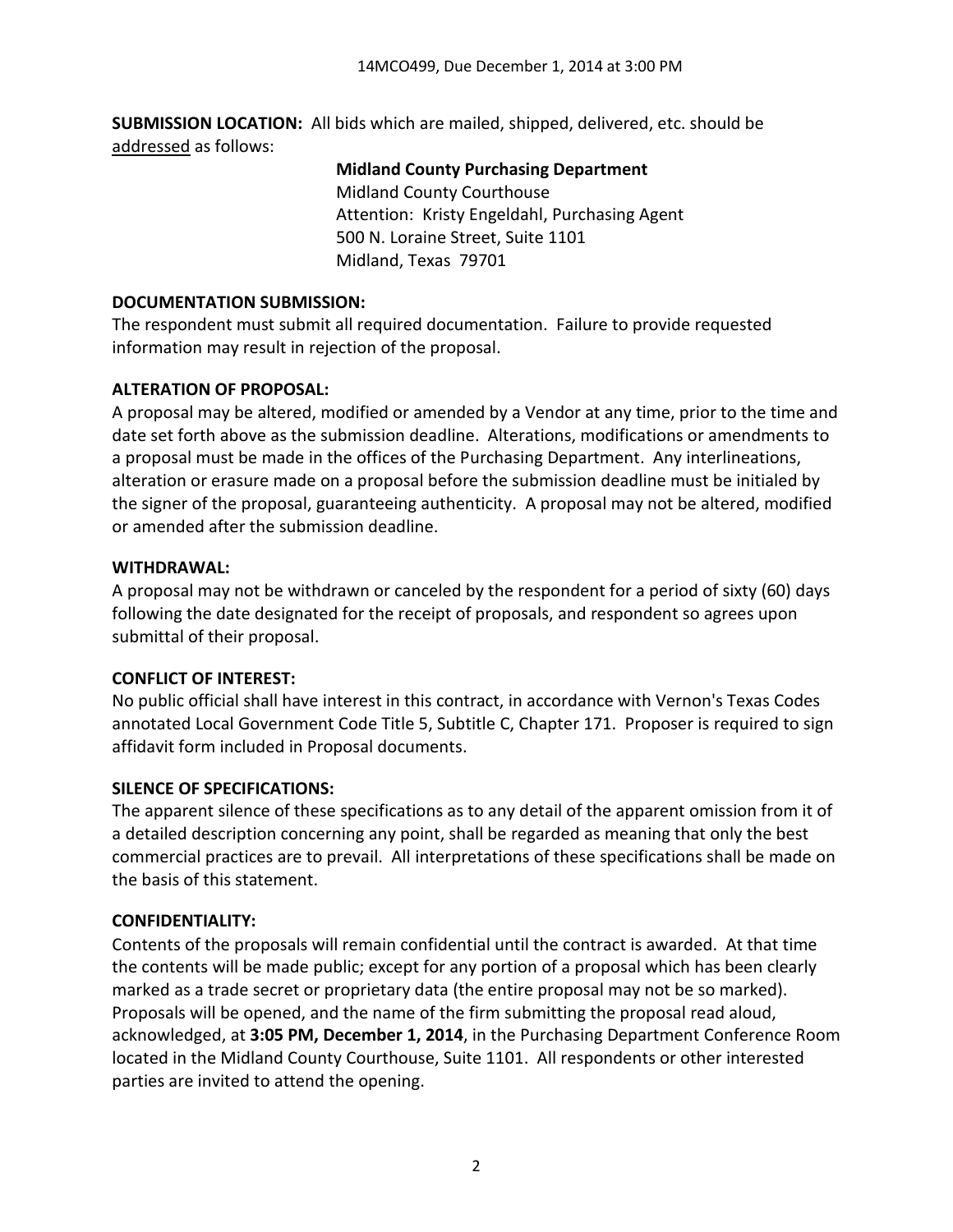**SUBMISSION LOCATION:** All bids which are mailed, shipped, delivered, etc. should be addressed as follows:

**Midland County Purchasing Department**
Midland County Courthouse
Attention: Kristy Engeldahl, Purchasing Agent
500 N. Loraine Street, Suite 1101
Midland, Texas 79701

**DOCUMENTATION SUBMISSION:**
The respondent must submit all required documentation. Failure to provide requested information may result in rejection of the proposal.

**ALTERATION OF PROPOSAL:**
A proposal may be altered, modified or amended by a Vendor at any time, prior to the time and date set forth above as the submission deadline. Alterations, modifications or amendments to a proposal must be made in the offices of the Purchasing Department. Any interlineations, alteration or erasure made on a proposal before the submission deadline must be initialed by the signer of the proposal, guaranteeing authenticity. A proposal may not be altered, modified or amended after the submission deadline.

**WITHDRAWAL:**
A proposal may not be withdrawn or canceled by the respondent for a period of sixty (60) days following the date designated for the receipt of proposals, and respondent so agrees upon submittal of their proposal.

**CONFLICT OF INTEREST:**
No public official shall have interest in this contract, in accordance with Vernon's Texas Codes annotated Local Government Code Title 5, Subtitle C, Chapter 171. Proposer is required to sign affidavit form included in Proposal documents.

**SILENCE OF SPECIFICATIONS:**
The apparent silence of these specifications as to any detail of the apparent omission from it of a detailed description concerning any point, shall be regarded as meaning that only the best commercial practices are to prevail. All interpretations of these specifications shall be made on the basis of this statement.

**CONFIDENTIALITY:**
Contents of the proposals will remain confidential until the contract is awarded. At that time the contents will be made public; except for any portion of a proposal which has been clearly marked as a trade secret or proprietary data (the entire proposal may not be so marked). Proposals will be opened, and the name of the firm submitting the proposal read aloud, acknowledged, at **3:05 PM, December 1, 2014**, in the Purchasing Department Conference Room located in the Midland County Courthouse, Suite 1101. All respondents or other interested parties are invited to attend the opening.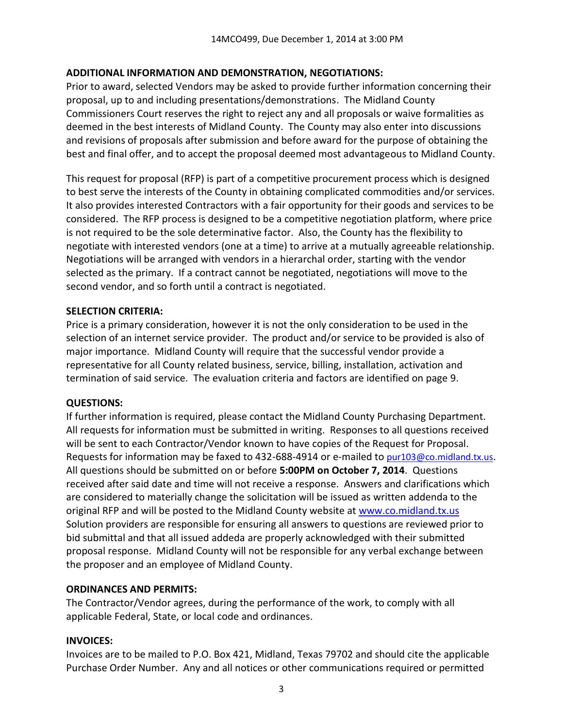**ADDITIONAL INFORMATION AND DEMONSTRATION, NEGOTIATIONS:**

Prior to award, selected Vendors may be asked to provide further information concerning their proposal, up to and including presentations/demonstrations. The Midland County Commissioners Court reserves the right to reject any and all proposals or waive formalities as deemed in the best interests of Midland County. The County may also enter into discussions and revisions of proposals after submission and before award for the purpose of obtaining the best and final offer, and to accept the proposal deemed most advantageous to Midland County.

This request for proposal (RFP) is part of a competitive procurement process which is designed to best serve the interests of the County in obtaining complicated commodities and/or services. It also provides interested Contractors with a fair opportunity for their goods and services to be considered. The RFP process is designed to be a competitive negotiation platform, where price is not required to be the sole determinative factor. Also, the County has the flexibility to negotiate with interested vendors (one at a time) to arrive at a mutually agreeable relationship. Negotiations will be arranged with vendors in a hierarchal order, starting with the vendor selected as the primary. If a contract cannot be negotiated, negotiations will move to the second vendor, and so forth until a contract is negotiated.

**SELECTION CRITERIA:**

Price is a primary consideration, however it is not the only consideration to be used in the selection of an internet service provider. The product and/or service to be provided is also of major importance. Midland County will require that the successful vendor provide a representative for all County related business, service, billing, installation, activation and termination of said service. The evaluation criteria and factors are identified on page 9.

**QUESTIONS:**

If further information is required, please contact the Midland County Purchasing Department. All requests for information must be submitted in writing. Responses to all questions received will be sent to each Contractor/Vendor known to have copies of the Request for Proposal. Requests for information may be faxed to 432-688-4914 or e-mailed to pur103@co.midland.tx.us. All questions should be submitted on or before **5:00PM on October 7, 2014**. Questions received after said date and time will not receive a response. Answers and clarifications which are considered to materially change the solicitation will be issued as written addenda to the original RFP and will be posted to the Midland County website at www.co.midland.tx.us Solution providers are responsible for ensuring all answers to questions are reviewed prior to bid submittal and that all issued addeda are properly acknowledged with their submitted proposal response. Midland County will not be responsible for any verbal exchange between the proposer and an employee of Midland County.

**ORDINANCES AND PERMITS:**

The Contractor/Vendor agrees, during the performance of the work, to comply with all applicable Federal, State, or local code and ordinances.

**INVOICES:**

Invoices are to be mailed to P.O. Box 421, Midland, Texas 79702 and should cite the applicable Purchase Order Number. Any and all notices or other communications required or permitted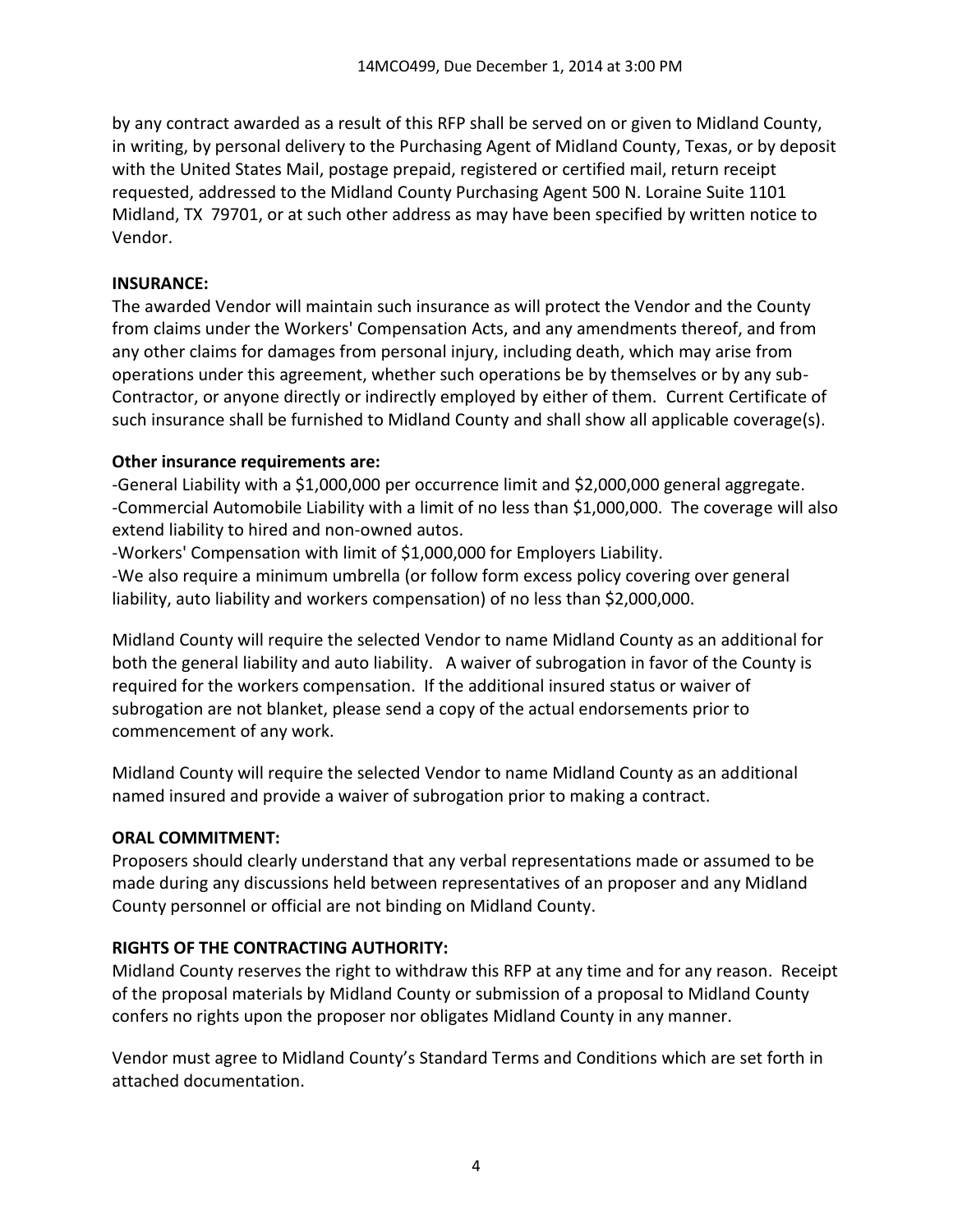by any contract awarded as a result of this RFP shall be served on or given to Midland County, in writing, by personal delivery to the Purchasing Agent of Midland County, Texas, or by deposit with the United States Mail, postage prepaid, registered or certified mail, return receipt requested, addressed to the Midland County Purchasing Agent 500 N. Loraine Suite 1101 Midland, TX 79701, or at such other address as may have been specified by written notice to Vendor.

**INSURANCE:**

The awarded Vendor will maintain such insurance as will protect the Vendor and the County from claims under the Workers' Compensation Acts, and any amendments thereof, and from any other claims for damages from personal injury, including death, which may arise from operations under this agreement, whether such operations be by themselves or by any sub-Contractor, or anyone directly or indirectly employed by either of them. Current Certificate of such insurance shall be furnished to Midland County and shall show all applicable coverage(s).

**Other insurance requirements are:**

-General Liability with a $1,000,000 per occurrence limit and $2,000,000 general aggregate.
-Commercial Automobile Liability with a limit of no less than $1,000,000. The coverage will also extend liability to hired and non-owned autos.
-Workers' Compensation with limit of $1,000,000 for Employers Liability.
-We also require a minimum umbrella (or follow form excess policy covering over general liability, auto liability and workers compensation) of no less than $2,000,000.

Midland County will require the selected Vendor to name Midland County as an additional for both the general liability and auto liability. A waiver of subrogation in favor of the County is required for the workers compensation. If the additional insured status or waiver of subrogation are not blanket, please send a copy of the actual endorsements prior to commencement of any work.

Midland County will require the selected Vendor to name Midland County as an additional named insured and provide a waiver of subrogation prior to making a contract.

**ORAL COMMITMENT:**

Proposers should clearly understand that any verbal representations made or assumed to be made during any discussions held between representatives of an proposer and any Midland County personnel or official are not binding on Midland County.

**RIGHTS OF THE CONTRACTING AUTHORITY:**

Midland County reserves the right to withdraw this RFP at any time and for any reason. Receipt of the proposal materials by Midland County or submission of a proposal to Midland County confers no rights upon the proposer nor obligates Midland County in any manner.

Vendor must agree to Midland County's Standard Terms and Conditions which are set forth in attached documentation.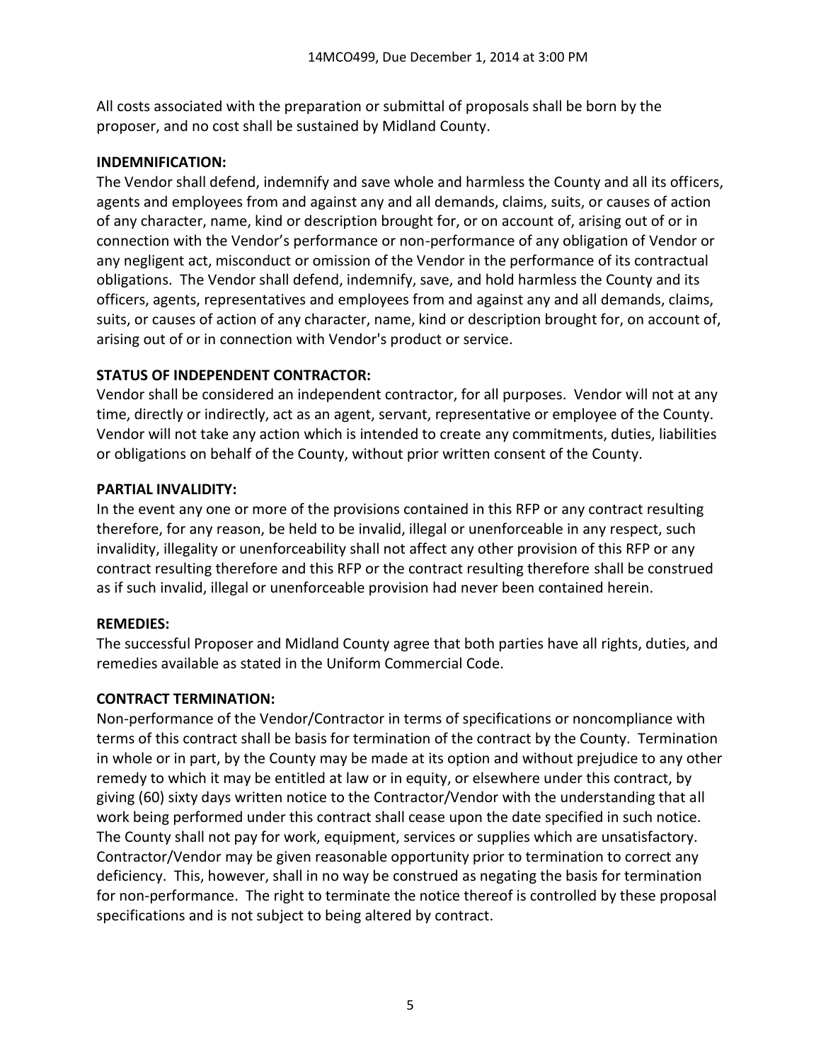All costs associated with the preparation or submittal of proposals shall be born by the proposer, and no cost shall be sustained by Midland County.

**INDEMNIFICATION:**

The Vendor shall defend, indemnify and save whole and harmless the County and all its officers, agents and employees from and against any and all demands, claims, suits, or causes of action of any character, name, kind or description brought for, or on account of, arising out of or in connection with the Vendor's performance or non-performance of any obligation of Vendor or any negligent act, misconduct or omission of the Vendor in the performance of its contractual obligations. The Vendor shall defend, indemnify, save, and hold harmless the County and its officers, agents, representatives and employees from and against any and all demands, claims, suits, or causes of action of any character, name, kind or description brought for, on account of, arising out of or in connection with Vendor's product or service.

**STATUS OF INDEPENDENT CONTRACTOR:**

Vendor shall be considered an independent contractor, for all purposes. Vendor will not at any time, directly or indirectly, act as an agent, servant, representative or employee of the County. Vendor will not take any action which is intended to create any commitments, duties, liabilities or obligations on behalf of the County, without prior written consent of the County.

**PARTIAL INVALIDITY:**

In the event any one or more of the provisions contained in this RFP or any contract resulting therefore, for any reason, be held to be invalid, illegal or unenforceable in any respect, such invalidity, illegality or unenforceability shall not affect any other provision of this RFP or any contract resulting therefore and this RFP or the contract resulting therefore shall be construed as if such invalid, illegal or unenforceable provision had never been contained herein.

**REMEDIES:**

The successful Proposer and Midland County agree that both parties have all rights, duties, and remedies available as stated in the Uniform Commercial Code.

**CONTRACT TERMINATION:**

Non-performance of the Vendor/Contractor in terms of specifications or noncompliance with terms of this contract shall be basis for termination of the contract by the County. Termination in whole or in part, by the County may be made at its option and without prejudice to any other remedy to which it may be entitled at law or in equity, or elsewhere under this contract, by giving (60) sixty days written notice to the Contractor/Vendor with the understanding that all work being performed under this contract shall cease upon the date specified in such notice. The County shall not pay for work, equipment, services or supplies which are unsatisfactory. Contractor/Vendor may be given reasonable opportunity prior to termination to correct any deficiency. This, however, shall in no way be construed as negating the basis for termination for non-performance. The right to terminate the notice thereof is controlled by these proposal specifications and is not subject to being altered by contract.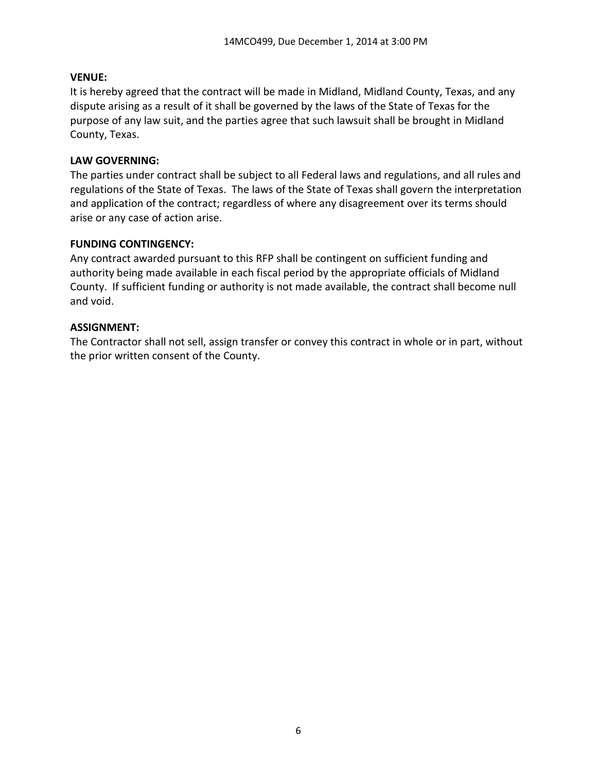**VENUE:**

It is hereby agreed that the contract will be made in Midland, Midland County, Texas, and any dispute arising as a result of it shall be governed by the laws of the State of Texas for the purpose of any law suit, and the parties agree that such lawsuit shall be brought in Midland County, Texas.

**LAW GOVERNING:**

The parties under contract shall be subject to all Federal laws and regulations, and all rules and regulations of the State of Texas. The laws of the State of Texas shall govern the interpretation and application of the contract; regardless of where any disagreement over its terms should arise or any case of action arise.

**FUNDING CONTINGENCY:**

Any contract awarded pursuant to this RFP shall be contingent on sufficient funding and authority being made available in each fiscal period by the appropriate officials of Midland County. If sufficient funding or authority is not made available, the contract shall become null and void.

**ASSIGNMENT:**

The Contractor shall not sell, assign transfer or convey this contract in whole or in part, without the prior written consent of the County.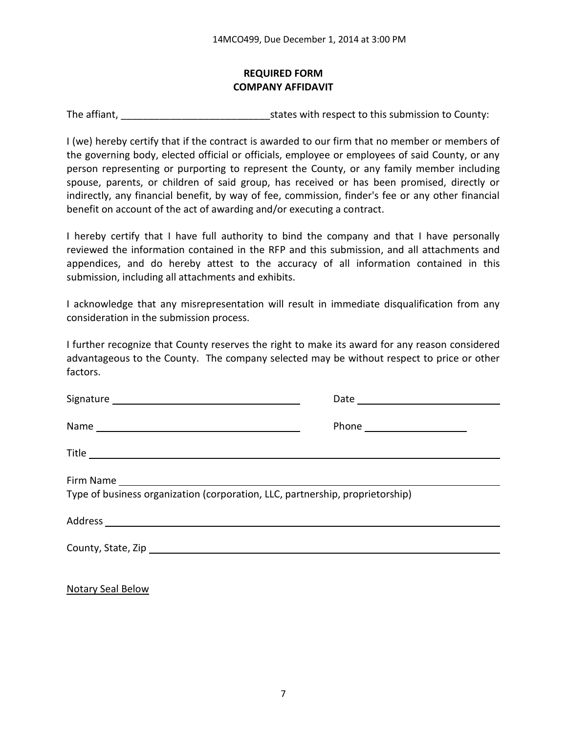## REQUIRED FORM
## COMPANY AFFIDAVIT

The affiant, ___________________________states with respect to this submission to County:

I (we) hereby certify that if the contract is awarded to our firm that no member or members of the governing body, elected official or officials, employee or employees of said County, or any person representing or purporting to represent the County, or any family member including spouse, parents, or children of said group, has received or has been promised, directly or indirectly, any financial benefit, by way of fee, commission, finder's fee or any other financial benefit on account of the act of awarding and/or executing a contract.

I hereby certify that I have full authority to bind the company and that I have personally reviewed the information contained in the RFP and this submission, and all attachments and appendices, and do hereby attest to the accuracy of all information contained in this submission, including all attachments and exhibits.

I acknowledge that any misrepresentation will result in immediate disqualification from any consideration in the submission process.

I further recognize that County reserves the right to make its award for any reason considered advantageous to the County. The company selected may be without respect to price or other factors.

Signature ___________________________________ Date ___________________________

Name ______________________________________ Phone ___________________

Title __________________________________________________________________________

Firm Name ____________________________________________________________________
Type of business organization (corporation, LLC, partnership, proprietorship)

Address _______________________________________________________________________

County, State, Zip ______________________________________________________________

Notary Seal Below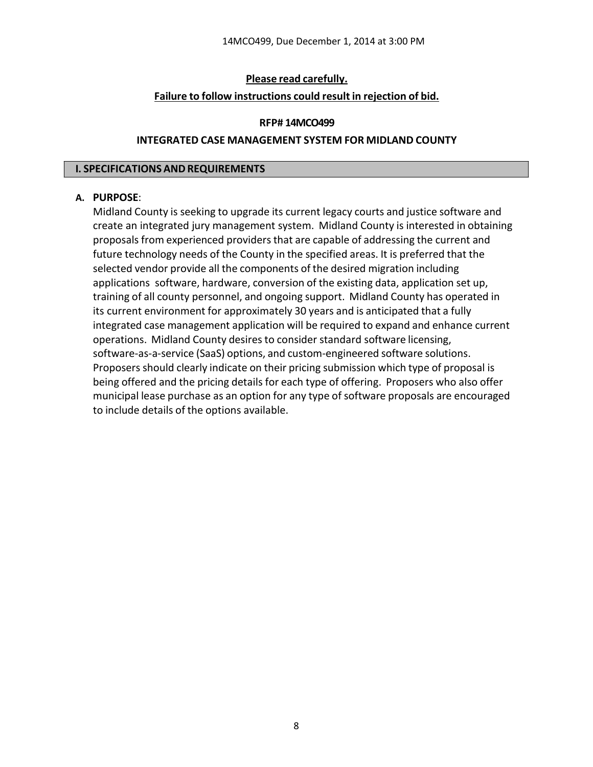**Please read carefully.**

**Failure to follow instructions could result in rejection of bid.**

**RFP# 14MCO499**

**INTEGRATED CASE MANAGEMENT SYSTEM FOR MIDLAND COUNTY**

## I. SPECIFICATIONS AND REQUIREMENTS

**A. PURPOSE**:

Midland County is seeking to upgrade its current legacy courts and justice software and create an integrated jury management system. Midland County is interested in obtaining proposals from experienced providers that are capable of addressing the current and future technology needs of the County in the specified areas. It is preferred that the selected vendor provide all the components of the desired migration including applications software, hardware, conversion of the existing data, application set up, training of all county personnel, and ongoing support. Midland County has operated in its current environment for approximately 30 years and is anticipated that a fully integrated case management application will be required to expand and enhance current operations. Midland County desires to consider standard software licensing, software-as-a-service (SaaS) options, and custom-engineered software solutions. Proposers should clearly indicate on their pricing submission which type of proposal is being offered and the pricing details for each type of offering. Proposers who also offer municipal lease purchase as an option for any type of software proposals are encouraged to include details of the options available.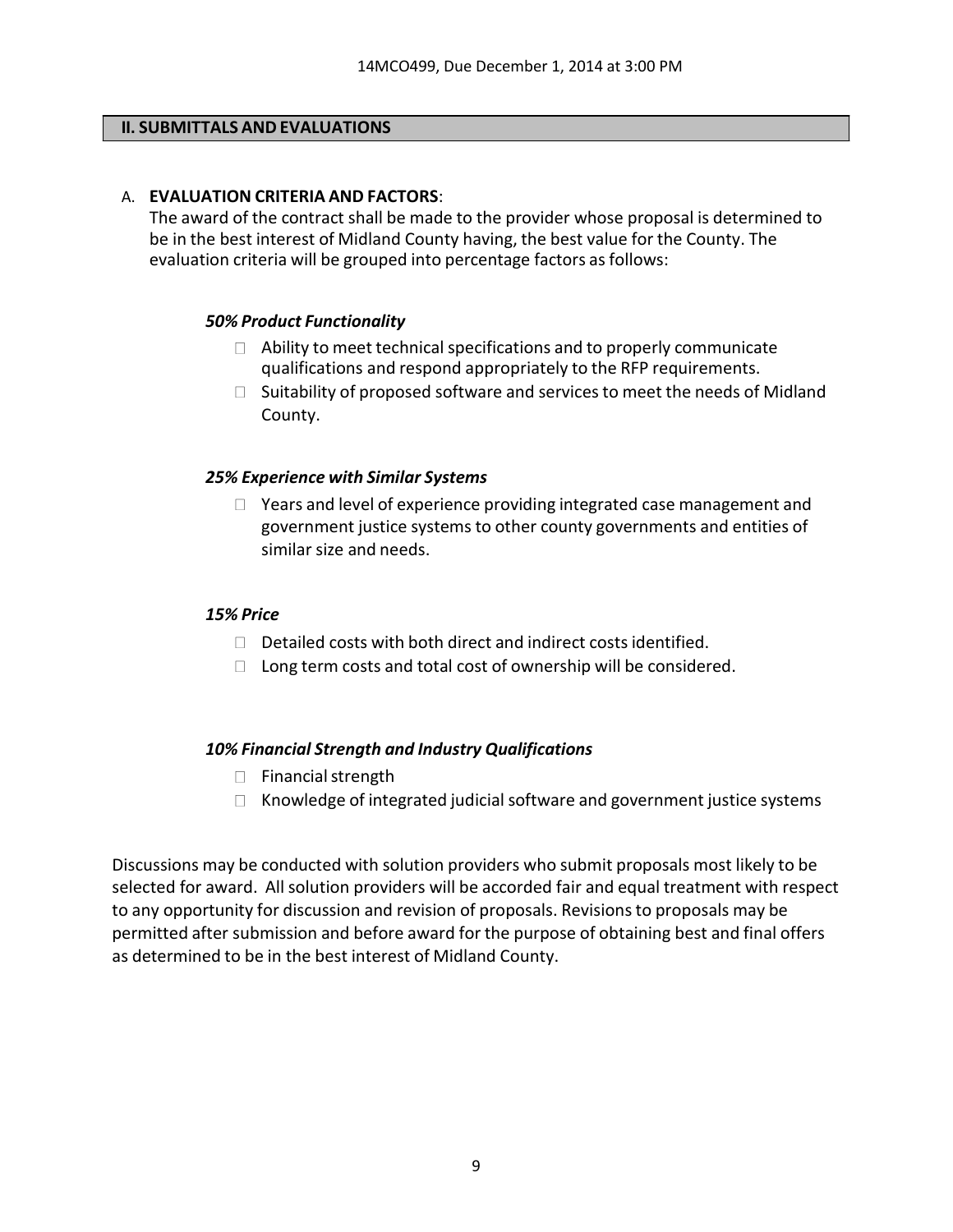## II. SUBMITTALS AND EVALUATIONS

A. **EVALUATION CRITERIA AND FACTORS**:
The award of the contract shall be made to the provider whose proposal is determined to be in the best interest of Midland County having, the best value for the County. The evaluation criteria will be grouped into percentage factors as follows:

***50% Product Functionality***

- Ability to meet technical specifications and to properly communicate qualifications and respond appropriately to the RFP requirements.
- Suitability of proposed software and services to meet the needs of Midland County.

***25% Experience with Similar Systems***

- Years and level of experience providing integrated case management and government justice systems to other county governments and entities of similar size and needs.

***15% Price***

- Detailed costs with both direct and indirect costs identified.
- Long term costs and total cost of ownership will be considered.

***10% Financial Strength and Industry Qualifications***

- Financial strength
- Knowledge of integrated judicial software and government justice systems

Discussions may be conducted with solution providers who submit proposals most likely to be selected for award. All solution providers will be accorded fair and equal treatment with respect to any opportunity for discussion and revision of proposals. Revisions to proposals may be permitted after submission and before award for the purpose of obtaining best and final offers as determined to be in the best interest of Midland County.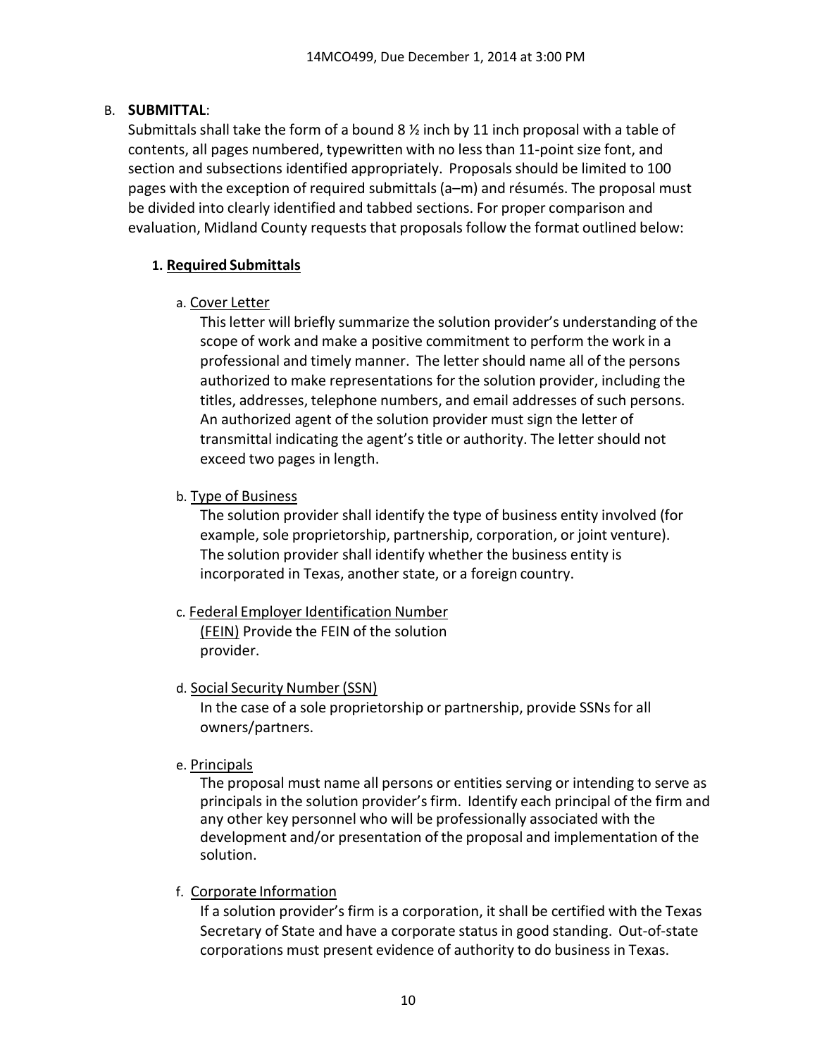B. **SUBMITTAL**:

Submittals shall take the form of a bound 8 ½ inch by 11 inch proposal with a table of contents, all pages numbered, typewritten with no less than 11-point size font, and section and subsections identified appropriately. Proposals should be limited to 100 pages with the exception of required submittals (a–m) and résumés. The proposal must be divided into clearly identified and tabbed sections. For proper comparison and evaluation, Midland County requests that proposals follow the format outlined below:

1. **Required Submittals**

a. Cover Letter

This letter will briefly summarize the solution provider's understanding of the scope of work and make a positive commitment to perform the work in a professional and timely manner. The letter should name all of the persons authorized to make representations for the solution provider, including the titles, addresses, telephone numbers, and email addresses of such persons. An authorized agent of the solution provider must sign the letter of transmittal indicating the agent's title or authority. The letter should not exceed two pages in length.

b. Type of Business

The solution provider shall identify the type of business entity involved (for example, sole proprietorship, partnership, corporation, or joint venture). The solution provider shall identify whether the business entity is incorporated in Texas, another state, or a foreign country.

c. Federal Employer Identification Number (FEIN) Provide the FEIN of the solution provider.

d. Social Security Number (SSN)

In the case of a sole proprietorship or partnership, provide SSNs for all owners/partners.

e. Principals

The proposal must name all persons or entities serving or intending to serve as principals in the solution provider's firm. Identify each principal of the firm and any other key personnel who will be professionally associated with the development and/or presentation of the proposal and implementation of the solution.

f. Corporate Information

If a solution provider's firm is a corporation, it shall be certified with the Texas Secretary of State and have a corporate status in good standing. Out-of-state corporations must present evidence of authority to do business in Texas.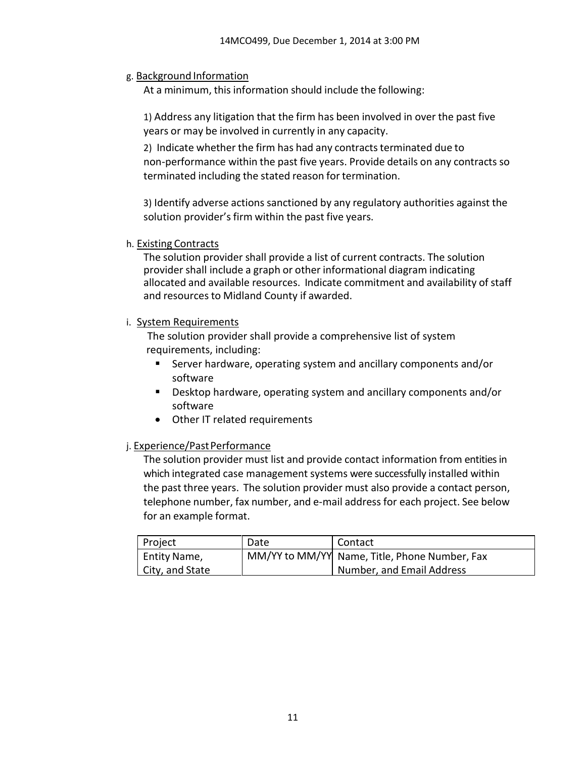g. Background Information

At a minimum, this information should include the following:

1) Address any litigation that the firm has been involved in over the past five years or may be involved in currently in any capacity.

2) Indicate whether the firm has had any contracts terminated due to non-performance within the past five years. Provide details on any contracts so terminated including the stated reason for termination.

3) Identify adverse actions sanctioned by any regulatory authorities against the solution provider's firm within the past five years.

h. Existing Contracts

The solution provider shall provide a list of current contracts. The solution provider shall include a graph or other informational diagram indicating allocated and available resources. Indicate commitment and availability of staff and resources to Midland County if awarded.

i. System Requirements

The solution provider shall provide a comprehensive list of system requirements, including:

- Server hardware, operating system and ancillary components and/or software
- Desktop hardware, operating system and ancillary components and/or software
- Other IT related requirements

j. Experience/Past Performance

The solution provider must list and provide contact information from entities in which integrated case management systems were successfully installed within the past three years. The solution provider must also provide a contact person, telephone number, fax number, and e-mail address for each project. See below for an example format.

| Project | Date | Contact |
|---|---|---|
| Entity Name, City, and State | MM/YY to MM/YY | Name, Title, Phone Number, Fax Number, and Email Address |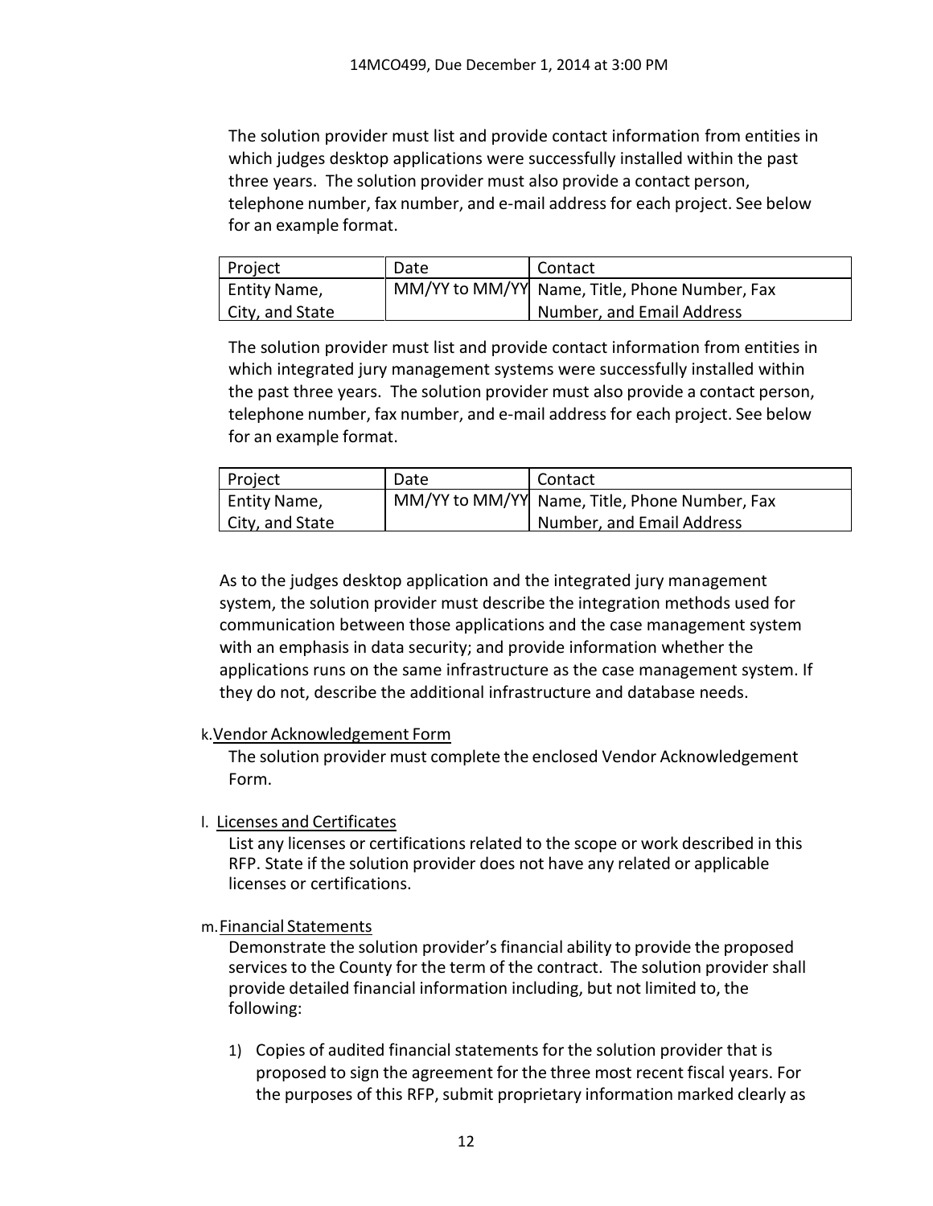The solution provider must list and provide contact information from entities in which judges desktop applications were successfully installed within the past three years. The solution provider must also provide a contact person, telephone number, fax number, and e-mail address for each project. See below for an example format.

| Project | Date | Contact |
| --- | --- | --- |
| Entity Name, City, and State | MM/YY to MM/YY | Name, Title, Phone Number, Fax Number, and Email Address |

The solution provider must list and provide contact information from entities in which integrated jury management systems were successfully installed within the past three years. The solution provider must also provide a contact person, telephone number, fax number, and e-mail address for each project. See below for an example format.

| Project | Date | Contact |
| --- | --- | --- |
| Entity Name, City, and State | MM/YY to MM/YY | Name, Title, Phone Number, Fax Number, and Email Address |

As to the judges desktop application and the integrated jury management system, the solution provider must describe the integration methods used for communication between those applications and the case management system with an emphasis in data security; and provide information whether the applications runs on the same infrastructure as the case management system. If they do not, describe the additional infrastructure and database needs.

k. <u>Vendor Acknowledgement Form</u>

The solution provider must complete the enclosed Vendor Acknowledgement Form.

l. <u>Licenses and Certificates</u>

List any licenses or certifications related to the scope or work described in this RFP. State if the solution provider does not have any related or applicable licenses or certifications.

m. <u>Financial Statements</u>

Demonstrate the solution provider's financial ability to provide the proposed services to the County for the term of the contract. The solution provider shall provide detailed financial information including, but not limited to, the following:

1) Copies of audited financial statements for the solution provider that is proposed to sign the agreement for the three most recent fiscal years. For the purposes of this RFP, submit proprietary information marked clearly as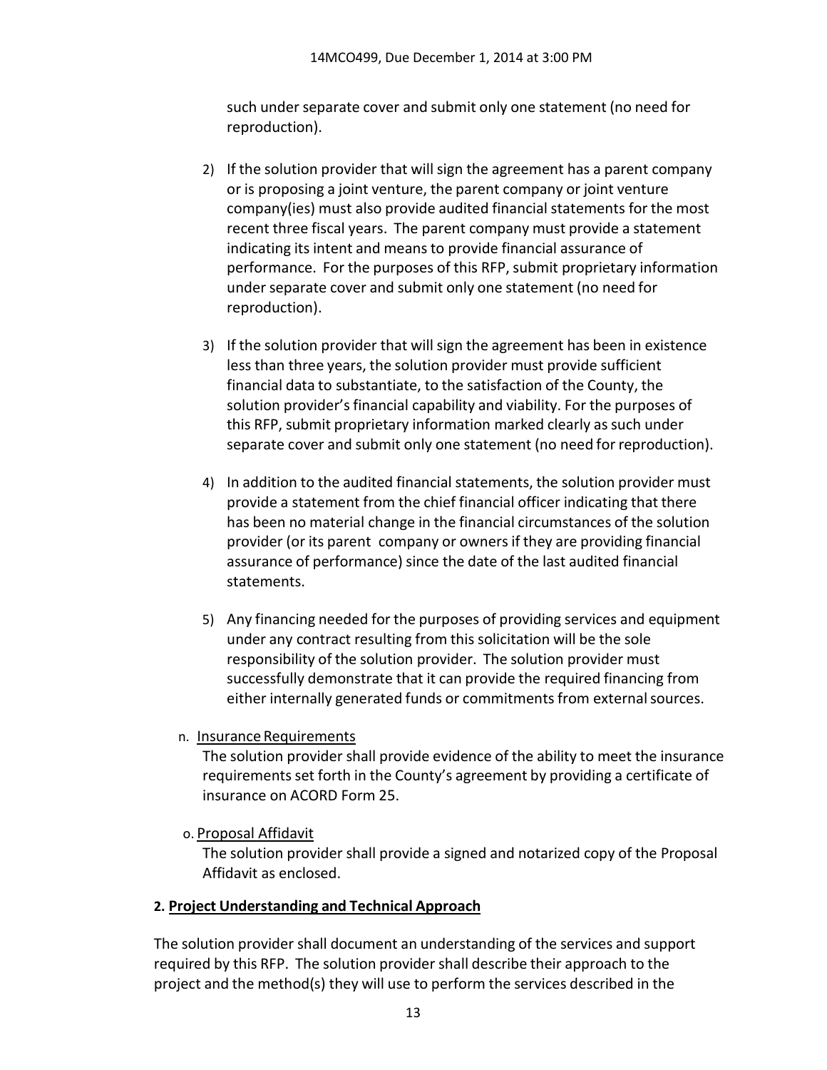such under separate cover and submit only one statement (no need for reproduction).

2) If the solution provider that will sign the agreement has a parent company or is proposing a joint venture, the parent company or joint venture company(ies) must also provide audited financial statements for the most recent three fiscal years. The parent company must provide a statement indicating its intent and means to provide financial assurance of performance. For the purposes of this RFP, submit proprietary information under separate cover and submit only one statement (no need for reproduction).

3) If the solution provider that will sign the agreement has been in existence less than three years, the solution provider must provide sufficient financial data to substantiate, to the satisfaction of the County, the solution provider's financial capability and viability. For the purposes of this RFP, submit proprietary information marked clearly as such under separate cover and submit only one statement (no need for reproduction).

4) In addition to the audited financial statements, the solution provider must provide a statement from the chief financial officer indicating that there has been no material change in the financial circumstances of the solution provider (or its parent company or owners if they are providing financial assurance of performance) since the date of the last audited financial statements.

5) Any financing needed for the purposes of providing services and equipment under any contract resulting from this solicitation will be the sole responsibility of the solution provider. The solution provider must successfully demonstrate that it can provide the required financing from either internally generated funds or commitments from external sources.

n. Insurance Requirements

The solution provider shall provide evidence of the ability to meet the insurance requirements set forth in the County's agreement by providing a certificate of insurance on ACORD Form 25.

o. Proposal Affidavit

The solution provider shall provide a signed and notarized copy of the Proposal Affidavit as enclosed.

**2. Project Understanding and Technical Approach**

The solution provider shall document an understanding of the services and support required by this RFP. The solution provider shall describe their approach to the project and the method(s) they will use to perform the services described in the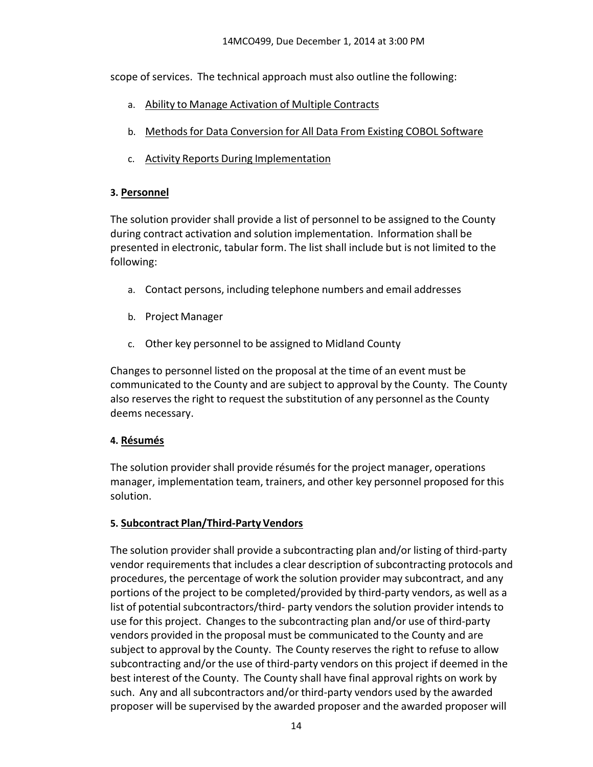scope of services. The technical approach must also outline the following:

a. Ability to Manage Activation of Multiple Contracts

b. Methods for Data Conversion for All Data From Existing COBOL Software

c. Activity Reports During Implementation

**3. Personnel**

The solution provider shall provide a list of personnel to be assigned to the County during contract activation and solution implementation. Information shall be presented in electronic, tabular form. The list shall include but is not limited to the following:

a. Contact persons, including telephone numbers and email addresses

b. Project Manager

c. Other key personnel to be assigned to Midland County

Changes to personnel listed on the proposal at the time of an event must be communicated to the County and are subject to approval by the County. The County also reserves the right to request the substitution of any personnel as the County deems necessary.

**4. Résumés**

The solution provider shall provide résumés for the project manager, operations manager, implementation team, trainers, and other key personnel proposed for this solution.

**5. Subcontract Plan/Third-Party Vendors**

The solution provider shall provide a subcontracting plan and/or listing of third-party vendor requirements that includes a clear description of subcontracting protocols and procedures, the percentage of work the solution provider may subcontract, and any portions of the project to be completed/provided by third-party vendors, as well as a list of potential subcontractors/third- party vendors the solution provider intends to use for this project. Changes to the subcontracting plan and/or use of third-party vendors provided in the proposal must be communicated to the County and are subject to approval by the County. The County reserves the right to refuse to allow subcontracting and/or the use of third-party vendors on this project if deemed in the best interest of the County. The County shall have final approval rights on work by such. Any and all subcontractors and/or third-party vendors used by the awarded proposer will be supervised by the awarded proposer and the awarded proposer will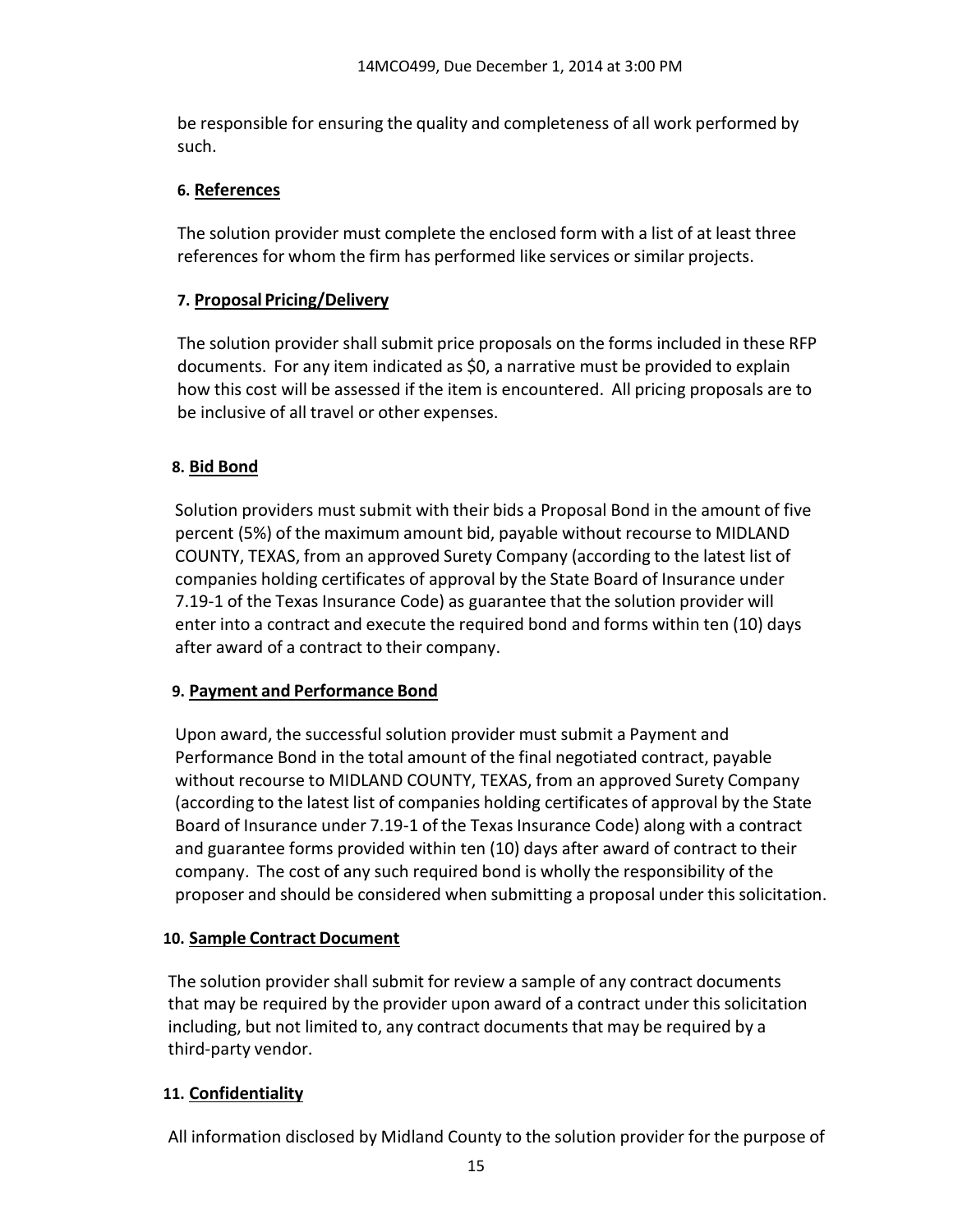be responsible for ensuring the quality and completeness of all work performed by such.

6. **References**

The solution provider must complete the enclosed form with a list of at least three references for whom the firm has performed like services or similar projects.

7. **Proposal Pricing/Delivery**

The solution provider shall submit price proposals on the forms included in these RFP documents. For any item indicated as $0, a narrative must be provided to explain how this cost will be assessed if the item is encountered. All pricing proposals are to be inclusive of all travel or other expenses.

8. **Bid Bond**

Solution providers must submit with their bids a Proposal Bond in the amount of five percent (5%) of the maximum amount bid, payable without recourse to MIDLAND COUNTY, TEXAS, from an approved Surety Company (according to the latest list of companies holding certificates of approval by the State Board of Insurance under 7.19-1 of the Texas Insurance Code) as guarantee that the solution provider will enter into a contract and execute the required bond and forms within ten (10) days after award of a contract to their company.

9. **Payment and Performance Bond**

Upon award, the successful solution provider must submit a Payment and Performance Bond in the total amount of the final negotiated contract, payable without recourse to MIDLAND COUNTY, TEXAS, from an approved Surety Company (according to the latest list of companies holding certificates of approval by the State Board of Insurance under 7.19-1 of the Texas Insurance Code) along with a contract and guarantee forms provided within ten (10) days after award of contract to their company. The cost of any such required bond is wholly the responsibility of the proposer and should be considered when submitting a proposal under this solicitation.

10. **Sample Contract Document**

The solution provider shall submit for review a sample of any contract documents that may be required by the provider upon award of a contract under this solicitation including, but not limited to, any contract documents that may be required by a third-party vendor.

11. **Confidentiality**

All information disclosed by Midland County to the solution provider for the purpose of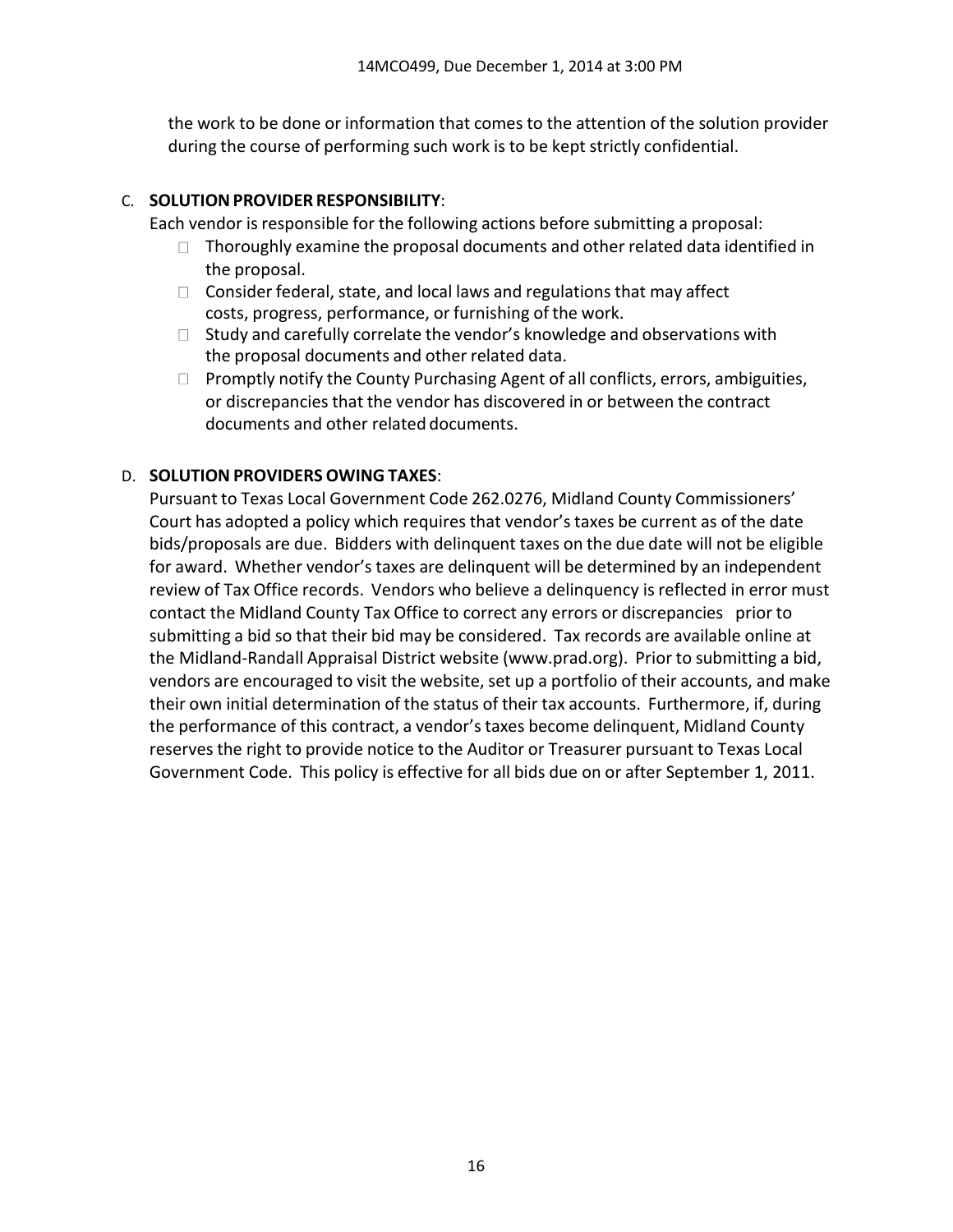the work to be done or information that comes to the attention of the solution provider during the course of performing such work is to be kept strictly confidential.

C. **SOLUTION PROVIDER RESPONSIBILITY**:

Each vendor is responsible for the following actions before submitting a proposal:

- Thoroughly examine the proposal documents and other related data identified in the proposal.
- Consider federal, state, and local laws and regulations that may affect costs, progress, performance, or furnishing of the work.
- Study and carefully correlate the vendor's knowledge and observations with the proposal documents and other related data.
- Promptly notify the County Purchasing Agent of all conflicts, errors, ambiguities, or discrepancies that the vendor has discovered in or between the contract documents and other related documents.

D. **SOLUTION PROVIDERS OWING TAXES**:

Pursuant to Texas Local Government Code 262.0276, Midland County Commissioners' Court has adopted a policy which requires that vendor's taxes be current as of the date bids/proposals are due. Bidders with delinquent taxes on the due date will not be eligible for award. Whether vendor's taxes are delinquent will be determined by an independent review of Tax Office records. Vendors who believe a delinquency is reflected in error must contact the Midland County Tax Office to correct any errors or discrepancies prior to submitting a bid so that their bid may be considered. Tax records are available online at the Midland-Randall Appraisal District website (www.prad.org). Prior to submitting a bid, vendors are encouraged to visit the website, set up a portfolio of their accounts, and make their own initial determination of the status of their tax accounts. Furthermore, if, during the performance of this contract, a vendor's taxes become delinquent, Midland County reserves the right to provide notice to the Auditor or Treasurer pursuant to Texas Local Government Code. This policy is effective for all bids due on or after September 1, 2011.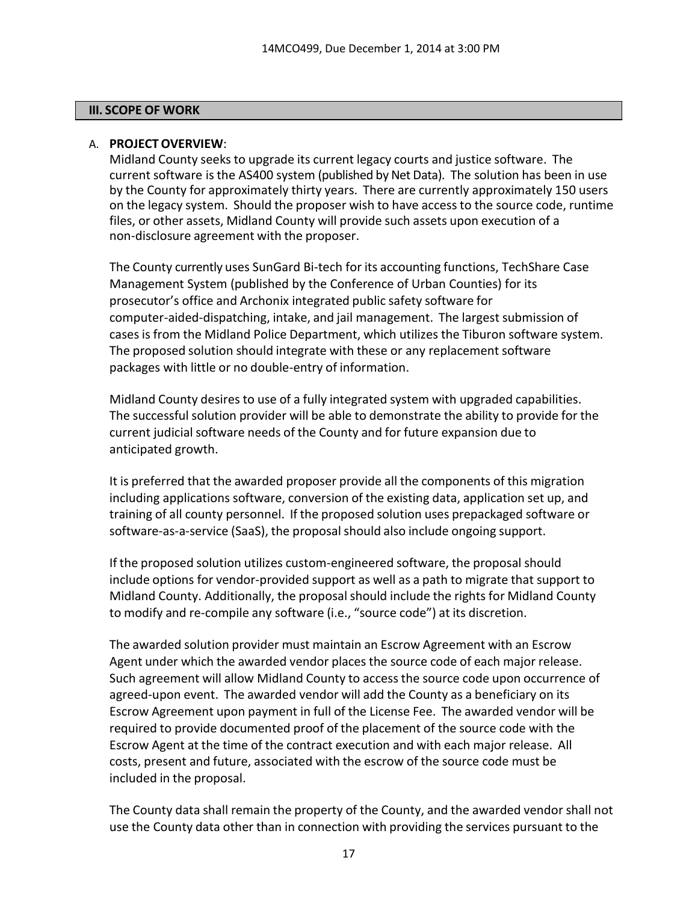## III. SCOPE OF WORK

A. **PROJECT OVERVIEW**:

Midland County seeks to upgrade its current legacy courts and justice software. The current software is the AS400 system (published by Net Data). The solution has been in use by the County for approximately thirty years. There are currently approximately 150 users on the legacy system. Should the proposer wish to have access to the source code, runtime files, or other assets, Midland County will provide such assets upon execution of a non-disclosure agreement with the proposer.

The County currently uses SunGard Bi-tech for its accounting functions, TechShare Case Management System (published by the Conference of Urban Counties) for its prosecutor's office and Archonix integrated public safety software for computer-aided-dispatching, intake, and jail management. The largest submission of cases is from the Midland Police Department, which utilizes the Tiburon software system. The proposed solution should integrate with these or any replacement software packages with little or no double-entry of information.

Midland County desires to use of a fully integrated system with upgraded capabilities. The successful solution provider will be able to demonstrate the ability to provide for the current judicial software needs of the County and for future expansion due to anticipated growth.

It is preferred that the awarded proposer provide all the components of this migration including applications software, conversion of the existing data, application set up, and training of all county personnel. If the proposed solution uses prepackaged software or software-as-a-service (SaaS), the proposal should also include ongoing support.

If the proposed solution utilizes custom-engineered software, the proposal should include options for vendor-provided support as well as a path to migrate that support to Midland County. Additionally, the proposal should include the rights for Midland County to modify and re-compile any software (i.e., "source code") at its discretion.

The awarded solution provider must maintain an Escrow Agreement with an Escrow Agent under which the awarded vendor places the source code of each major release. Such agreement will allow Midland County to access the source code upon occurrence of agreed-upon event. The awarded vendor will add the County as a beneficiary on its Escrow Agreement upon payment in full of the License Fee. The awarded vendor will be required to provide documented proof of the placement of the source code with the Escrow Agent at the time of the contract execution and with each major release. All costs, present and future, associated with the escrow of the source code must be included in the proposal.

The County data shall remain the property of the County, and the awarded vendor shall not use the County data other than in connection with providing the services pursuant to the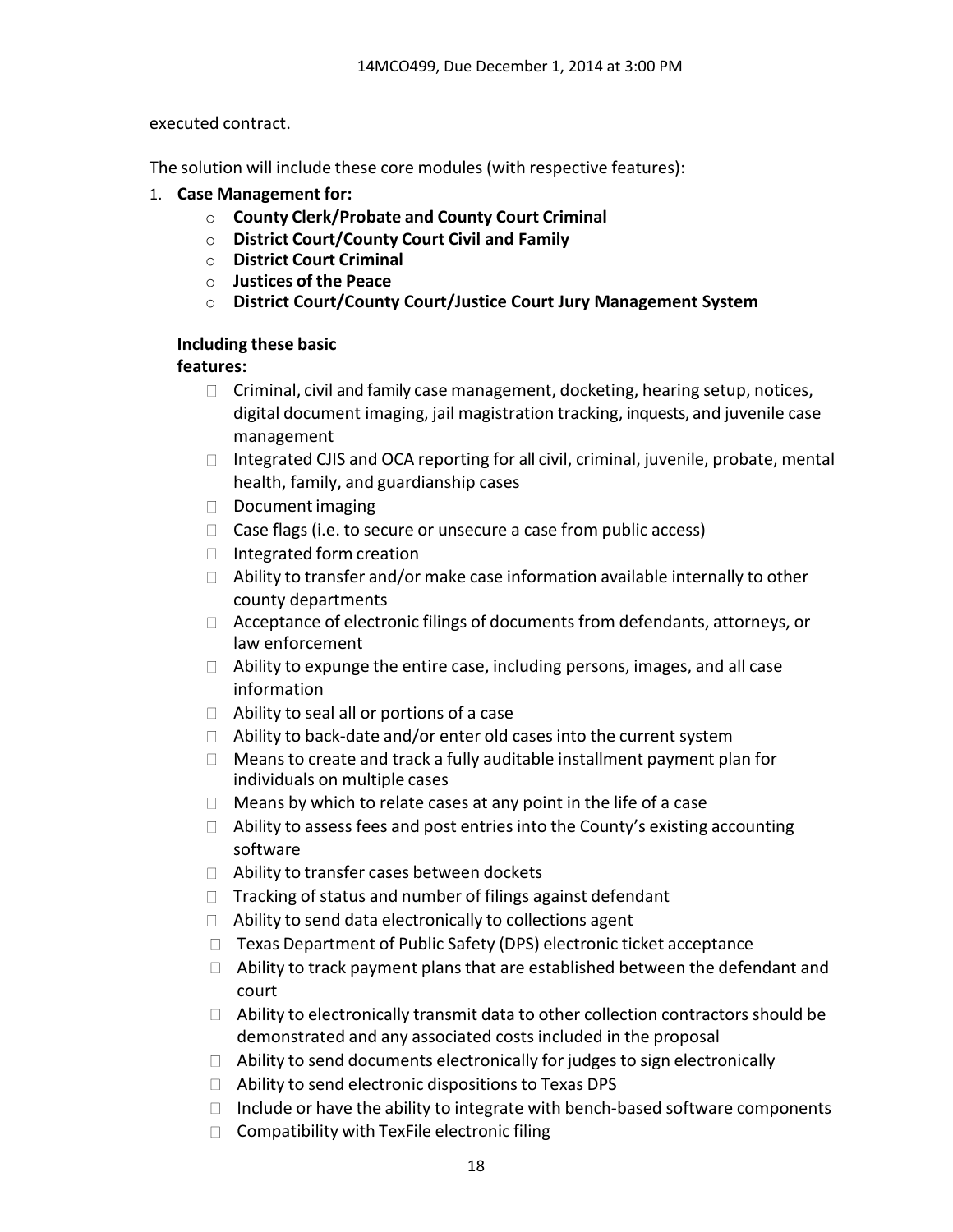executed contract.

The solution will include these core modules (with respective features):

1. **Case Management for:**
   - **County Clerk/Probate and County Court Criminal**
   - **District Court/County Court Civil and Family**
   - **District Court Criminal**
   - **Justices of the Peace**
   - **District Court/County Court/Justice Court Jury Management System**

   **Including these basic features:**

   - Criminal, civil and family case management, docketing, hearing setup, notices, digital document imaging, jail magistration tracking, inquests, and juvenile case management
   - Integrated CJIS and OCA reporting for all civil, criminal, juvenile, probate, mental health, family, and guardianship cases
   - Document imaging
   - Case flags (i.e. to secure or unsecure a case from public access)
   - Integrated form creation
   - Ability to transfer and/or make case information available internally to other county departments
   - Acceptance of electronic filings of documents from defendants, attorneys, or law enforcement
   - Ability to expunge the entire case, including persons, images, and all case information
   - Ability to seal all or portions of a case
   - Ability to back-date and/or enter old cases into the current system
   - Means to create and track a fully auditable installment payment plan for individuals on multiple cases
   - Means by which to relate cases at any point in the life of a case
   - Ability to assess fees and post entries into the County's existing accounting software
   - Ability to transfer cases between dockets
   - Tracking of status and number of filings against defendant
   - Ability to send data electronically to collections agent
   - Texas Department of Public Safety (DPS) electronic ticket acceptance
   - Ability to track payment plans that are established between the defendant and court
   - Ability to electronically transmit data to other collection contractors should be demonstrated and any associated costs included in the proposal
   - Ability to send documents electronically for judges to sign electronically
   - Ability to send electronic dispositions to Texas DPS
   - Include or have the ability to integrate with bench-based software components
   - Compatibility with TexFile electronic filing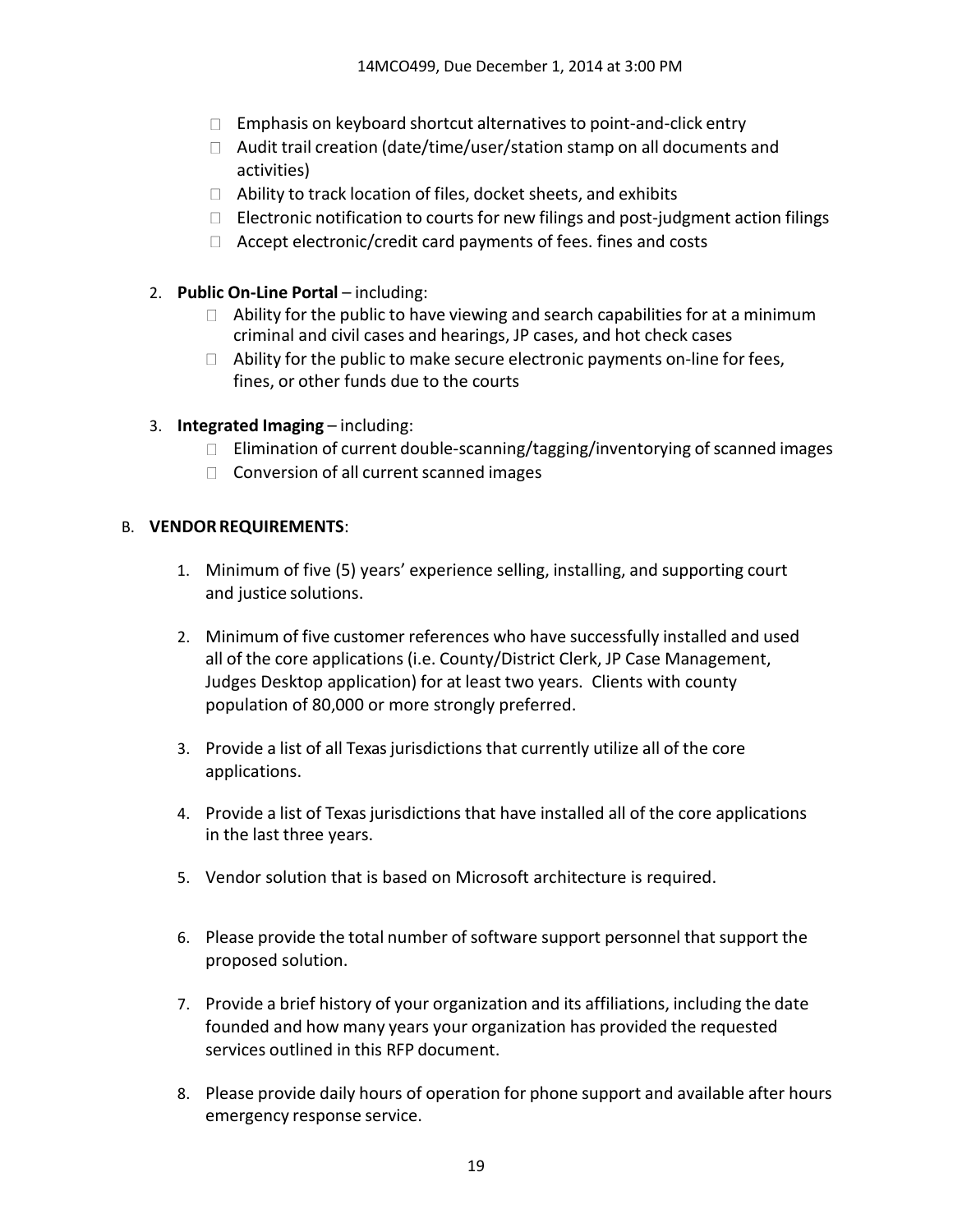- Emphasis on keyboard shortcut alternatives to point-and-click entry
- Audit trail creation (date/time/user/station stamp on all documents and activities)
- Ability to track location of files, docket sheets, and exhibits
- Electronic notification to courts for new filings and post-judgment action filings
- Accept electronic/credit card payments of fees. fines and costs

2. **Public On-Line Portal** – including:
   - Ability for the public to have viewing and search capabilities for at a minimum criminal and civil cases and hearings, JP cases, and hot check cases
   - Ability for the public to make secure electronic payments on-line for fees, fines, or other funds due to the courts

3. **Integrated Imaging** – including:
   - Elimination of current double-scanning/tagging/inventorying of scanned images
   - Conversion of all current scanned images

B. **VENDOR REQUIREMENTS**:

1. Minimum of five (5) years' experience selling, installing, and supporting court and justice solutions.

2. Minimum of five customer references who have successfully installed and used all of the core applications (i.e. County/District Clerk, JP Case Management, Judges Desktop application) for at least two years. Clients with county population of 80,000 or more strongly preferred.

3. Provide a list of all Texas jurisdictions that currently utilize all of the core applications.

4. Provide a list of Texas jurisdictions that have installed all of the core applications in the last three years.

5. Vendor solution that is based on Microsoft architecture is required.

6. Please provide the total number of software support personnel that support the proposed solution.

7. Provide a brief history of your organization and its affiliations, including the date founded and how many years your organization has provided the requested services outlined in this RFP document.

8. Please provide daily hours of operation for phone support and available after hours emergency response service.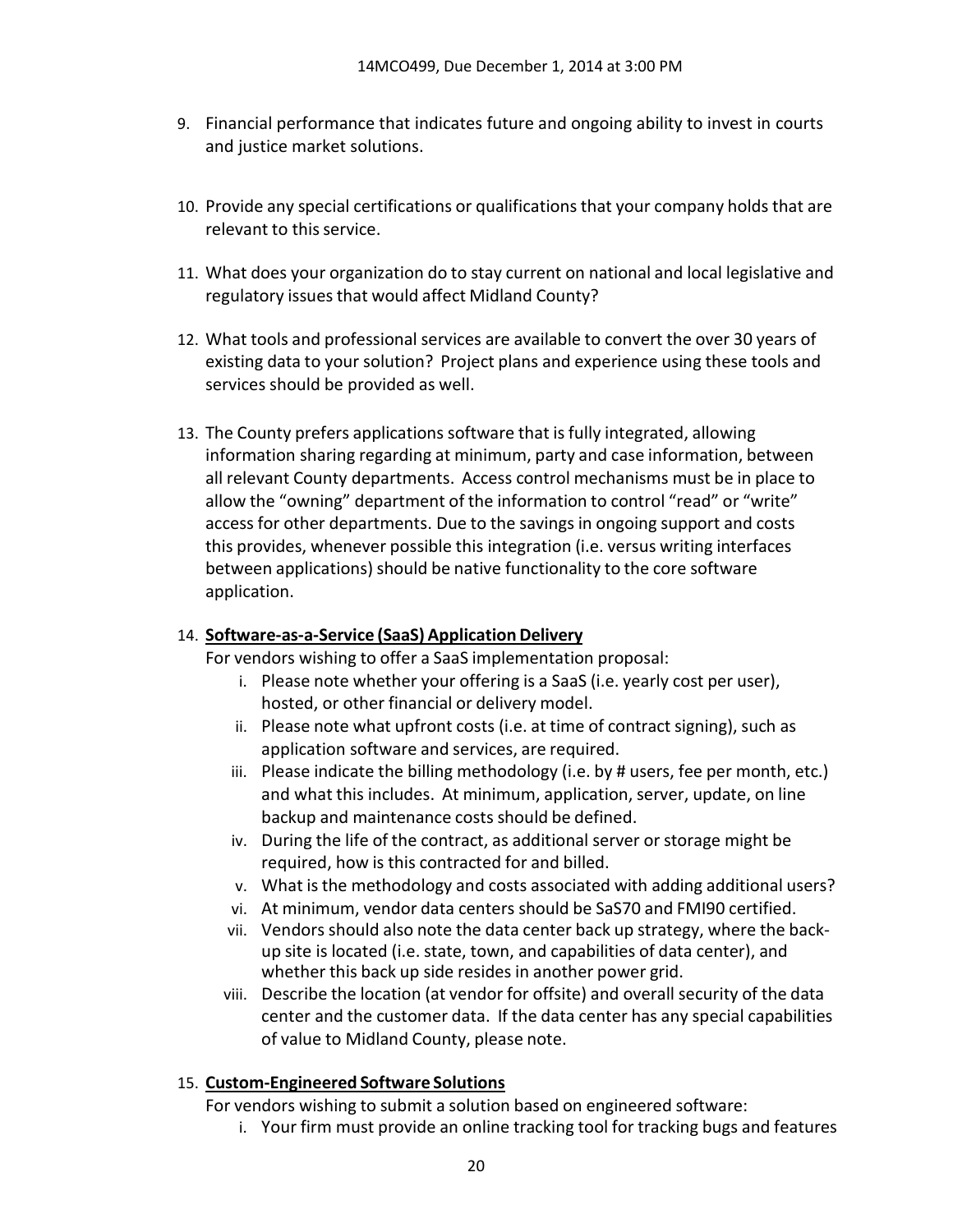9. Financial performance that indicates future and ongoing ability to invest in courts and justice market solutions.

10. Provide any special certifications or qualifications that your company holds that are relevant to this service.

11. What does your organization do to stay current on national and local legislative and regulatory issues that would affect Midland County?

12. What tools and professional services are available to convert the over 30 years of existing data to your solution? Project plans and experience using these tools and services should be provided as well.

13. The County prefers applications software that is fully integrated, allowing information sharing regarding at minimum, party and case information, between all relevant County departments. Access control mechanisms must be in place to allow the "owning" department of the information to control "read" or "write" access for other departments. Due to the savings in ongoing support and costs this provides, whenever possible this integration (i.e. versus writing interfaces between applications) should be native functionality to the core software application.

14. **Software-as-a-Service (SaaS) Application Delivery**
    For vendors wishing to offer a SaaS implementation proposal:
    i. Please note whether your offering is a SaaS (i.e. yearly cost per user), hosted, or other financial or delivery model.
    ii. Please note what upfront costs (i.e. at time of contract signing), such as application software and services, are required.
    iii. Please indicate the billing methodology (i.e. by # users, fee per month, etc.) and what this includes. At minimum, application, server, update, on line backup and maintenance costs should be defined.
    iv. During the life of the contract, as additional server or storage might be required, how is this contracted for and billed.
    v. What is the methodology and costs associated with adding additional users?
    vi. At minimum, vendor data centers should be SaS70 and FMI90 certified.
    vii. Vendors should also note the data center back up strategy, where the back-up site is located (i.e. state, town, and capabilities of data center), and whether this back up side resides in another power grid.
    viii. Describe the location (at vendor for offsite) and overall security of the data center and the customer data. If the data center has any special capabilities of value to Midland County, please note.

15. **Custom-Engineered Software Solutions**
    For vendors wishing to submit a solution based on engineered software:
    i. Your firm must provide an online tracking tool for tracking bugs and features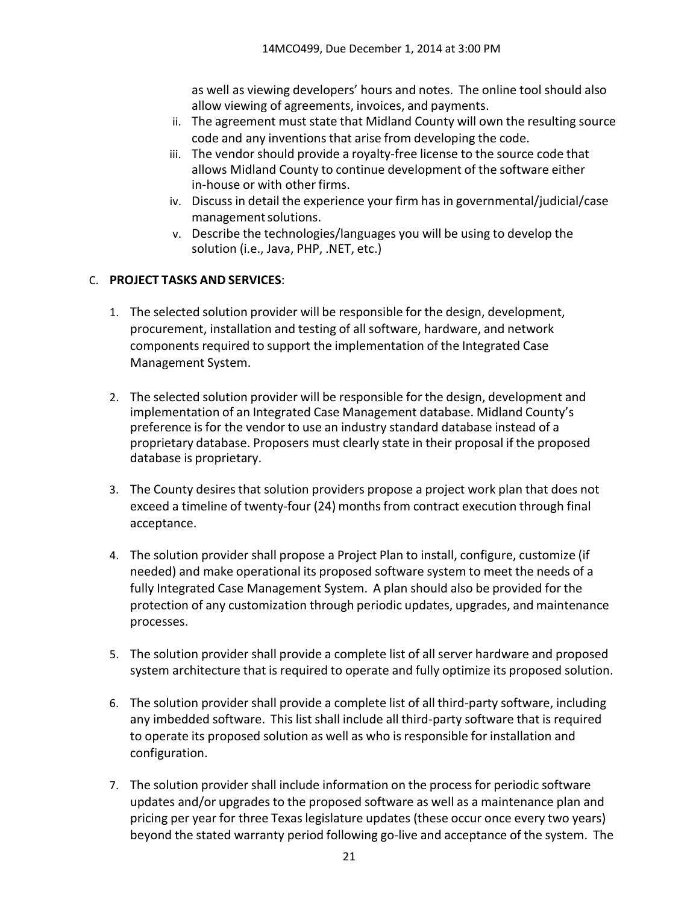as well as viewing developers' hours and notes. The online tool should also allow viewing of agreements, invoices, and payments.

ii. The agreement must state that Midland County will own the resulting source code and any inventions that arise from developing the code.

iii. The vendor should provide a royalty-free license to the source code that allows Midland County to continue development of the software either in-house or with other firms.

iv. Discuss in detail the experience your firm has in governmental/judicial/case management solutions.

v. Describe the technologies/languages you will be using to develop the solution (i.e., Java, PHP, .NET, etc.)

C. **PROJECT TASKS AND SERVICES**:

1. The selected solution provider will be responsible for the design, development, procurement, installation and testing of all software, hardware, and network components required to support the implementation of the Integrated Case Management System.

2. The selected solution provider will be responsible for the design, development and implementation of an Integrated Case Management database. Midland County's preference is for the vendor to use an industry standard database instead of a proprietary database. Proposers must clearly state in their proposal if the proposed database is proprietary.

3. The County desires that solution providers propose a project work plan that does not exceed a timeline of twenty-four (24) months from contract execution through final acceptance.

4. The solution provider shall propose a Project Plan to install, configure, customize (if needed) and make operational its proposed software system to meet the needs of a fully Integrated Case Management System. A plan should also be provided for the protection of any customization through periodic updates, upgrades, and maintenance processes.

5. The solution provider shall provide a complete list of all server hardware and proposed system architecture that is required to operate and fully optimize its proposed solution.

6. The solution provider shall provide a complete list of all third-party software, including any imbedded software. This list shall include all third-party software that is required to operate its proposed solution as well as who is responsible for installation and configuration.

7. The solution provider shall include information on the process for periodic software updates and/or upgrades to the proposed software as well as a maintenance plan and pricing per year for three Texas legislature updates (these occur once every two years) beyond the stated warranty period following go-live and acceptance of the system. The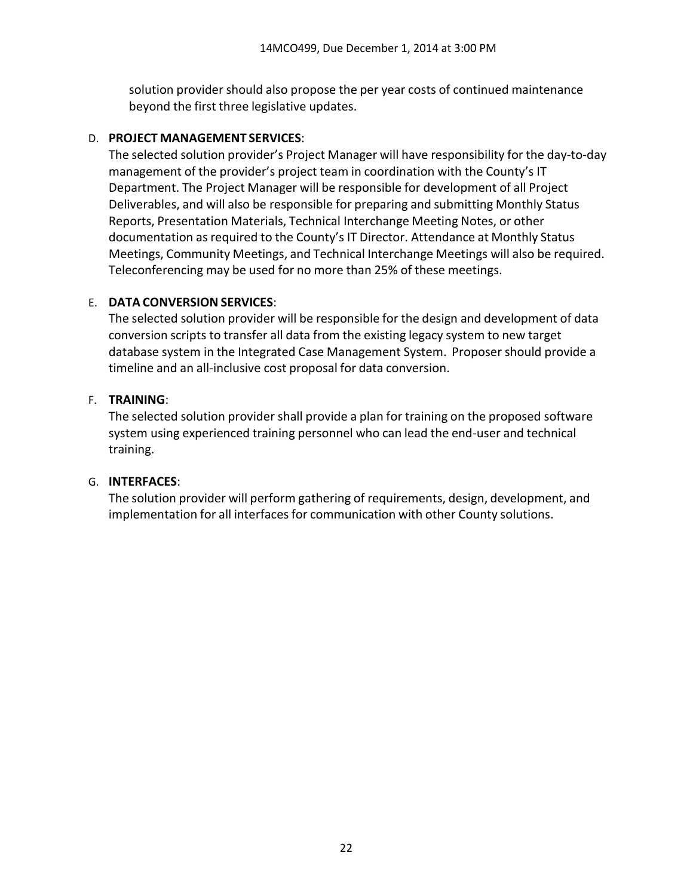solution provider should also propose the per year costs of continued maintenance beyond the first three legislative updates.

D. **PROJECT MANAGEMENT SERVICES**:
The selected solution provider's Project Manager will have responsibility for the day-to-day management of the provider's project team in coordination with the County's IT Department. The Project Manager will be responsible for development of all Project Deliverables, and will also be responsible for preparing and submitting Monthly Status Reports, Presentation Materials, Technical Interchange Meeting Notes, or other documentation as required to the County's IT Director. Attendance at Monthly Status Meetings, Community Meetings, and Technical Interchange Meetings will also be required. Teleconferencing may be used for no more than 25% of these meetings.

E. **DATA CONVERSION SERVICES**:
The selected solution provider will be responsible for the design and development of data conversion scripts to transfer all data from the existing legacy system to new target database system in the Integrated Case Management System. Proposer should provide a timeline and an all-inclusive cost proposal for data conversion.

F. **TRAINING**:
The selected solution provider shall provide a plan for training on the proposed software system using experienced training personnel who can lead the end-user and technical training.

G. **INTERFACES**:
The solution provider will perform gathering of requirements, design, development, and implementation for all interfaces for communication with other County solutions.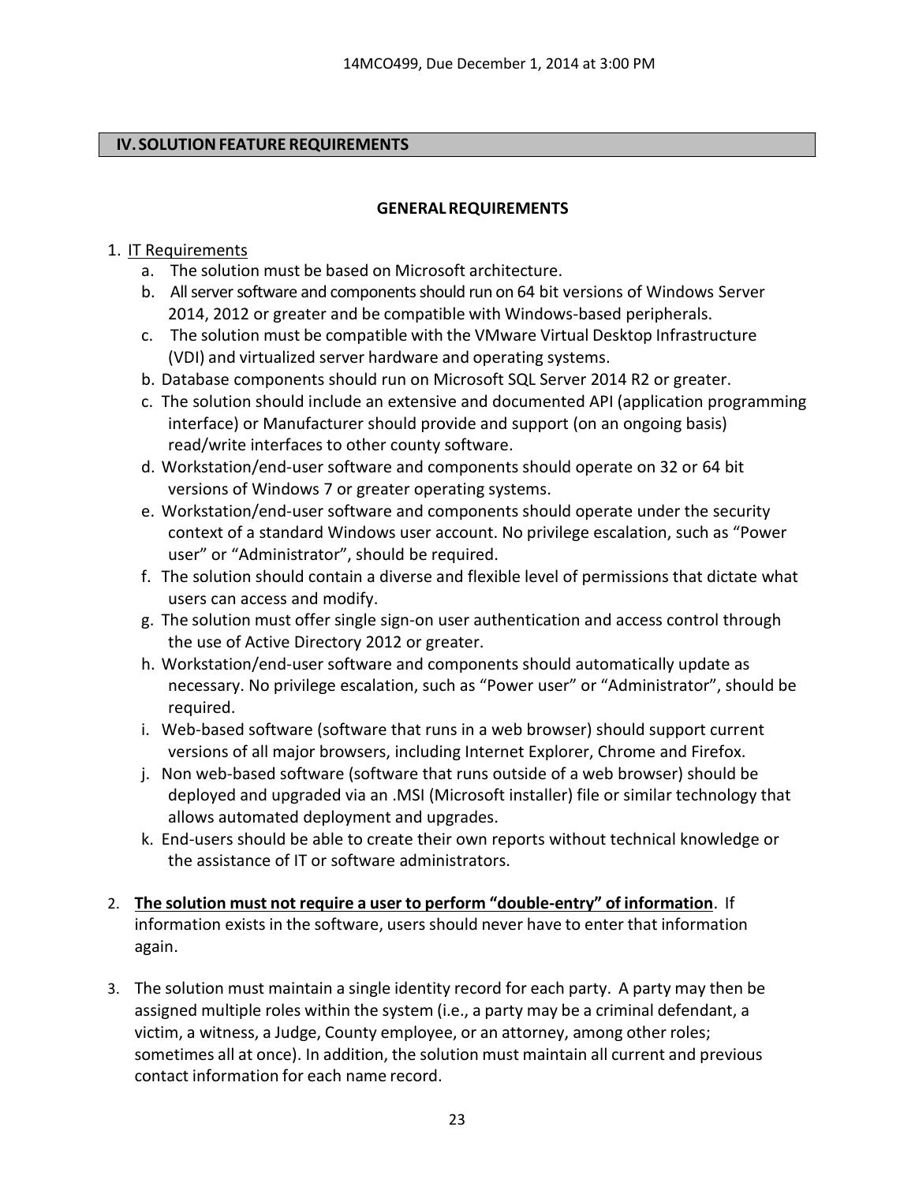## IV. SOLUTION FEATURE REQUIREMENTS

### GENERAL REQUIREMENTS

1. IT Requirements
   a. The solution must be based on Microsoft architecture.
   b. All server software and components should run on 64 bit versions of Windows Server 2014, 2012 or greater and be compatible with Windows-based peripherals.
   c. The solution must be compatible with the VMware Virtual Desktop Infrastructure (VDI) and virtualized server hardware and operating systems.
   b. Database components should run on Microsoft SQL Server 2014 R2 or greater.
   c. The solution should include an extensive and documented API (application programming interface) or Manufacturer should provide and support (on an ongoing basis) read/write interfaces to other county software.
   d. Workstation/end-user software and components should operate on 32 or 64 bit versions of Windows 7 or greater operating systems.
   e. Workstation/end-user software and components should operate under the security context of a standard Windows user account. No privilege escalation, such as "Power user" or "Administrator", should be required.
   f. The solution should contain a diverse and flexible level of permissions that dictate what users can access and modify.
   g. The solution must offer single sign-on user authentication and access control through the use of Active Directory 2012 or greater.
   h. Workstation/end-user software and components should automatically update as necessary. No privilege escalation, such as "Power user" or "Administrator", should be required.
   i. Web-based software (software that runs in a web browser) should support current versions of all major browsers, including Internet Explorer, Chrome and Firefox.
   j. Non web-based software (software that runs outside of a web browser) should be deployed and upgraded via an .MSI (Microsoft installer) file or similar technology that allows automated deployment and upgrades.
   k. End-users should be able to create their own reports without technical knowledge or the assistance of IT or software administrators.

2. **<u>The solution must not require a user to perform "double-entry" of information</u>**. If information exists in the software, users should never have to enter that information again.

3. The solution must maintain a single identity record for each party. A party may then be assigned multiple roles within the system (i.e., a party may be a criminal defendant, a victim, a witness, a Judge, County employee, or an attorney, among other roles; sometimes all at once). In addition, the solution must maintain all current and previous contact information for each name record.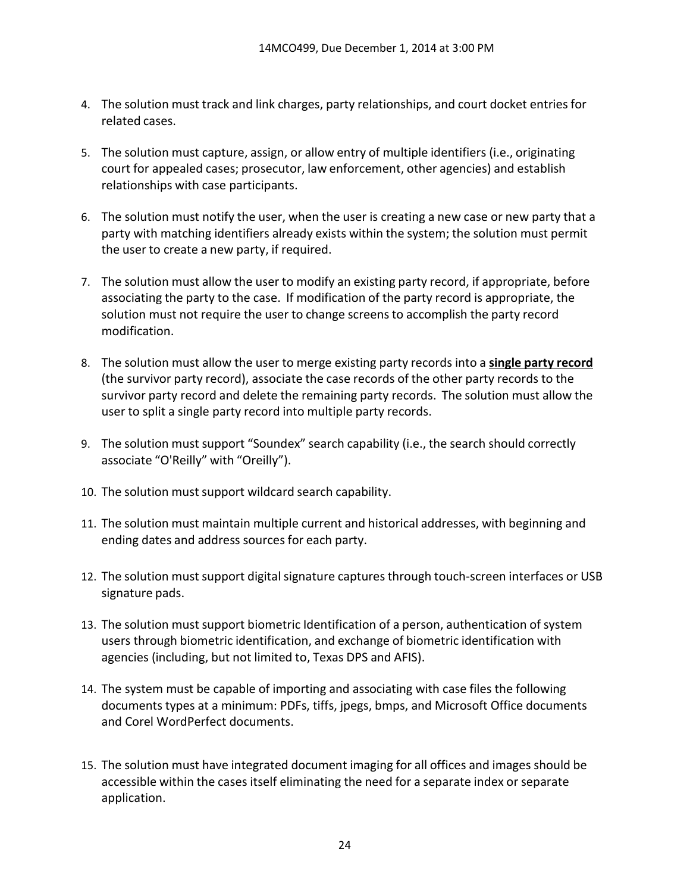4. The solution must track and link charges, party relationships, and court docket entries for related cases.

5. The solution must capture, assign, or allow entry of multiple identifiers (i.e., originating court for appealed cases; prosecutor, law enforcement, other agencies) and establish relationships with case participants.

6. The solution must notify the user, when the user is creating a new case or new party that a party with matching identifiers already exists within the system; the solution must permit the user to create a new party, if required.

7. The solution must allow the user to modify an existing party record, if appropriate, before associating the party to the case. If modification of the party record is appropriate, the solution must not require the user to change screens to accomplish the party record modification.

8. The solution must allow the user to merge existing party records into a **single party record** (the survivor party record), associate the case records of the other party records to the survivor party record and delete the remaining party records. The solution must allow the user to split a single party record into multiple party records.

9. The solution must support "Soundex" search capability (i.e., the search should correctly associate "O'Reilly" with "Oreilly").

10. The solution must support wildcard search capability.

11. The solution must maintain multiple current and historical addresses, with beginning and ending dates and address sources for each party.

12. The solution must support digital signature captures through touch-screen interfaces or USB signature pads.

13. The solution must support biometric Identification of a person, authentication of system users through biometric identification, and exchange of biometric identification with agencies (including, but not limited to, Texas DPS and AFIS).

14. The system must be capable of importing and associating with case files the following documents types at a minimum: PDFs, tiffs, jpegs, bmps, and Microsoft Office documents and Corel WordPerfect documents.

15. The solution must have integrated document imaging for all offices and images should be accessible within the cases itself eliminating the need for a separate index or separate application.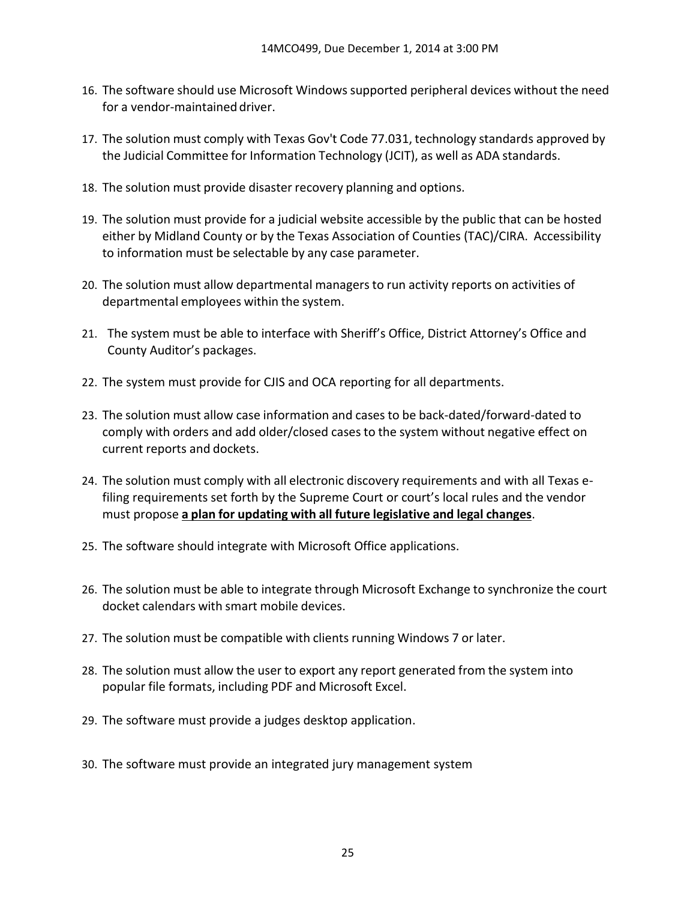16. The software should use Microsoft Windows supported peripheral devices without the need for a vendor-maintained driver.

17. The solution must comply with Texas Gov't Code 77.031, technology standards approved by the Judicial Committee for Information Technology (JCIT), as well as ADA standards.

18. The solution must provide disaster recovery planning and options.

19. The solution must provide for a judicial website accessible by the public that can be hosted either by Midland County or by the Texas Association of Counties (TAC)/CIRA. Accessibility to information must be selectable by any case parameter.

20. The solution must allow departmental managers to run activity reports on activities of departmental employees within the system.

21. The system must be able to interface with Sheriff's Office, District Attorney's Office and County Auditor's packages.

22. The system must provide for CJIS and OCA reporting for all departments.

23. The solution must allow case information and cases to be back-dated/forward-dated to comply with orders and add older/closed cases to the system without negative effect on current reports and dockets.

24. The solution must comply with all electronic discovery requirements and with all Texas e-filing requirements set forth by the Supreme Court or court's local rules and the vendor must propose **a plan for updating with all future legislative and legal changes**.

25. The software should integrate with Microsoft Office applications.

26. The solution must be able to integrate through Microsoft Exchange to synchronize the court docket calendars with smart mobile devices.

27. The solution must be compatible with clients running Windows 7 or later.

28. The solution must allow the user to export any report generated from the system into popular file formats, including PDF and Microsoft Excel.

29. The software must provide a judges desktop application.

30. The software must provide an integrated jury management system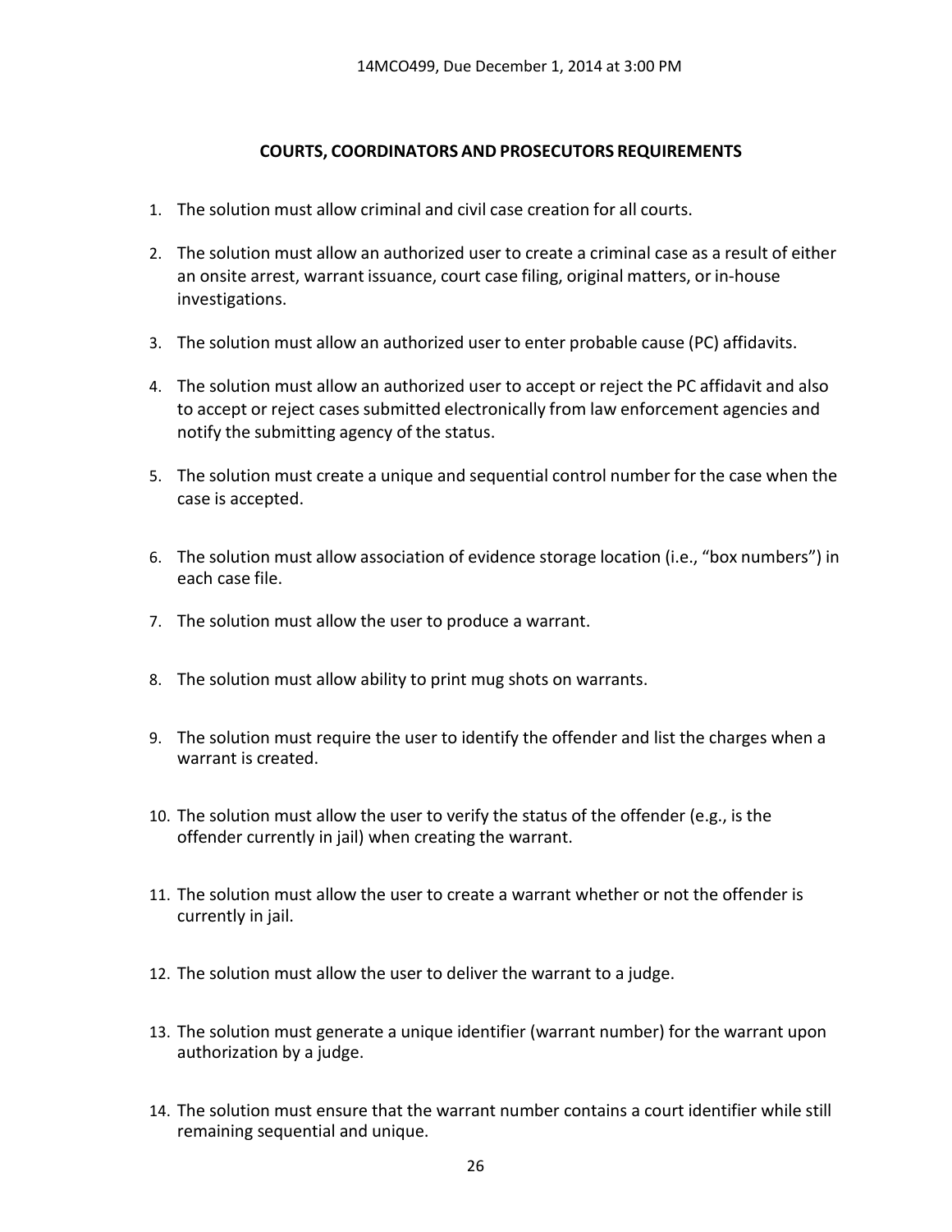## COURTS, COORDINATORS AND PROSECUTORS REQUIREMENTS

1. The solution must allow criminal and civil case creation for all courts.
2. The solution must allow an authorized user to create a criminal case as a result of either an onsite arrest, warrant issuance, court case filing, original matters, or in-house investigations.
3. The solution must allow an authorized user to enter probable cause (PC) affidavits.
4. The solution must allow an authorized user to accept or reject the PC affidavit and also to accept or reject cases submitted electronically from law enforcement agencies and notify the submitting agency of the status.
5. The solution must create a unique and sequential control number for the case when the case is accepted.
6. The solution must allow association of evidence storage location (i.e., "box numbers") in each case file.
7. The solution must allow the user to produce a warrant.
8. The solution must allow ability to print mug shots on warrants.
9. The solution must require the user to identify the offender and list the charges when a warrant is created.
10. The solution must allow the user to verify the status of the offender (e.g., is the offender currently in jail) when creating the warrant.
11. The solution must allow the user to create a warrant whether or not the offender is currently in jail.
12. The solution must allow the user to deliver the warrant to a judge.
13. The solution must generate a unique identifier (warrant number) for the warrant upon authorization by a judge.
14. The solution must ensure that the warrant number contains a court identifier while still remaining sequential and unique.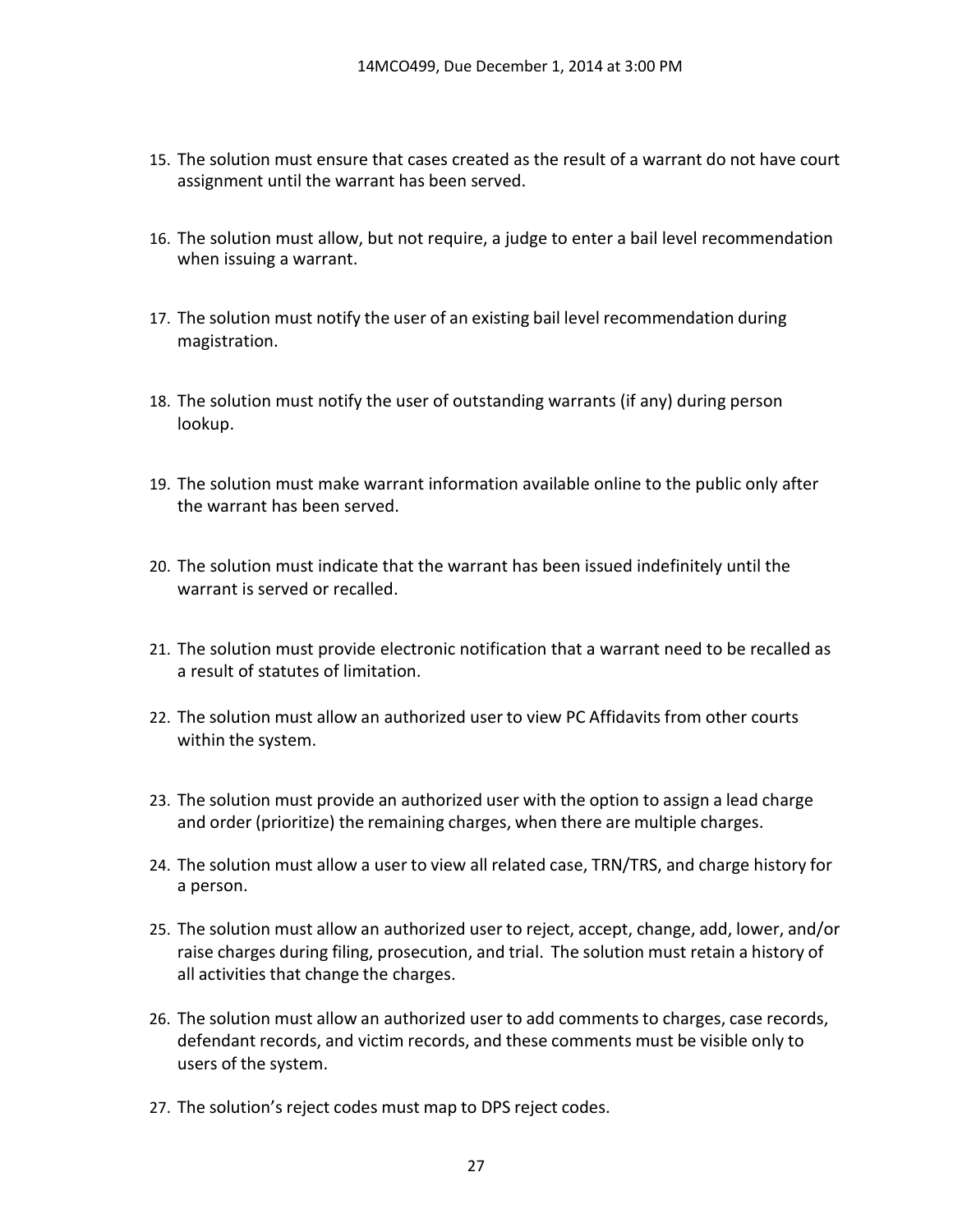15. The solution must ensure that cases created as the result of a warrant do not have court assignment until the warrant has been served.

16. The solution must allow, but not require, a judge to enter a bail level recommendation when issuing a warrant.

17. The solution must notify the user of an existing bail level recommendation during magistration.

18. The solution must notify the user of outstanding warrants (if any) during person lookup.

19. The solution must make warrant information available online to the public only after the warrant has been served.

20. The solution must indicate that the warrant has been issued indefinitely until the warrant is served or recalled.

21. The solution must provide electronic notification that a warrant need to be recalled as a result of statutes of limitation.

22. The solution must allow an authorized user to view PC Affidavits from other courts within the system.

23. The solution must provide an authorized user with the option to assign a lead charge and order (prioritize) the remaining charges, when there are multiple charges.

24. The solution must allow a user to view all related case, TRN/TRS, and charge history for a person.

25. The solution must allow an authorized user to reject, accept, change, add, lower, and/or raise charges during filing, prosecution, and trial. The solution must retain a history of all activities that change the charges.

26. The solution must allow an authorized user to add comments to charges, case records, defendant records, and victim records, and these comments must be visible only to users of the system.

27. The solution's reject codes must map to DPS reject codes.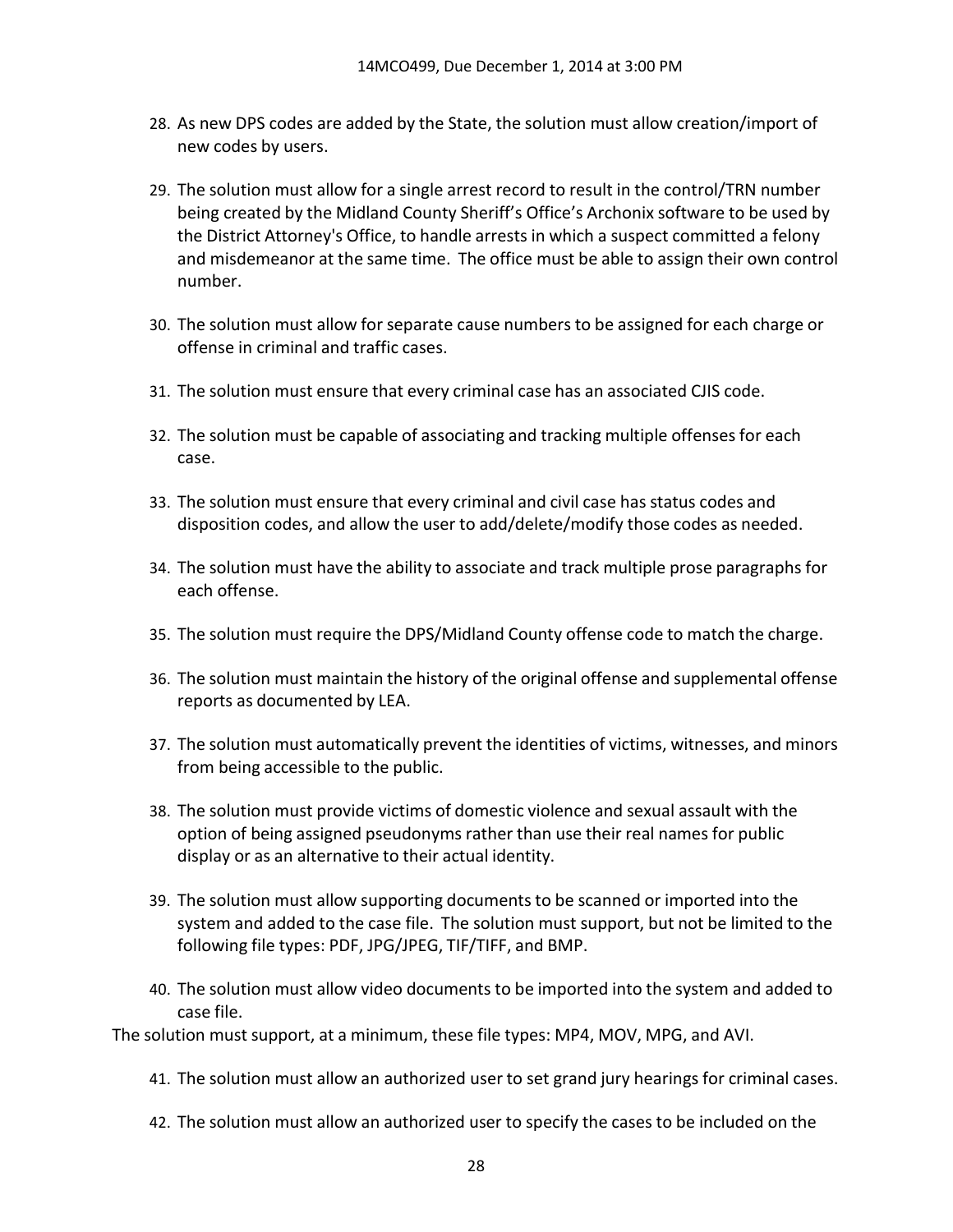28. As new DPS codes are added by the State, the solution must allow creation/import of new codes by users.

29. The solution must allow for a single arrest record to result in the control/TRN number being created by the Midland County Sheriff's Office's Archonix software to be used by the District Attorney's Office, to handle arrests in which a suspect committed a felony and misdemeanor at the same time. The office must be able to assign their own control number.

30. The solution must allow for separate cause numbers to be assigned for each charge or offense in criminal and traffic cases.

31. The solution must ensure that every criminal case has an associated CJIS code.

32. The solution must be capable of associating and tracking multiple offenses for each case.

33. The solution must ensure that every criminal and civil case has status codes and disposition codes, and allow the user to add/delete/modify those codes as needed.

34. The solution must have the ability to associate and track multiple prose paragraphs for each offense.

35. The solution must require the DPS/Midland County offense code to match the charge.

36. The solution must maintain the history of the original offense and supplemental offense reports as documented by LEA.

37. The solution must automatically prevent the identities of victims, witnesses, and minors from being accessible to the public.

38. The solution must provide victims of domestic violence and sexual assault with the option of being assigned pseudonyms rather than use their real names for public display or as an alternative to their actual identity.

39. The solution must allow supporting documents to be scanned or imported into the system and added to the case file. The solution must support, but not be limited to the following file types: PDF, JPG/JPEG, TIF/TIFF, and BMP.

40. The solution must allow video documents to be imported into the system and added to case file.

The solution must support, at a minimum, these file types: MP4, MOV, MPG, and AVI.

41. The solution must allow an authorized user to set grand jury hearings for criminal cases.

42. The solution must allow an authorized user to specify the cases to be included on the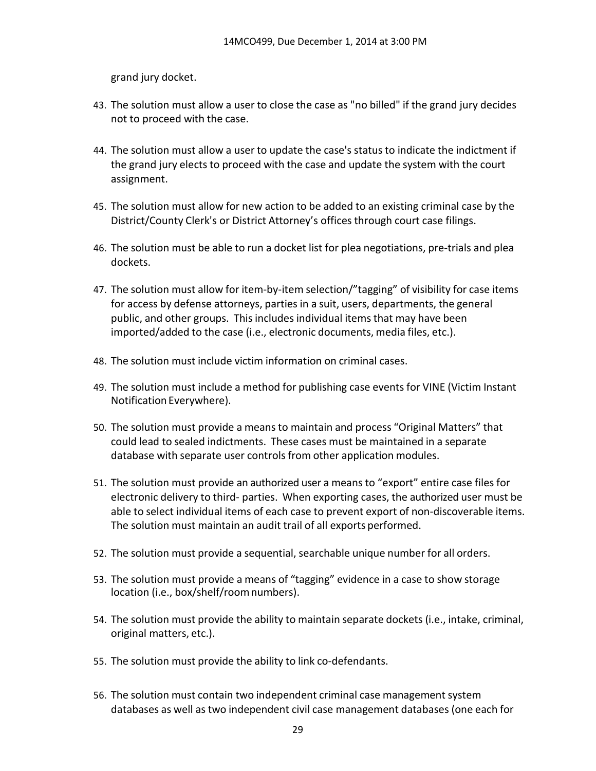grand jury docket.

43. The solution must allow a user to close the case as "no billed" if the grand jury decides not to proceed with the case.

44. The solution must allow a user to update the case's status to indicate the indictment if the grand jury elects to proceed with the case and update the system with the court assignment.

45. The solution must allow for new action to be added to an existing criminal case by the District/County Clerk's or District Attorney's offices through court case filings.

46. The solution must be able to run a docket list for plea negotiations, pre-trials and plea dockets.

47. The solution must allow for item-by-item selection/"tagging" of visibility for case items for access by defense attorneys, parties in a suit, users, departments, the general public, and other groups. This includes individual items that may have been imported/added to the case (i.e., electronic documents, media files, etc.).

48. The solution must include victim information on criminal cases.

49. The solution must include a method for publishing case events for VINE (Victim Instant Notification Everywhere).

50. The solution must provide a means to maintain and process "Original Matters" that could lead to sealed indictments. These cases must be maintained in a separate database with separate user controls from other application modules.

51. The solution must provide an authorized user a means to "export" entire case files for electronic delivery to third- parties. When exporting cases, the authorized user must be able to select individual items of each case to prevent export of non-discoverable items. The solution must maintain an audit trail of all exports performed.

52. The solution must provide a sequential, searchable unique number for all orders.

53. The solution must provide a means of "tagging" evidence in a case to show storage location (i.e., box/shelf/room numbers).

54. The solution must provide the ability to maintain separate dockets (i.e., intake, criminal, original matters, etc.).

55. The solution must provide the ability to link co-defendants.

56. The solution must contain two independent criminal case management system databases as well as two independent civil case management databases (one each for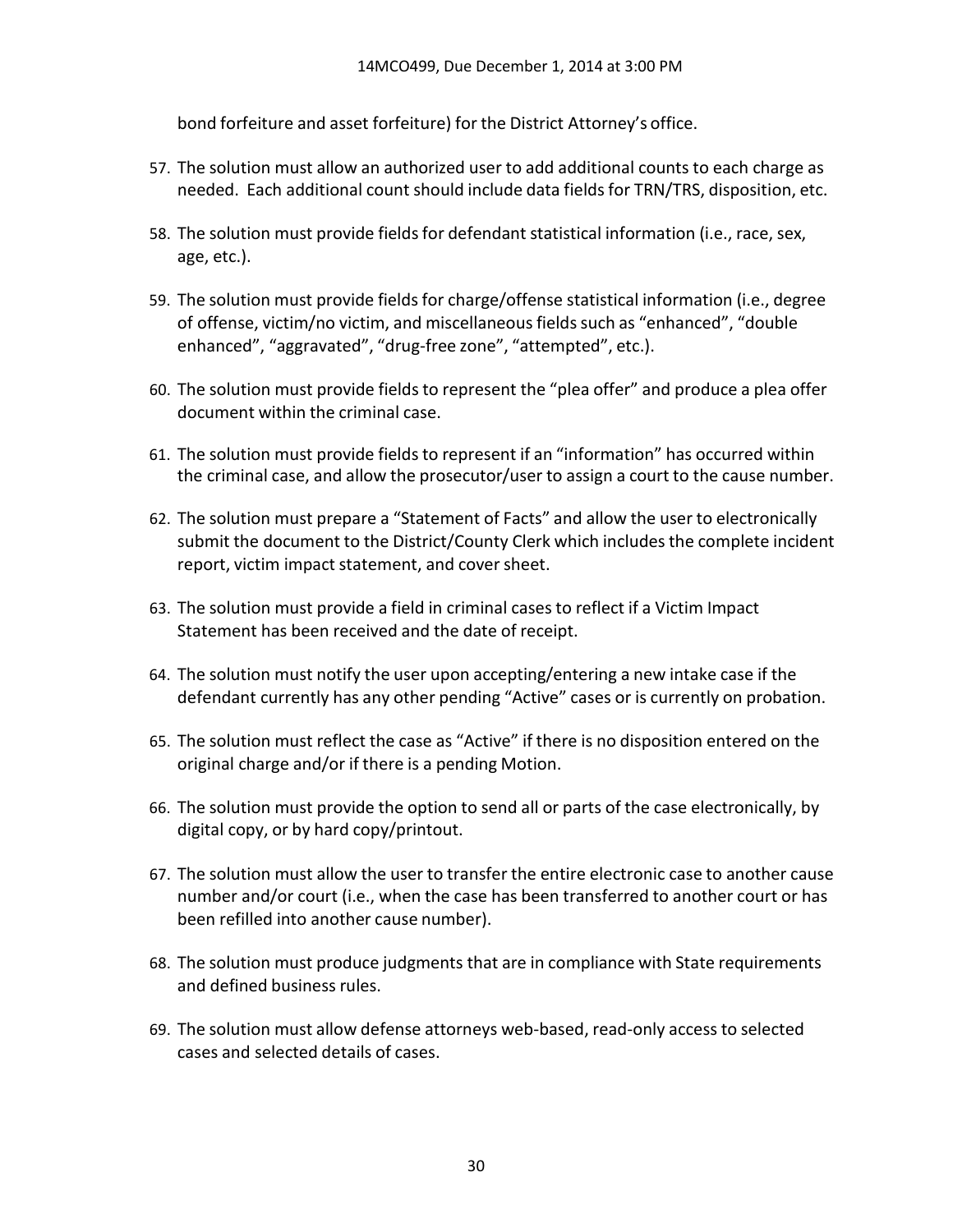bond forfeiture and asset forfeiture) for the District Attorney's office.

57. The solution must allow an authorized user to add additional counts to each charge as needed. Each additional count should include data fields for TRN/TRS, disposition, etc.

58. The solution must provide fields for defendant statistical information (i.e., race, sex, age, etc.).

59. The solution must provide fields for charge/offense statistical information (i.e., degree of offense, victim/no victim, and miscellaneous fields such as "enhanced", "double enhanced", "aggravated", "drug-free zone", "attempted", etc.).

60. The solution must provide fields to represent the "plea offer" and produce a plea offer document within the criminal case.

61. The solution must provide fields to represent if an "information" has occurred within the criminal case, and allow the prosecutor/user to assign a court to the cause number.

62. The solution must prepare a "Statement of Facts" and allow the user to electronically submit the document to the District/County Clerk which includes the complete incident report, victim impact statement, and cover sheet.

63. The solution must provide a field in criminal cases to reflect if a Victim Impact Statement has been received and the date of receipt.

64. The solution must notify the user upon accepting/entering a new intake case if the defendant currently has any other pending "Active" cases or is currently on probation.

65. The solution must reflect the case as "Active" if there is no disposition entered on the original charge and/or if there is a pending Motion.

66. The solution must provide the option to send all or parts of the case electronically, by digital copy, or by hard copy/printout.

67. The solution must allow the user to transfer the entire electronic case to another cause number and/or court (i.e., when the case has been transferred to another court or has been refilled into another cause number).

68. The solution must produce judgments that are in compliance with State requirements and defined business rules.

69. The solution must allow defense attorneys web-based, read-only access to selected cases and selected details of cases.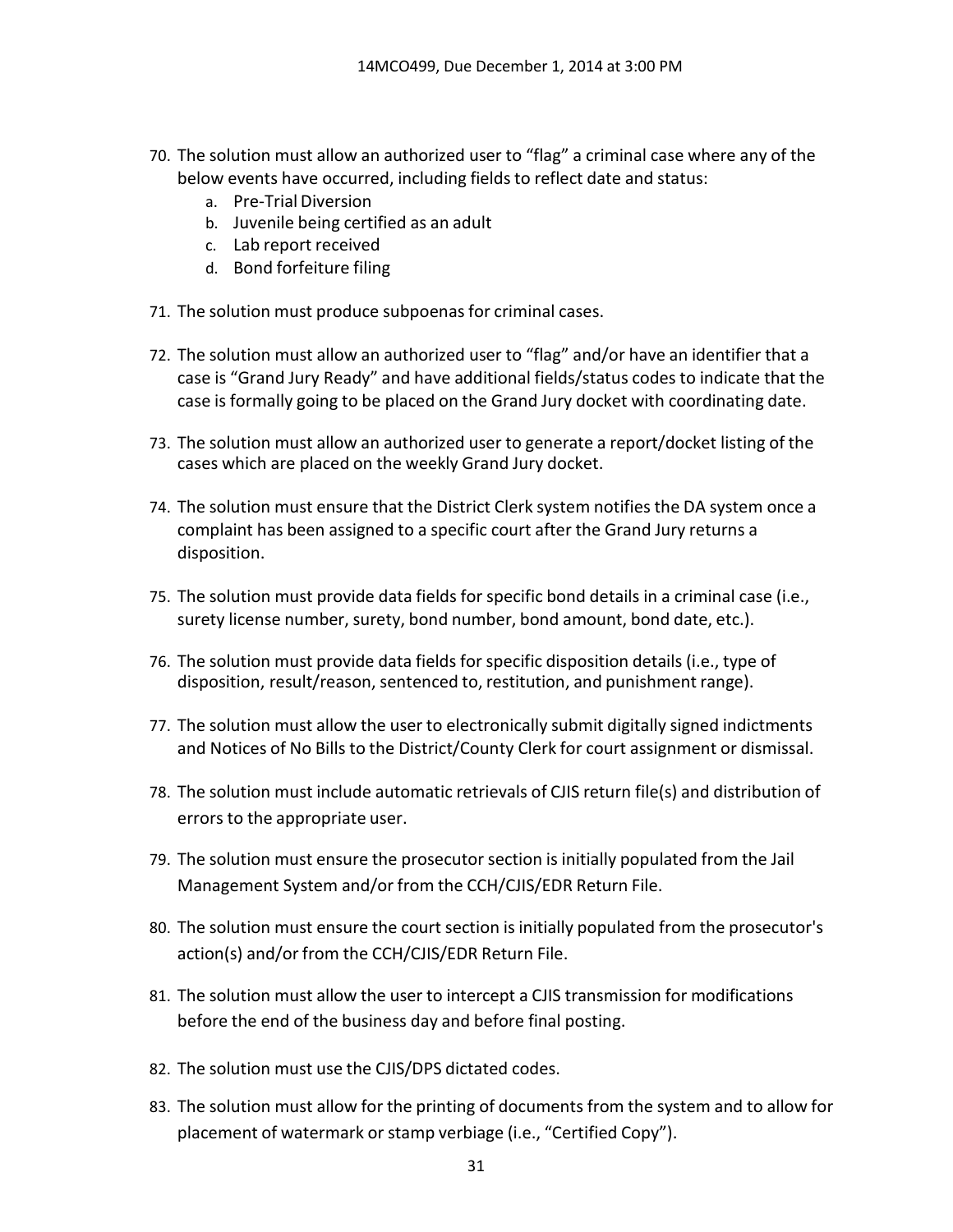70. The solution must allow an authorized user to "flag" a criminal case where any of the below events have occurred, including fields to reflect date and status:
    a. Pre-Trial Diversion
    b. Juvenile being certified as an adult
    c. Lab report received
    d. Bond forfeiture filing

71. The solution must produce subpoenas for criminal cases.

72. The solution must allow an authorized user to "flag" and/or have an identifier that a case is "Grand Jury Ready" and have additional fields/status codes to indicate that the case is formally going to be placed on the Grand Jury docket with coordinating date.

73. The solution must allow an authorized user to generate a report/docket listing of the cases which are placed on the weekly Grand Jury docket.

74. The solution must ensure that the District Clerk system notifies the DA system once a complaint has been assigned to a specific court after the Grand Jury returns a disposition.

75. The solution must provide data fields for specific bond details in a criminal case (i.e., surety license number, surety, bond number, bond amount, bond date, etc.).

76. The solution must provide data fields for specific disposition details (i.e., type of disposition, result/reason, sentenced to, restitution, and punishment range).

77. The solution must allow the user to electronically submit digitally signed indictments and Notices of No Bills to the District/County Clerk for court assignment or dismissal.

78. The solution must include automatic retrievals of CJIS return file(s) and distribution of errors to the appropriate user.

79. The solution must ensure the prosecutor section is initially populated from the Jail Management System and/or from the CCH/CJIS/EDR Return File.

80. The solution must ensure the court section is initially populated from the prosecutor's action(s) and/or from the CCH/CJIS/EDR Return File.

81. The solution must allow the user to intercept a CJIS transmission for modifications before the end of the business day and before final posting.

82. The solution must use the CJIS/DPS dictated codes.

83. The solution must allow for the printing of documents from the system and to allow for placement of watermark or stamp verbiage (i.e., "Certified Copy").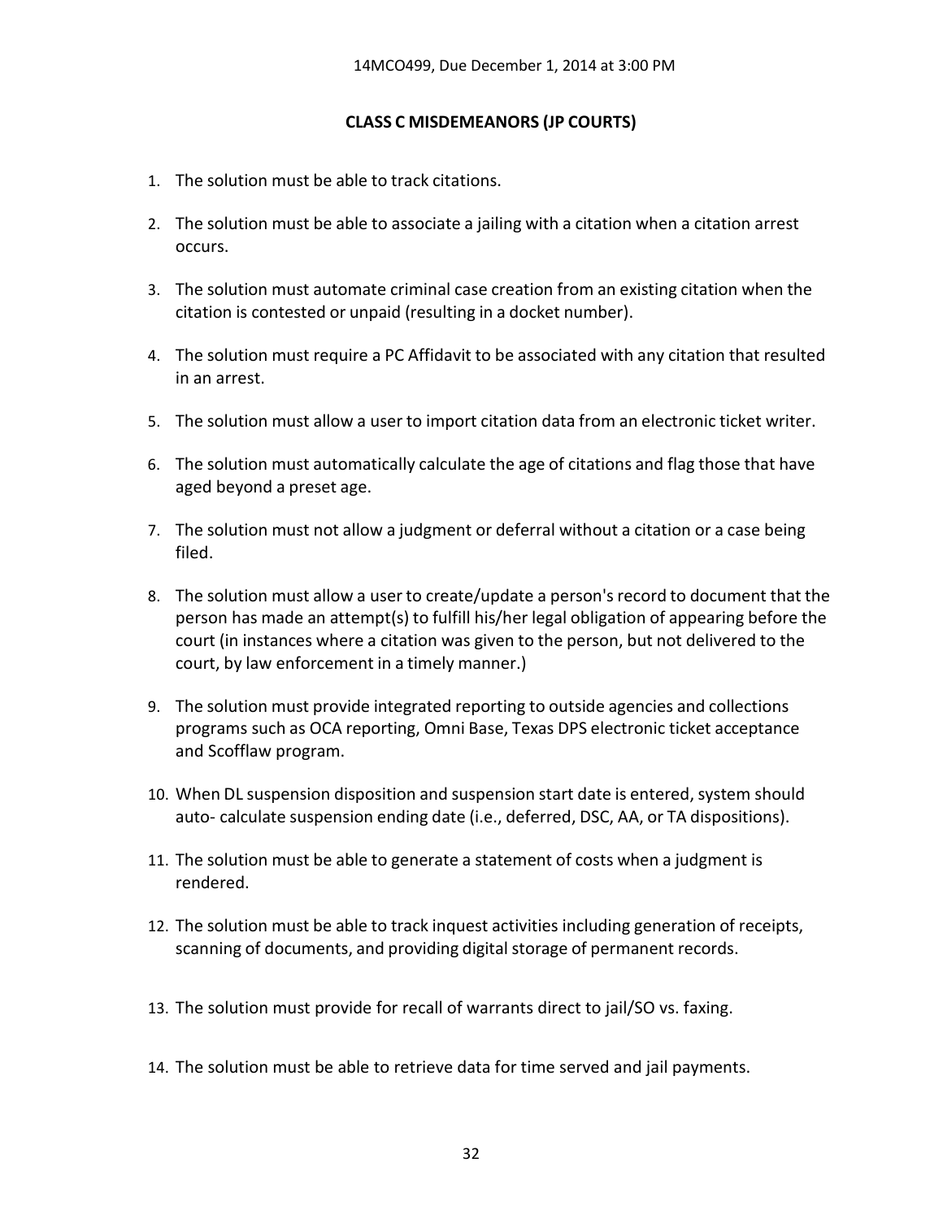## CLASS C MISDEMEANORS (JP COURTS)

1. The solution must be able to track citations.
2. The solution must be able to associate a jailing with a citation when a citation arrest occurs.
3. The solution must automate criminal case creation from an existing citation when the citation is contested or unpaid (resulting in a docket number).
4. The solution must require a PC Affidavit to be associated with any citation that resulted in an arrest.
5. The solution must allow a user to import citation data from an electronic ticket writer.
6. The solution must automatically calculate the age of citations and flag those that have aged beyond a preset age.
7. The solution must not allow a judgment or deferral without a citation or a case being filed.
8. The solution must allow a user to create/update a person's record to document that the person has made an attempt(s) to fulfill his/her legal obligation of appearing before the court (in instances where a citation was given to the person, but not delivered to the court, by law enforcement in a timely manner.)
9. The solution must provide integrated reporting to outside agencies and collections programs such as OCA reporting, Omni Base, Texas DPS electronic ticket acceptance and Scofflaw program.
10. When DL suspension disposition and suspension start date is entered, system should auto- calculate suspension ending date (i.e., deferred, DSC, AA, or TA dispositions).
11. The solution must be able to generate a statement of costs when a judgment is rendered.
12. The solution must be able to track inquest activities including generation of receipts, scanning of documents, and providing digital storage of permanent records.
13. The solution must provide for recall of warrants direct to jail/SO vs. faxing.
14. The solution must be able to retrieve data for time served and jail payments.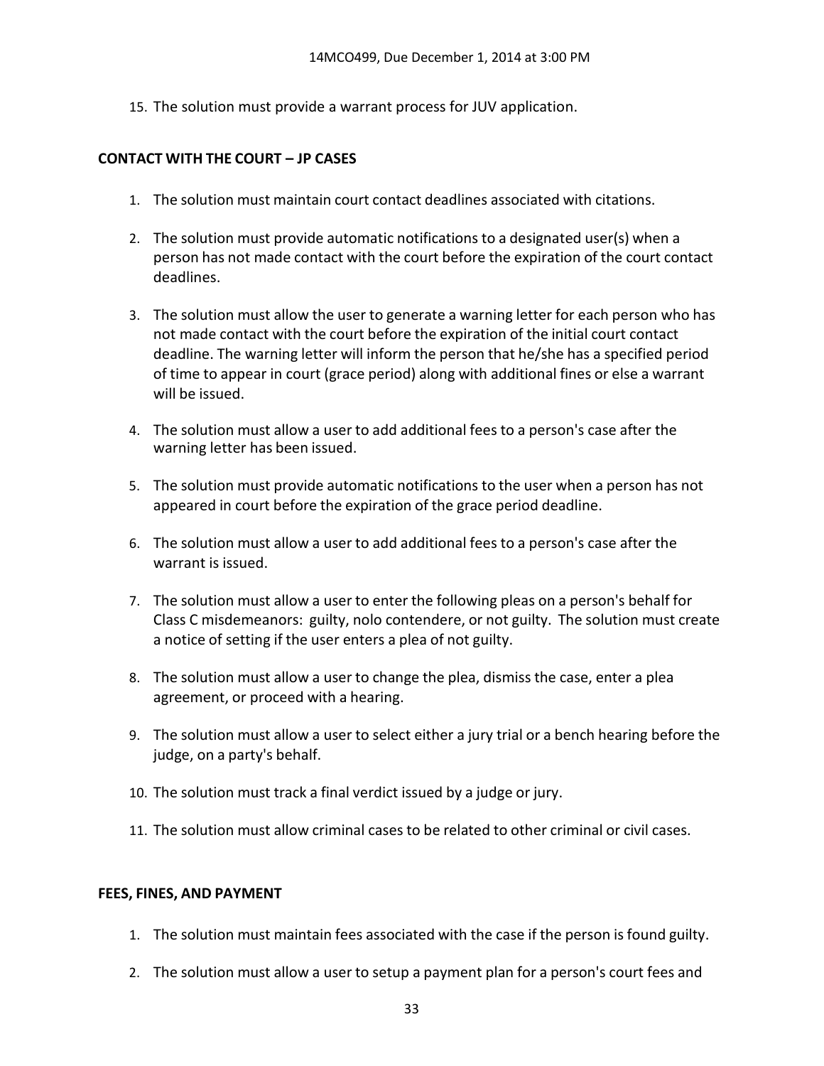15. The solution must provide a warrant process for JUV application.

**CONTACT WITH THE COURT – JP CASES**

1. The solution must maintain court contact deadlines associated with citations.
2. The solution must provide automatic notifications to a designated user(s) when a person has not made contact with the court before the expiration of the court contact deadlines.
3. The solution must allow the user to generate a warning letter for each person who has not made contact with the court before the expiration of the initial court contact deadline. The warning letter will inform the person that he/she has a specified period of time to appear in court (grace period) along with additional fines or else a warrant will be issued.
4. The solution must allow a user to add additional fees to a person's case after the warning letter has been issued.
5. The solution must provide automatic notifications to the user when a person has not appeared in court before the expiration of the grace period deadline.
6. The solution must allow a user to add additional fees to a person's case after the warrant is issued.
7. The solution must allow a user to enter the following pleas on a person's behalf for Class C misdemeanors: guilty, nolo contendere, or not guilty. The solution must create a notice of setting if the user enters a plea of not guilty.
8. The solution must allow a user to change the plea, dismiss the case, enter a plea agreement, or proceed with a hearing.
9. The solution must allow a user to select either a jury trial or a bench hearing before the judge, on a party's behalf.
10. The solution must track a final verdict issued by a judge or jury.
11. The solution must allow criminal cases to be related to other criminal or civil cases.

**FEES, FINES, AND PAYMENT**

1. The solution must maintain fees associated with the case if the person is found guilty.
2. The solution must allow a user to setup a payment plan for a person's court fees and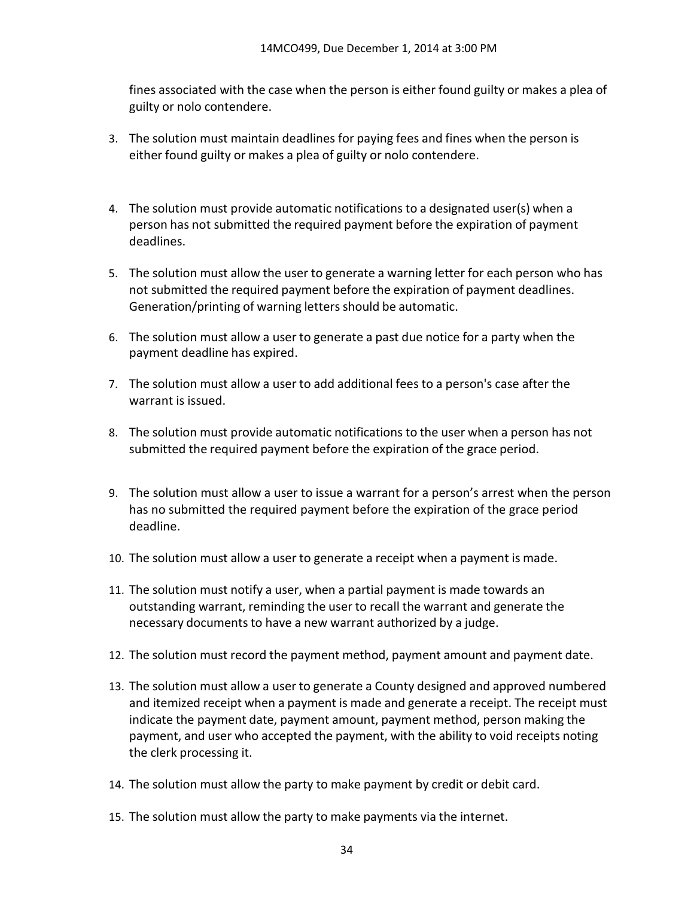fines associated with the case when the person is either found guilty or makes a plea of guilty or nolo contendere.

3. The solution must maintain deadlines for paying fees and fines when the person is either found guilty or makes a plea of guilty or nolo contendere.

4. The solution must provide automatic notifications to a designated user(s) when a person has not submitted the required payment before the expiration of payment deadlines.

5. The solution must allow the user to generate a warning letter for each person who has not submitted the required payment before the expiration of payment deadlines. Generation/printing of warning letters should be automatic.

6. The solution must allow a user to generate a past due notice for a party when the payment deadline has expired.

7. The solution must allow a user to add additional fees to a person's case after the warrant is issued.

8. The solution must provide automatic notifications to the user when a person has not submitted the required payment before the expiration of the grace period.

9. The solution must allow a user to issue a warrant for a person's arrest when the person has no submitted the required payment before the expiration of the grace period deadline.

10. The solution must allow a user to generate a receipt when a payment is made.

11. The solution must notify a user, when a partial payment is made towards an outstanding warrant, reminding the user to recall the warrant and generate the necessary documents to have a new warrant authorized by a judge.

12. The solution must record the payment method, payment amount and payment date.

13. The solution must allow a user to generate a County designed and approved numbered and itemized receipt when a payment is made and generate a receipt. The receipt must indicate the payment date, payment amount, payment method, person making the payment, and user who accepted the payment, with the ability to void receipts noting the clerk processing it.

14. The solution must allow the party to make payment by credit or debit card.

15. The solution must allow the party to make payments via the internet.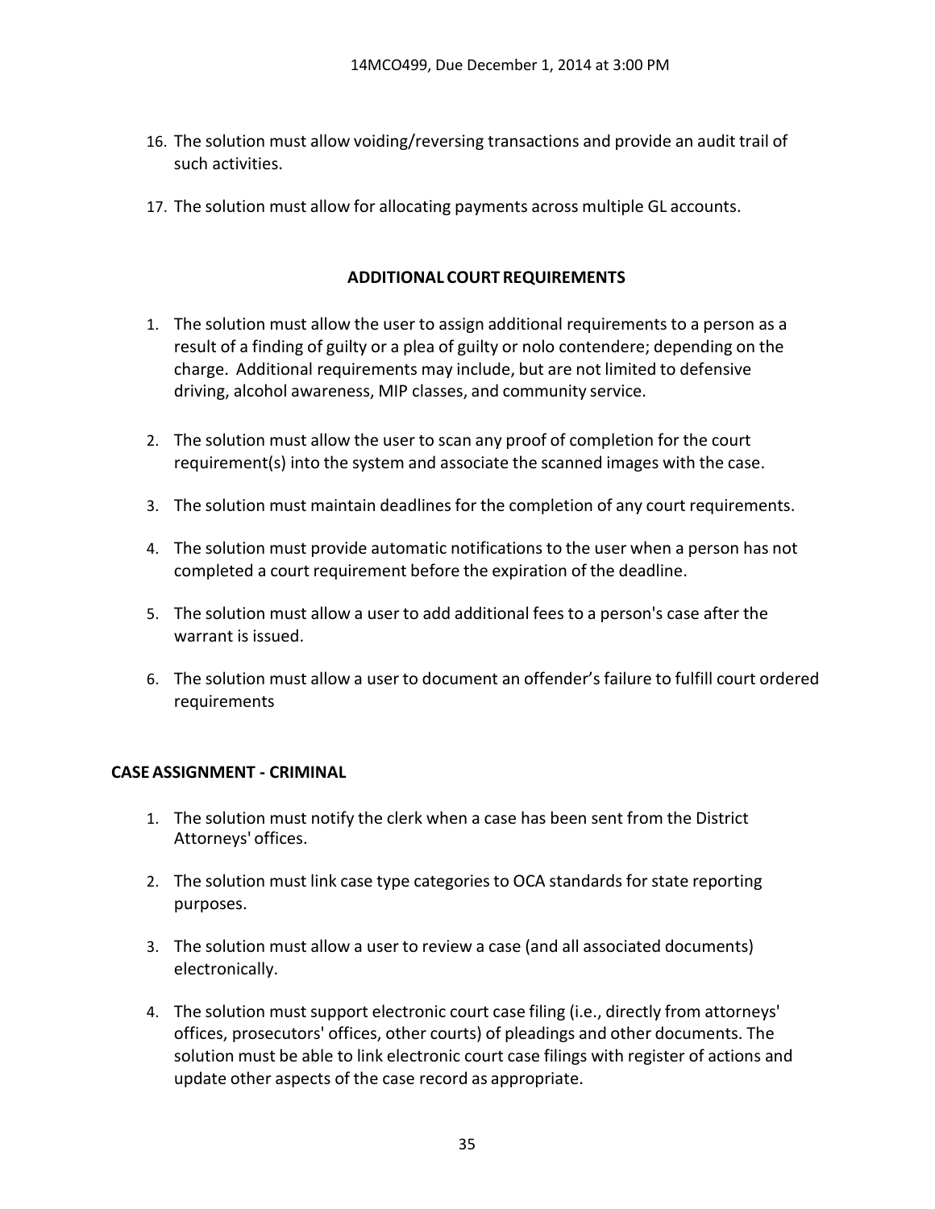16. The solution must allow voiding/reversing transactions and provide an audit trail of such activities.

17. The solution must allow for allocating payments across multiple GL accounts.

## ADDITIONAL COURT REQUIREMENTS

1. The solution must allow the user to assign additional requirements to a person as a result of a finding of guilty or a plea of guilty or nolo contendere; depending on the charge. Additional requirements may include, but are not limited to defensive driving, alcohol awareness, MIP classes, and community service.

2. The solution must allow the user to scan any proof of completion for the court requirement(s) into the system and associate the scanned images with the case.

3. The solution must maintain deadlines for the completion of any court requirements.

4. The solution must provide automatic notifications to the user when a person has not completed a court requirement before the expiration of the deadline.

5. The solution must allow a user to add additional fees to a person's case after the warrant is issued.

6. The solution must allow a user to document an offender's failure to fulfill court ordered requirements

## CASE ASSIGNMENT - CRIMINAL

1. The solution must notify the clerk when a case has been sent from the District Attorneys' offices.

2. The solution must link case type categories to OCA standards for state reporting purposes.

3. The solution must allow a user to review a case (and all associated documents) electronically.

4. The solution must support electronic court case filing (i.e., directly from attorneys' offices, prosecutors' offices, other courts) of pleadings and other documents. The solution must be able to link electronic court case filings with register of actions and update other aspects of the case record as appropriate.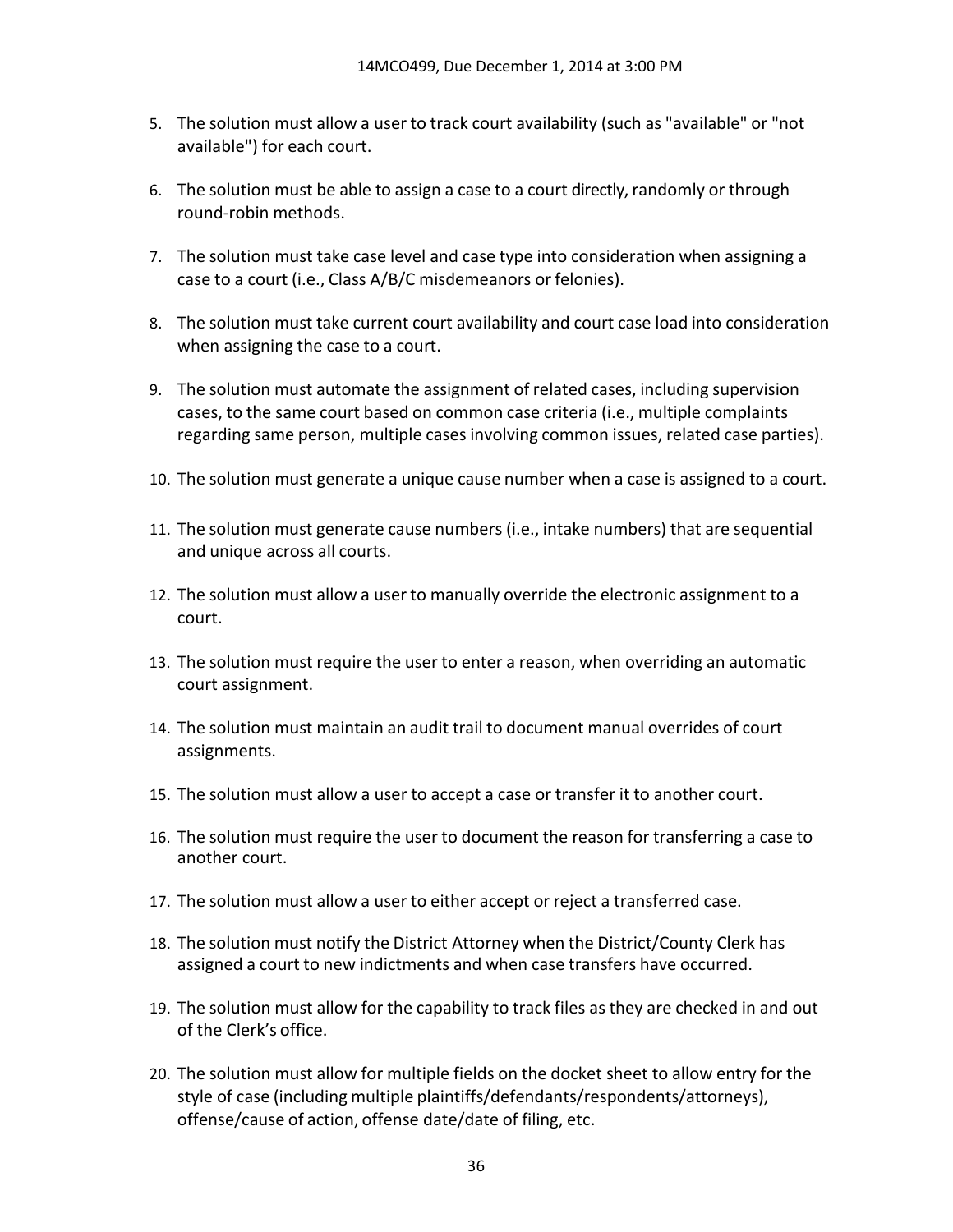5. The solution must allow a user to track court availability (such as "available" or "not available") for each court.

6. The solution must be able to assign a case to a court directly, randomly or through round-robin methods.

7. The solution must take case level and case type into consideration when assigning a case to a court (i.e., Class A/B/C misdemeanors or felonies).

8. The solution must take current court availability and court case load into consideration when assigning the case to a court.

9. The solution must automate the assignment of related cases, including supervision cases, to the same court based on common case criteria (i.e., multiple complaints regarding same person, multiple cases involving common issues, related case parties).

10. The solution must generate a unique cause number when a case is assigned to a court.

11. The solution must generate cause numbers (i.e., intake numbers) that are sequential and unique across all courts.

12. The solution must allow a user to manually override the electronic assignment to a court.

13. The solution must require the user to enter a reason, when overriding an automatic court assignment.

14. The solution must maintain an audit trail to document manual overrides of court assignments.

15. The solution must allow a user to accept a case or transfer it to another court.

16. The solution must require the user to document the reason for transferring a case to another court.

17. The solution must allow a user to either accept or reject a transferred case.

18. The solution must notify the District Attorney when the District/County Clerk has assigned a court to new indictments and when case transfers have occurred.

19. The solution must allow for the capability to track files as they are checked in and out of the Clerk's office.

20. The solution must allow for multiple fields on the docket sheet to allow entry for the style of case (including multiple plaintiffs/defendants/respondents/attorneys), offense/cause of action, offense date/date of filing, etc.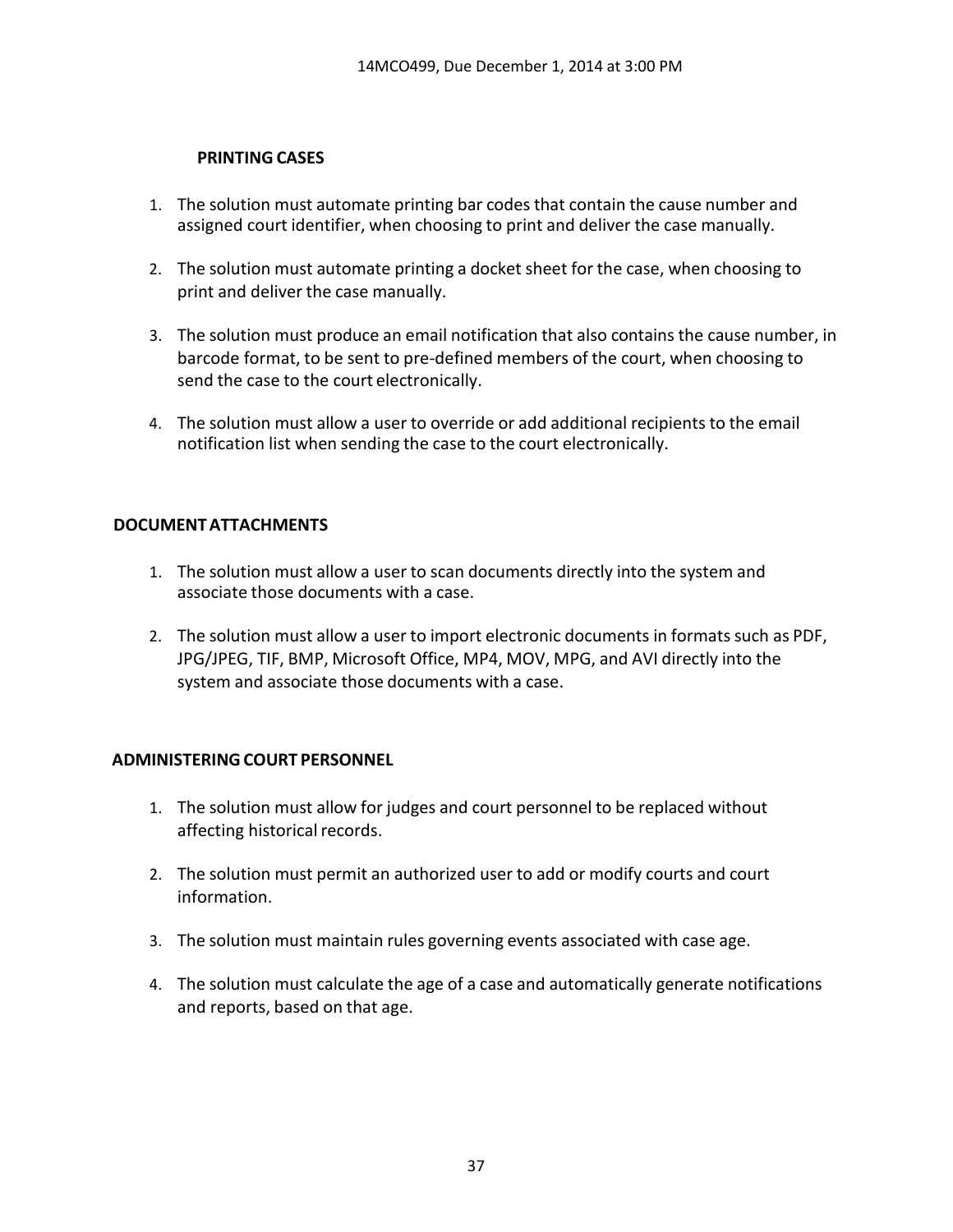**PRINTING CASES**

1. The solution must automate printing bar codes that contain the cause number and assigned court identifier, when choosing to print and deliver the case manually.

2. The solution must automate printing a docket sheet for the case, when choosing to print and deliver the case manually.

3. The solution must produce an email notification that also contains the cause number, in barcode format, to be sent to pre-defined members of the court, when choosing to send the case to the court electronically.

4. The solution must allow a user to override or add additional recipients to the email notification list when sending the case to the court electronically.

**DOCUMENT ATTACHMENTS**

1. The solution must allow a user to scan documents directly into the system and associate those documents with a case.

2. The solution must allow a user to import electronic documents in formats such as PDF, JPG/JPEG, TIF, BMP, Microsoft Office, MP4, MOV, MPG, and AVI directly into the system and associate those documents with a case.

**ADMINISTERING COURT PERSONNEL**

1. The solution must allow for judges and court personnel to be replaced without affecting historical records.

2. The solution must permit an authorized user to add or modify courts and court information.

3. The solution must maintain rules governing events associated with case age.

4. The solution must calculate the age of a case and automatically generate notifications and reports, based on that age.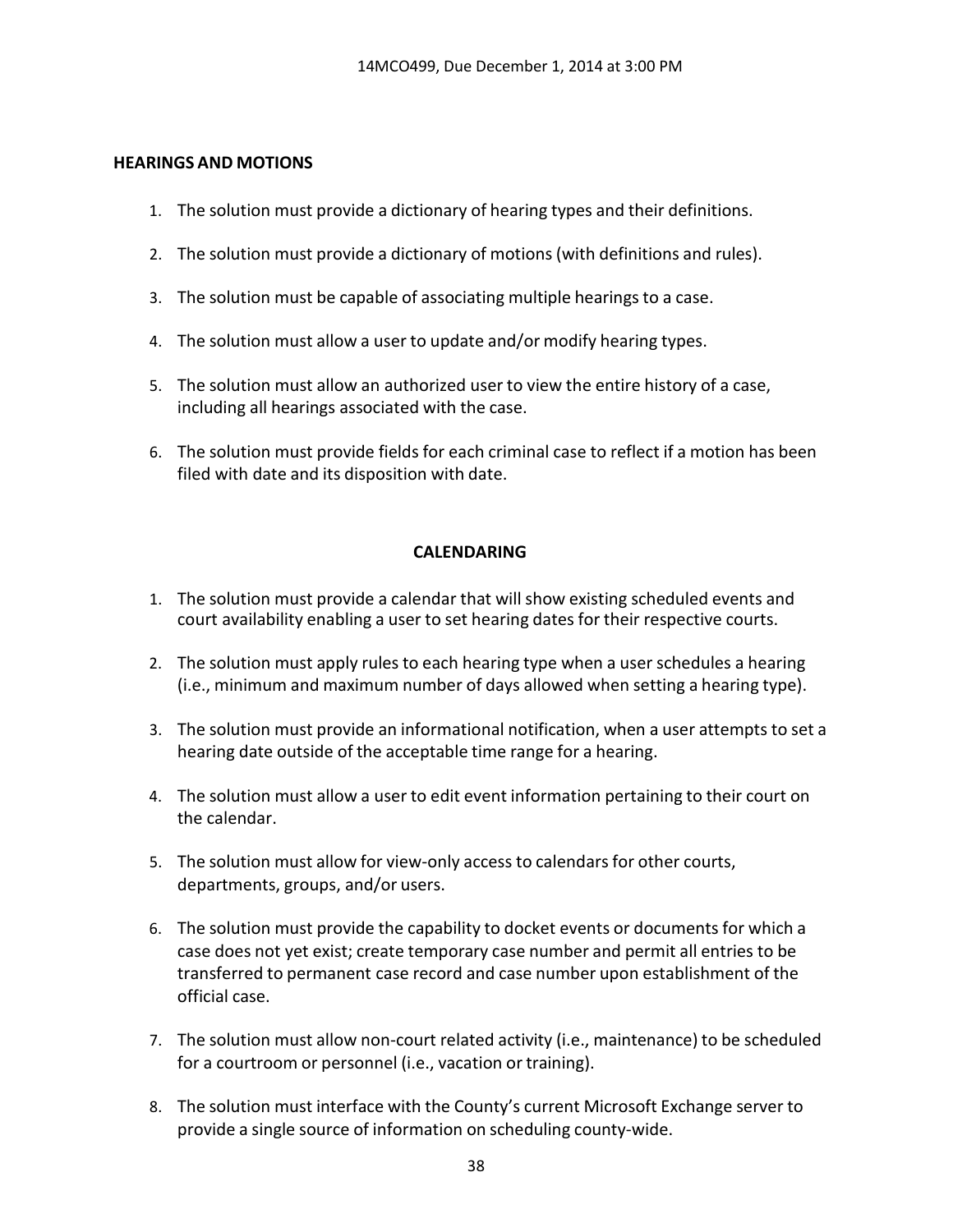## HEARINGS AND MOTIONS

1. The solution must provide a dictionary of hearing types and their definitions.
2. The solution must provide a dictionary of motions (with definitions and rules).
3. The solution must be capable of associating multiple hearings to a case.
4. The solution must allow a user to update and/or modify hearing types.
5. The solution must allow an authorized user to view the entire history of a case, including all hearings associated with the case.
6. The solution must provide fields for each criminal case to reflect if a motion has been filed with date and its disposition with date.

## CALENDARING

1. The solution must provide a calendar that will show existing scheduled events and court availability enabling a user to set hearing dates for their respective courts.
2. The solution must apply rules to each hearing type when a user schedules a hearing (i.e., minimum and maximum number of days allowed when setting a hearing type).
3. The solution must provide an informational notification, when a user attempts to set a hearing date outside of the acceptable time range for a hearing.
4. The solution must allow a user to edit event information pertaining to their court on the calendar.
5. The solution must allow for view-only access to calendars for other courts, departments, groups, and/or users.
6. The solution must provide the capability to docket events or documents for which a case does not yet exist; create temporary case number and permit all entries to be transferred to permanent case record and case number upon establishment of the official case.
7. The solution must allow non-court related activity (i.e., maintenance) to be scheduled for a courtroom or personnel (i.e., vacation or training).
8. The solution must interface with the County's current Microsoft Exchange server to provide a single source of information on scheduling county-wide.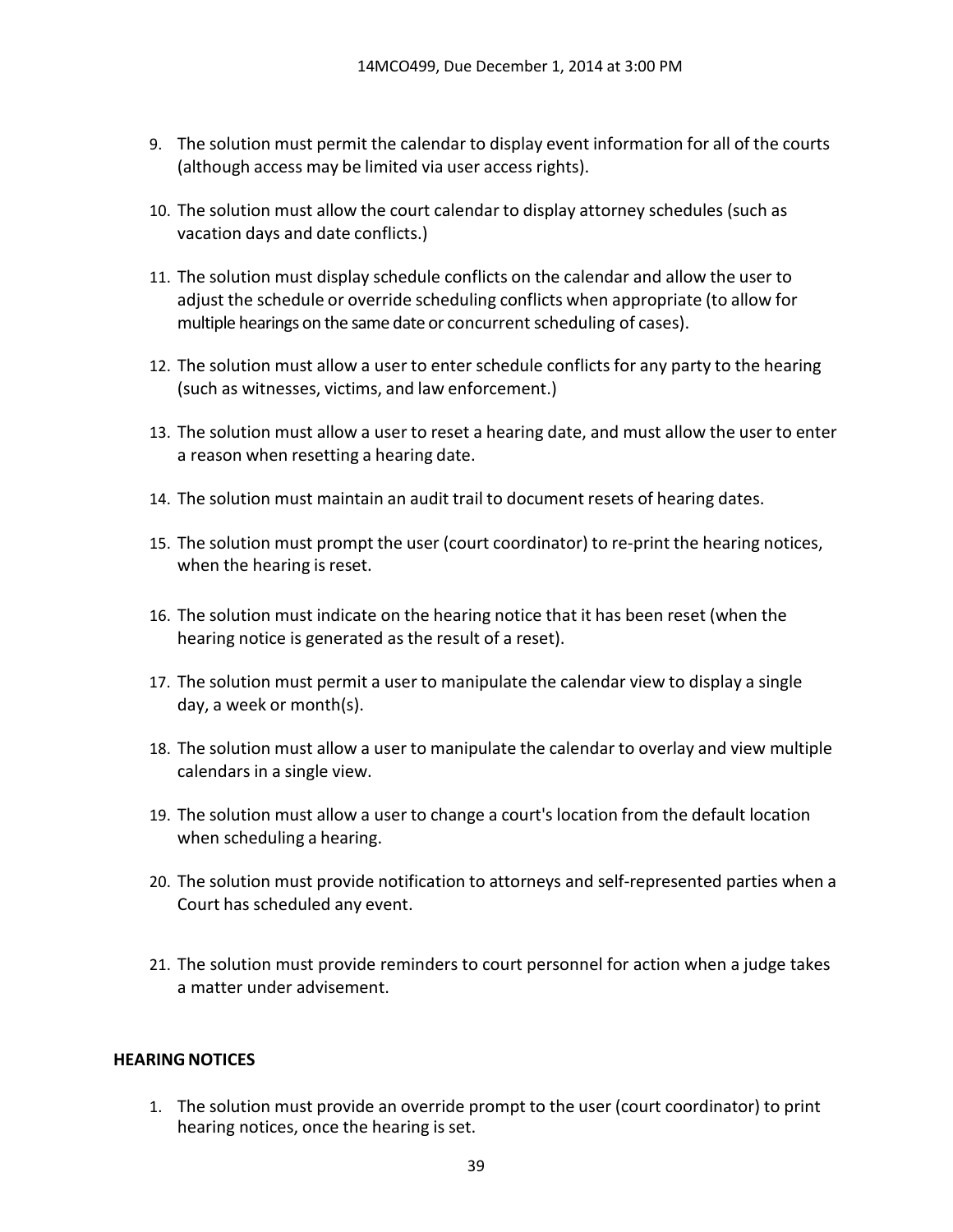9. The solution must permit the calendar to display event information for all of the courts (although access may be limited via user access rights).

10. The solution must allow the court calendar to display attorney schedules (such as vacation days and date conflicts.)

11. The solution must display schedule conflicts on the calendar and allow the user to adjust the schedule or override scheduling conflicts when appropriate (to allow for multiple hearings on the same date or concurrent scheduling of cases).

12. The solution must allow a user to enter schedule conflicts for any party to the hearing (such as witnesses, victims, and law enforcement.)

13. The solution must allow a user to reset a hearing date, and must allow the user to enter a reason when resetting a hearing date.

14. The solution must maintain an audit trail to document resets of hearing dates.

15. The solution must prompt the user (court coordinator) to re-print the hearing notices, when the hearing is reset.

16. The solution must indicate on the hearing notice that it has been reset (when the hearing notice is generated as the result of a reset).

17. The solution must permit a user to manipulate the calendar view to display a single day, a week or month(s).

18. The solution must allow a user to manipulate the calendar to overlay and view multiple calendars in a single view.

19. The solution must allow a user to change a court's location from the default location when scheduling a hearing.

20. The solution must provide notification to attorneys and self-represented parties when a Court has scheduled any event.

21. The solution must provide reminders to court personnel for action when a judge takes a matter under advisement.

**HEARING NOTICES**

1. The solution must provide an override prompt to the user (court coordinator) to print hearing notices, once the hearing is set.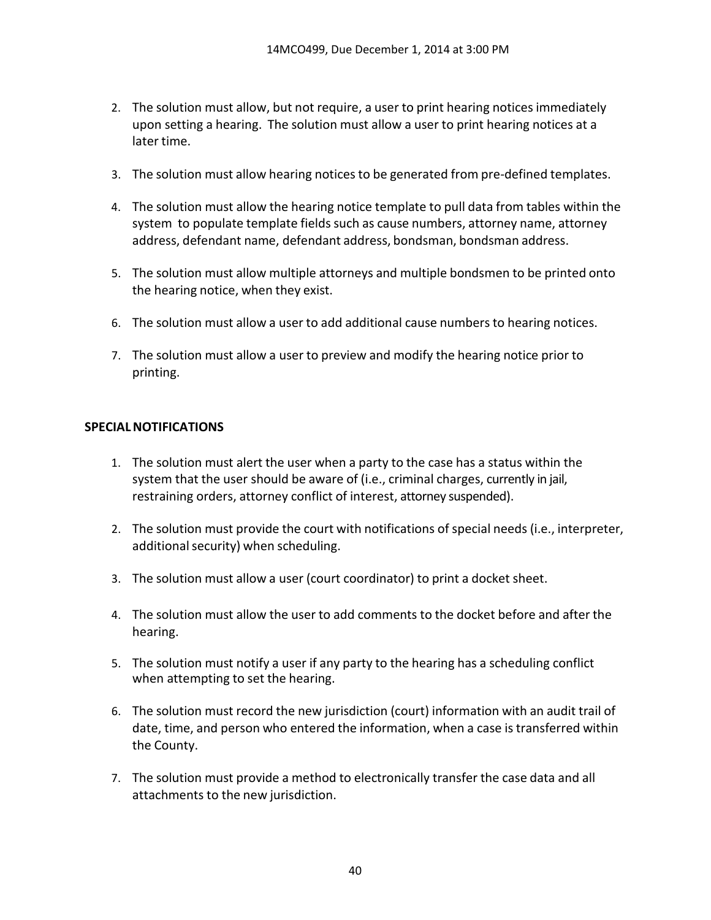2. The solution must allow, but not require, a user to print hearing notices immediately upon setting a hearing. The solution must allow a user to print hearing notices at a later time.
3. The solution must allow hearing notices to be generated from pre-defined templates.
4. The solution must allow the hearing notice template to pull data from tables within the system to populate template fields such as cause numbers, attorney name, attorney address, defendant name, defendant address, bondsman, bondsman address.
5. The solution must allow multiple attorneys and multiple bondsmen to be printed onto the hearing notice, when they exist.
6. The solution must allow a user to add additional cause numbers to hearing notices.
7. The solution must allow a user to preview and modify the hearing notice prior to printing.

**SPECIAL NOTIFICATIONS**

1. The solution must alert the user when a party to the case has a status within the system that the user should be aware of (i.e., criminal charges, currently in jail, restraining orders, attorney conflict of interest, attorney suspended).
2. The solution must provide the court with notifications of special needs (i.e., interpreter, additional security) when scheduling.
3. The solution must allow a user (court coordinator) to print a docket sheet.
4. The solution must allow the user to add comments to the docket before and after the hearing.
5. The solution must notify a user if any party to the hearing has a scheduling conflict when attempting to set the hearing.
6. The solution must record the new jurisdiction (court) information with an audit trail of date, time, and person who entered the information, when a case is transferred within the County.
7. The solution must provide a method to electronically transfer the case data and all attachments to the new jurisdiction.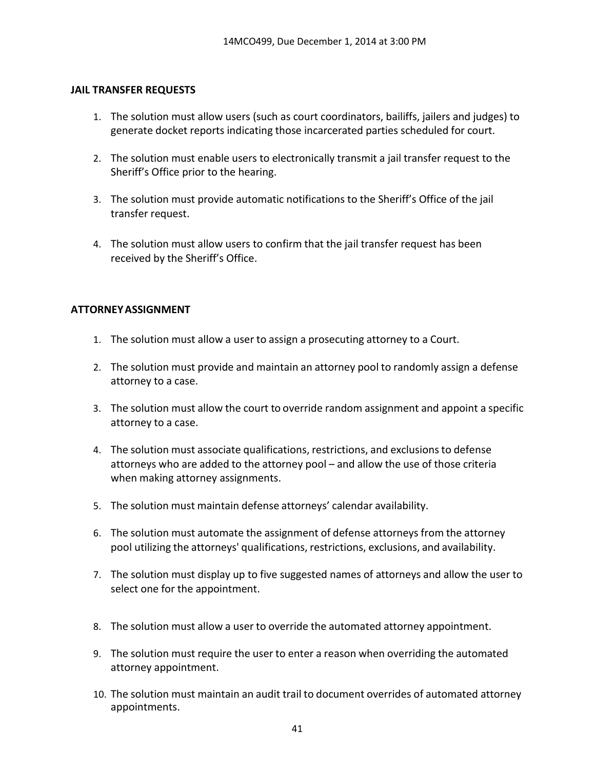### JAIL TRANSFER REQUESTS

1. The solution must allow users (such as court coordinators, bailiffs, jailers and judges) to generate docket reports indicating those incarcerated parties scheduled for court.
2. The solution must enable users to electronically transmit a jail transfer request to the Sheriff's Office prior to the hearing.
3. The solution must provide automatic notifications to the Sheriff's Office of the jail transfer request.
4. The solution must allow users to confirm that the jail transfer request has been received by the Sheriff's Office.

### ATTORNEY ASSIGNMENT

1. The solution must allow a user to assign a prosecuting attorney to a Court.
2. The solution must provide and maintain an attorney pool to randomly assign a defense attorney to a case.
3. The solution must allow the court to override random assignment and appoint a specific attorney to a case.
4. The solution must associate qualifications, restrictions, and exclusions to defense attorneys who are added to the attorney pool – and allow the use of those criteria when making attorney assignments.
5. The solution must maintain defense attorneys' calendar availability.
6. The solution must automate the assignment of defense attorneys from the attorney pool utilizing the attorneys' qualifications, restrictions, exclusions, and availability.
7. The solution must display up to five suggested names of attorneys and allow the user to select one for the appointment.
8. The solution must allow a user to override the automated attorney appointment.
9. The solution must require the user to enter a reason when overriding the automated attorney appointment.
10. The solution must maintain an audit trail to document overrides of automated attorney appointments.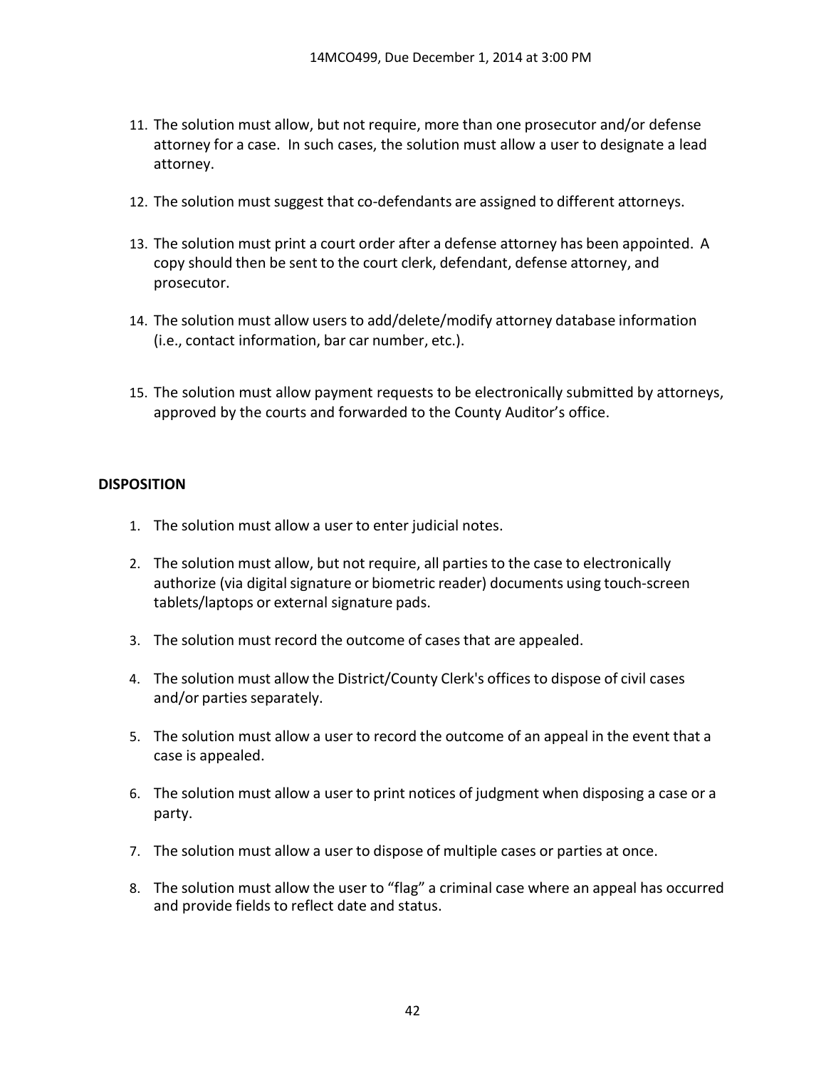11. The solution must allow, but not require, more than one prosecutor and/or defense attorney for a case. In such cases, the solution must allow a user to designate a lead attorney.

12. The solution must suggest that co-defendants are assigned to different attorneys.

13. The solution must print a court order after a defense attorney has been appointed. A copy should then be sent to the court clerk, defendant, defense attorney, and prosecutor.

14. The solution must allow users to add/delete/modify attorney database information (i.e., contact information, bar car number, etc.).

15. The solution must allow payment requests to be electronically submitted by attorneys, approved by the courts and forwarded to the County Auditor's office.

**DISPOSITION**

1. The solution must allow a user to enter judicial notes.

2. The solution must allow, but not require, all parties to the case to electronically authorize (via digital signature or biometric reader) documents using touch-screen tablets/laptops or external signature pads.

3. The solution must record the outcome of cases that are appealed.

4. The solution must allow the District/County Clerk's offices to dispose of civil cases and/or parties separately.

5. The solution must allow a user to record the outcome of an appeal in the event that a case is appealed.

6. The solution must allow a user to print notices of judgment when disposing a case or a party.

7. The solution must allow a user to dispose of multiple cases or parties at once.

8. The solution must allow the user to "flag" a criminal case where an appeal has occurred and provide fields to reflect date and status.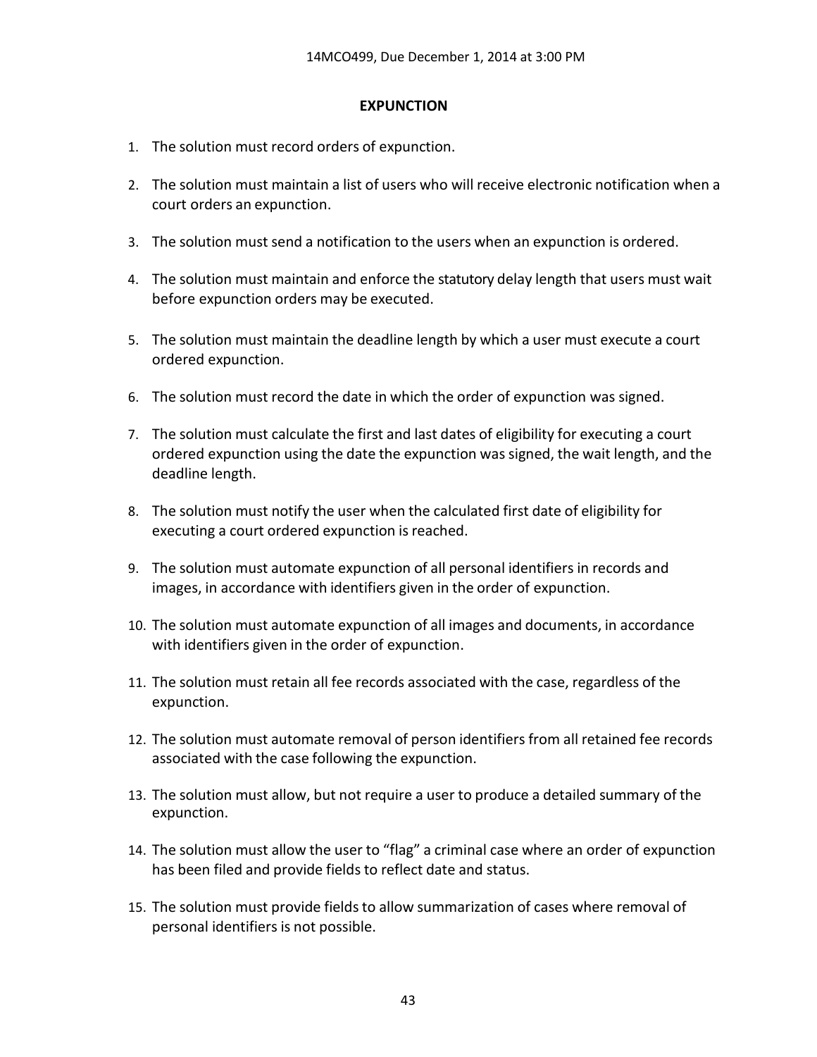## EXPUNCTION

1. The solution must record orders of expunction.
2. The solution must maintain a list of users who will receive electronic notification when a court orders an expunction.
3. The solution must send a notification to the users when an expunction is ordered.
4. The solution must maintain and enforce the statutory delay length that users must wait before expunction orders may be executed.
5. The solution must maintain the deadline length by which a user must execute a court ordered expunction.
6. The solution must record the date in which the order of expunction was signed.
7. The solution must calculate the first and last dates of eligibility for executing a court ordered expunction using the date the expunction was signed, the wait length, and the deadline length.
8. The solution must notify the user when the calculated first date of eligibility for executing a court ordered expunction is reached.
9. The solution must automate expunction of all personal identifiers in records and images, in accordance with identifiers given in the order of expunction.
10. The solution must automate expunction of all images and documents, in accordance with identifiers given in the order of expunction.
11. The solution must retain all fee records associated with the case, regardless of the expunction.
12. The solution must automate removal of person identifiers from all retained fee records associated with the case following the expunction.
13. The solution must allow, but not require a user to produce a detailed summary of the expunction.
14. The solution must allow the user to "flag" a criminal case where an order of expunction has been filed and provide fields to reflect date and status.
15. The solution must provide fields to allow summarization of cases where removal of personal identifiers is not possible.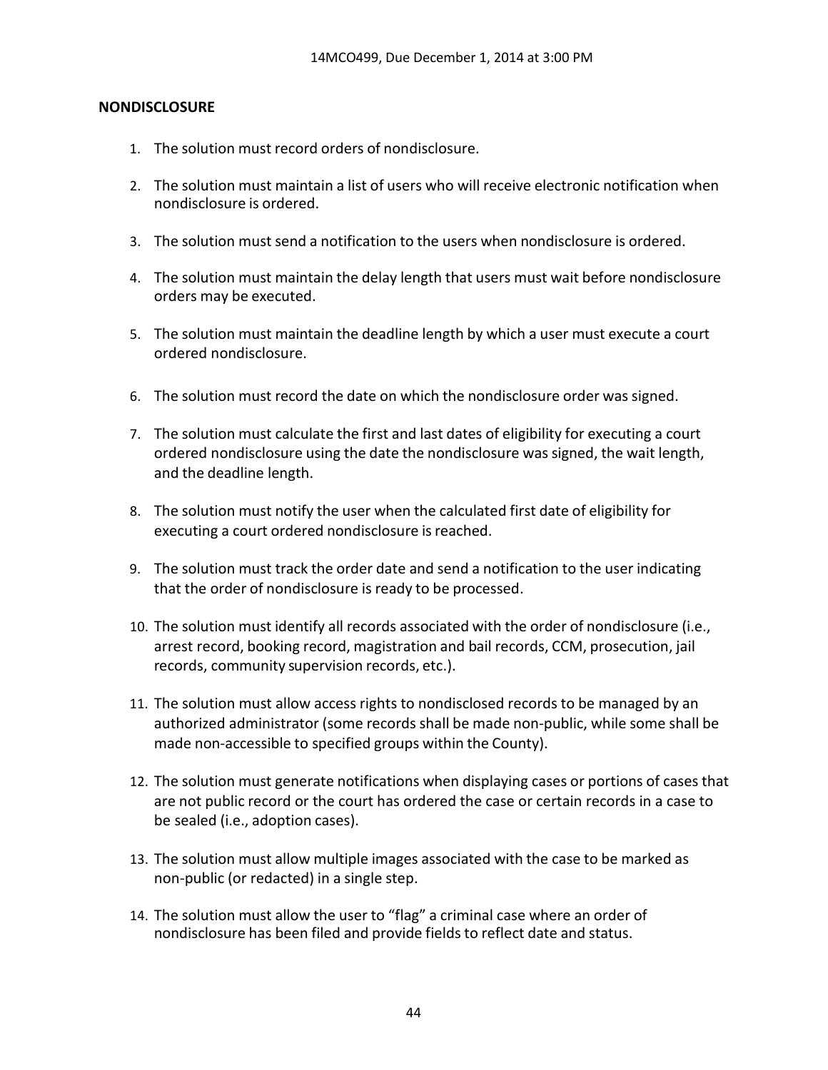## NONDISCLOSURE

1. The solution must record orders of nondisclosure.

2. The solution must maintain a list of users who will receive electronic notification when nondisclosure is ordered.

3. The solution must send a notification to the users when nondisclosure is ordered.

4. The solution must maintain the delay length that users must wait before nondisclosure orders may be executed.

5. The solution must maintain the deadline length by which a user must execute a court ordered nondisclosure.

6. The solution must record the date on which the nondisclosure order was signed.

7. The solution must calculate the first and last dates of eligibility for executing a court ordered nondisclosure using the date the nondisclosure was signed, the wait length, and the deadline length.

8. The solution must notify the user when the calculated first date of eligibility for executing a court ordered nondisclosure is reached.

9. The solution must track the order date and send a notification to the user indicating that the order of nondisclosure is ready to be processed.

10. The solution must identify all records associated with the order of nondisclosure (i.e., arrest record, booking record, magistration and bail records, CCM, prosecution, jail records, community supervision records, etc.).

11. The solution must allow access rights to nondisclosed records to be managed by an authorized administrator (some records shall be made non-public, while some shall be made non-accessible to specified groups within the County).

12. The solution must generate notifications when displaying cases or portions of cases that are not public record or the court has ordered the case or certain records in a case to be sealed (i.e., adoption cases).

13. The solution must allow multiple images associated with the case to be marked as non-public (or redacted) in a single step.

14. The solution must allow the user to “flag” a criminal case where an order of nondisclosure has been filed and provide fields to reflect date and status.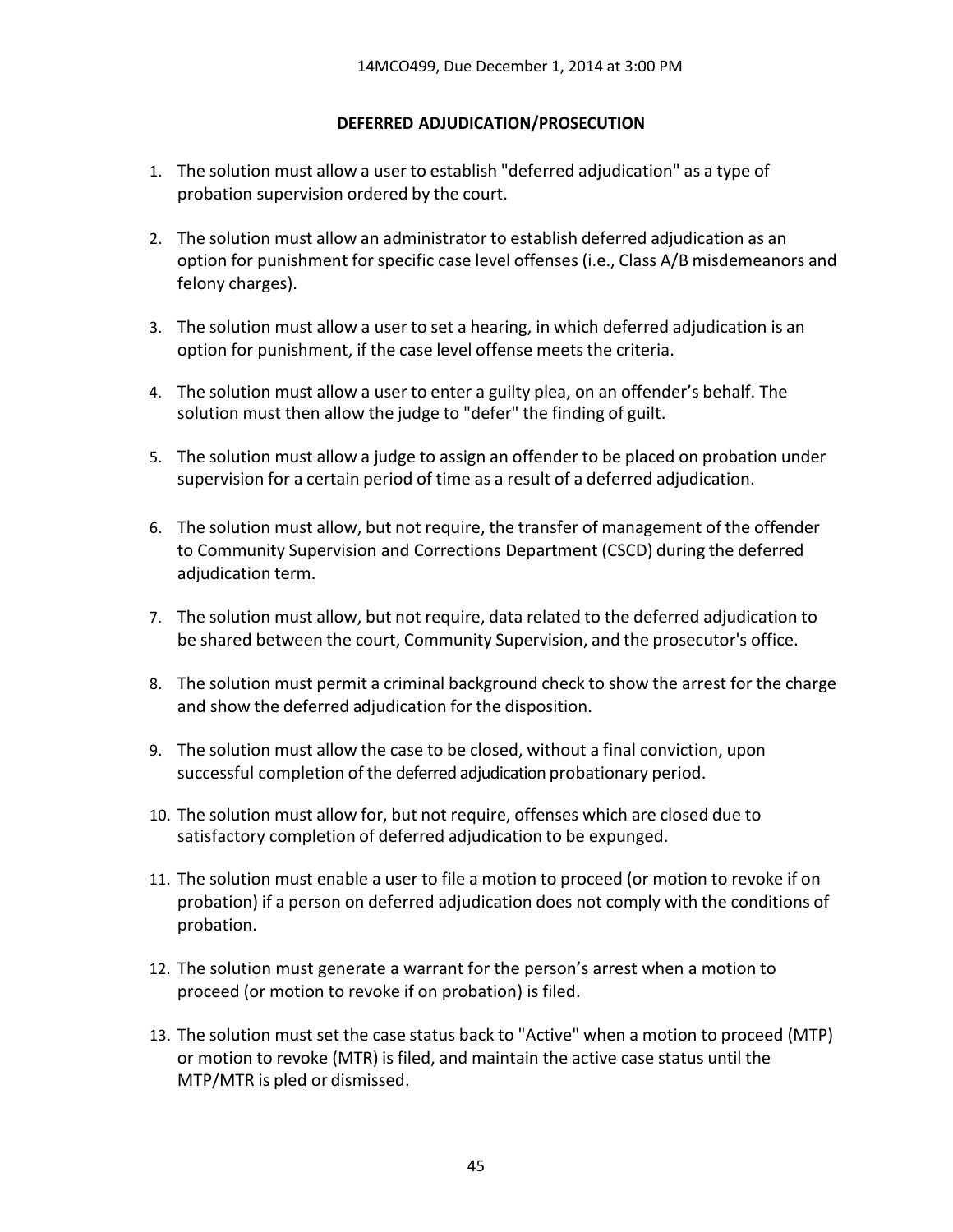## DEFERRED ADJUDICATION/PROSECUTION

1. The solution must allow a user to establish "deferred adjudication" as a type of probation supervision ordered by the court.
2. The solution must allow an administrator to establish deferred adjudication as an option for punishment for specific case level offenses (i.e., Class A/B misdemeanors and felony charges).
3. The solution must allow a user to set a hearing, in which deferred adjudication is an option for punishment, if the case level offense meets the criteria.
4. The solution must allow a user to enter a guilty plea, on an offender's behalf. The solution must then allow the judge to "defer" the finding of guilt.
5. The solution must allow a judge to assign an offender to be placed on probation under supervision for a certain period of time as a result of a deferred adjudication.
6. The solution must allow, but not require, the transfer of management of the offender to Community Supervision and Corrections Department (CSCD) during the deferred adjudication term.
7. The solution must allow, but not require, data related to the deferred adjudication to be shared between the court, Community Supervision, and the prosecutor's office.
8. The solution must permit a criminal background check to show the arrest for the charge and show the deferred adjudication for the disposition.
9. The solution must allow the case to be closed, without a final conviction, upon successful completion of the deferred adjudication probationary period.
10. The solution must allow for, but not require, offenses which are closed due to satisfactory completion of deferred adjudication to be expunged.
11. The solution must enable a user to file a motion to proceed (or motion to revoke if on probation) if a person on deferred adjudication does not comply with the conditions of probation.
12. The solution must generate a warrant for the person's arrest when a motion to proceed (or motion to revoke if on probation) is filed.
13. The solution must set the case status back to "Active" when a motion to proceed (MTP) or motion to revoke (MTR) is filed, and maintain the active case status until the MTP/MTR is pled or dismissed.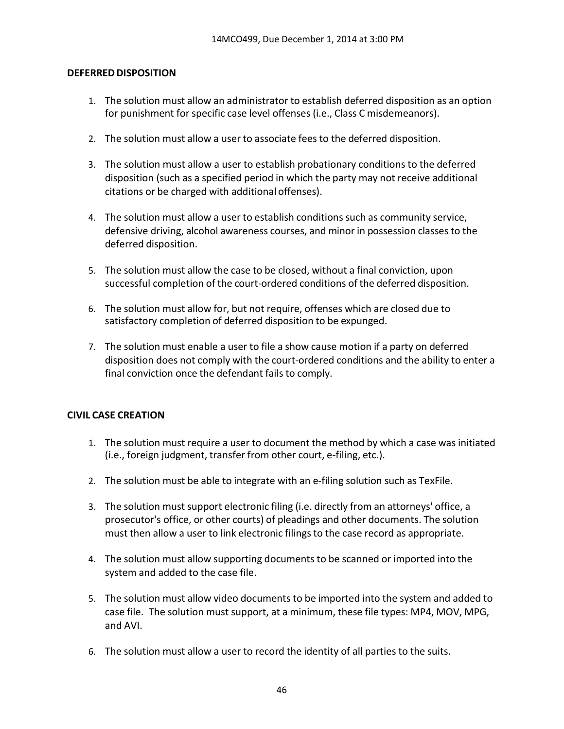## DEFERRED DISPOSITION

1. The solution must allow an administrator to establish deferred disposition as an option for punishment for specific case level offenses (i.e., Class C misdemeanors).

2. The solution must allow a user to associate fees to the deferred disposition.

3. The solution must allow a user to establish probationary conditions to the deferred disposition (such as a specified period in which the party may not receive additional citations or be charged with additional offenses).

4. The solution must allow a user to establish conditions such as community service, defensive driving, alcohol awareness courses, and minor in possession classes to the deferred disposition.

5. The solution must allow the case to be closed, without a final conviction, upon successful completion of the court-ordered conditions of the deferred disposition.

6. The solution must allow for, but not require, offenses which are closed due to satisfactory completion of deferred disposition to be expunged.

7. The solution must enable a user to file a show cause motion if a party on deferred disposition does not comply with the court-ordered conditions and the ability to enter a final conviction once the defendant fails to comply.

## CIVIL CASE CREATION

1. The solution must require a user to document the method by which a case was initiated (i.e., foreign judgment, transfer from other court, e-filing, etc.).

2. The solution must be able to integrate with an e-filing solution such as TexFile.

3. The solution must support electronic filing (i.e. directly from an attorneys' office, a prosecutor's office, or other courts) of pleadings and other documents. The solution must then allow a user to link electronic filings to the case record as appropriate.

4. The solution must allow supporting documents to be scanned or imported into the system and added to the case file.

5. The solution must allow video documents to be imported into the system and added to case file. The solution must support, at a minimum, these file types: MP4, MOV, MPG, and AVI.

6. The solution must allow a user to record the identity of all parties to the suits.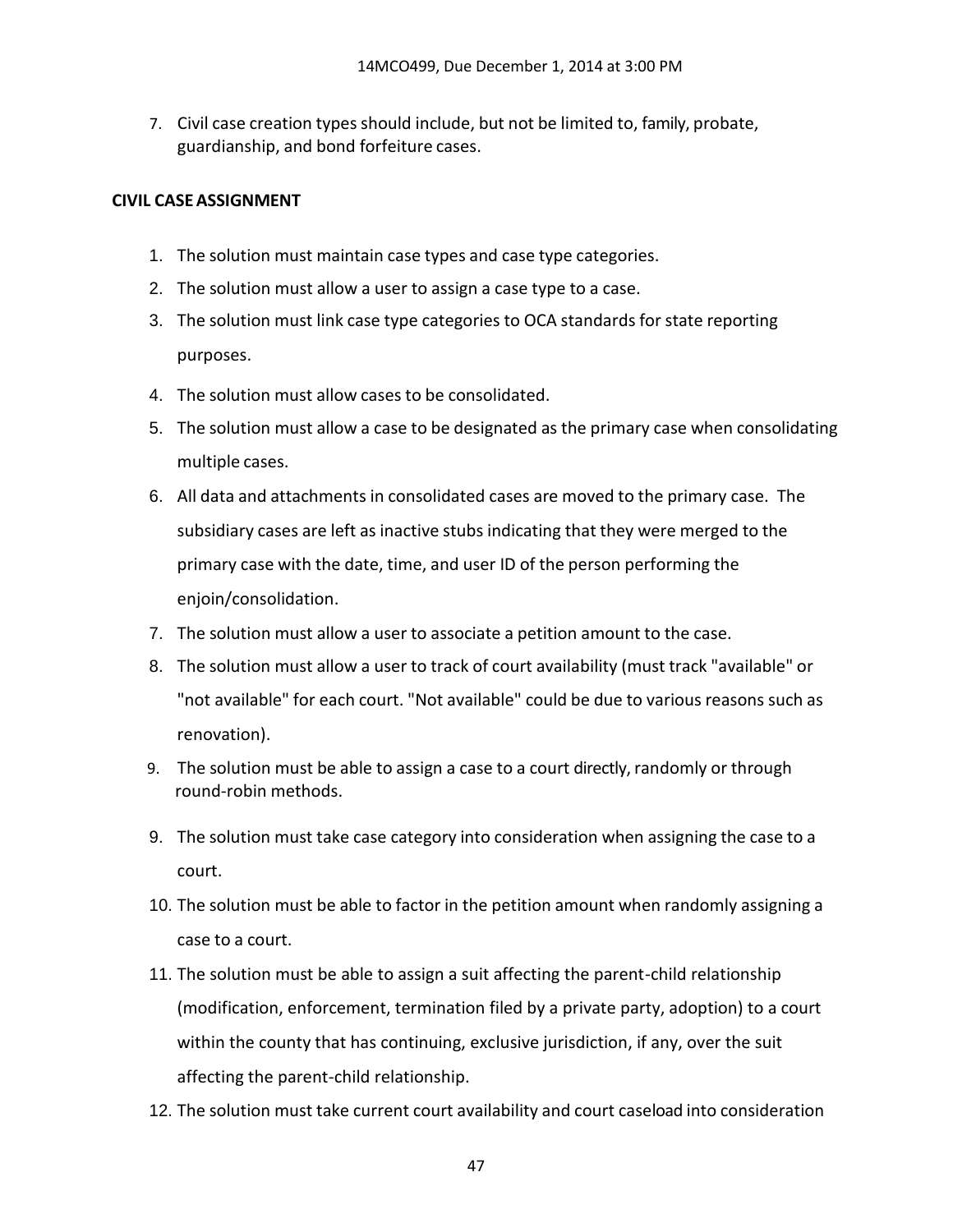7. Civil case creation types should include, but not be limited to, family, probate, guardianship, and bond forfeiture cases.

**CIVIL CASE ASSIGNMENT**

1. The solution must maintain case types and case type categories.
2. The solution must allow a user to assign a case type to a case.
3. The solution must link case type categories to OCA standards for state reporting purposes.
4. The solution must allow cases to be consolidated.
5. The solution must allow a case to be designated as the primary case when consolidating multiple cases.
6. All data and attachments in consolidated cases are moved to the primary case. The subsidiary cases are left as inactive stubs indicating that they were merged to the primary case with the date, time, and user ID of the person performing the enjoin/consolidation.
7. The solution must allow a user to associate a petition amount to the case.
8. The solution must allow a user to track of court availability (must track "available" or "not available" for each court. "Not available" could be due to various reasons such as renovation).
9. The solution must be able to assign a case to a court directly, randomly or through round-robin methods.
9. The solution must take case category into consideration when assigning the case to a court.
10. The solution must be able to factor in the petition amount when randomly assigning a case to a court.
11. The solution must be able to assign a suit affecting the parent-child relationship (modification, enforcement, termination filed by a private party, adoption) to a court within the county that has continuing, exclusive jurisdiction, if any, over the suit affecting the parent-child relationship.
12. The solution must take current court availability and court caseload into consideration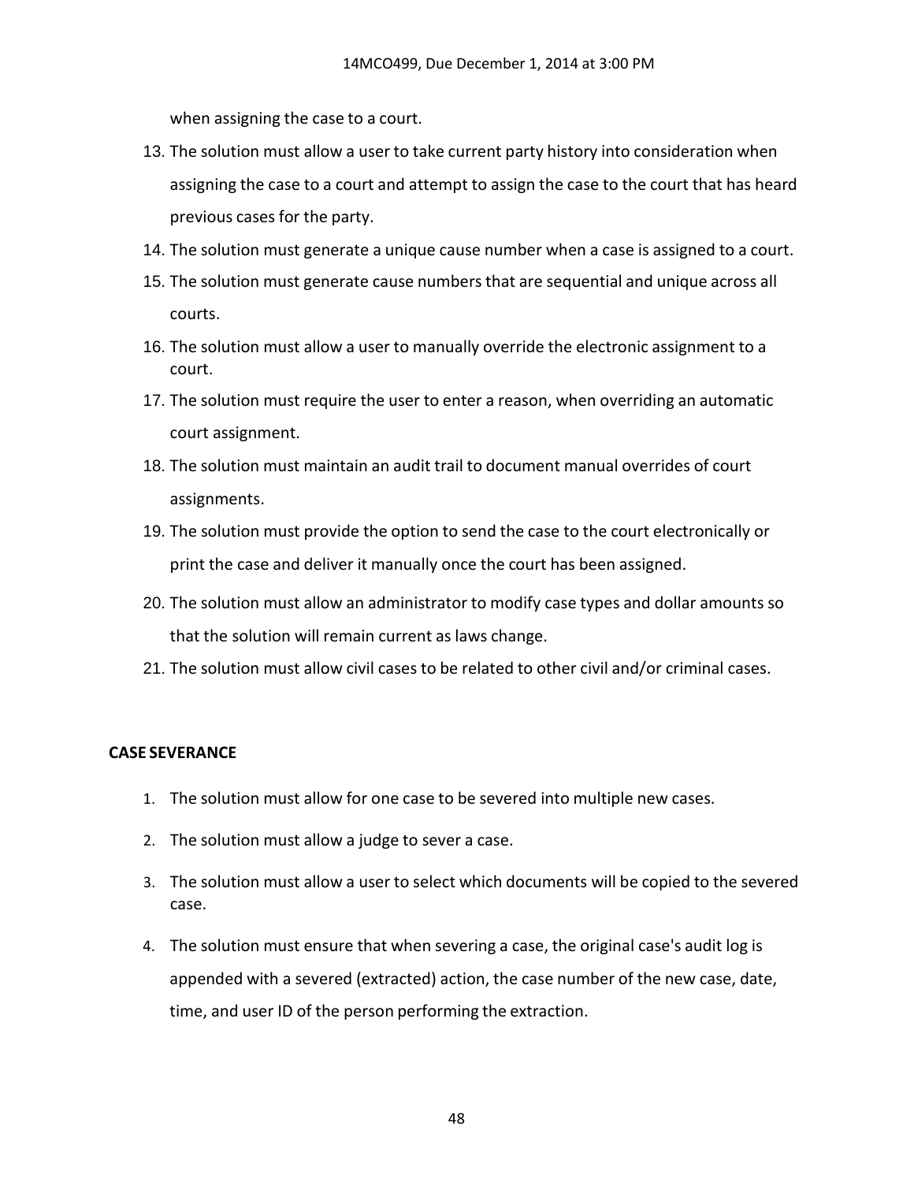when assigning the case to a court.

13. The solution must allow a user to take current party history into consideration when assigning the case to a court and attempt to assign the case to the court that has heard previous cases for the party.
14. The solution must generate a unique cause number when a case is assigned to a court.
15. The solution must generate cause numbers that are sequential and unique across all courts.
16. The solution must allow a user to manually override the electronic assignment to a court.
17. The solution must require the user to enter a reason, when overriding an automatic court assignment.
18. The solution must maintain an audit trail to document manual overrides of court assignments.
19. The solution must provide the option to send the case to the court electronically or print the case and deliver it manually once the court has been assigned.
20. The solution must allow an administrator to modify case types and dollar amounts so that the solution will remain current as laws change.
21. The solution must allow civil cases to be related to other civil and/or criminal cases.

**CASE SEVERANCE**

1. The solution must allow for one case to be severed into multiple new cases.
2. The solution must allow a judge to sever a case.
3. The solution must allow a user to select which documents will be copied to the severed case.
4. The solution must ensure that when severing a case, the original case's audit log is appended with a severed (extracted) action, the case number of the new case, date, time, and user ID of the person performing the extraction.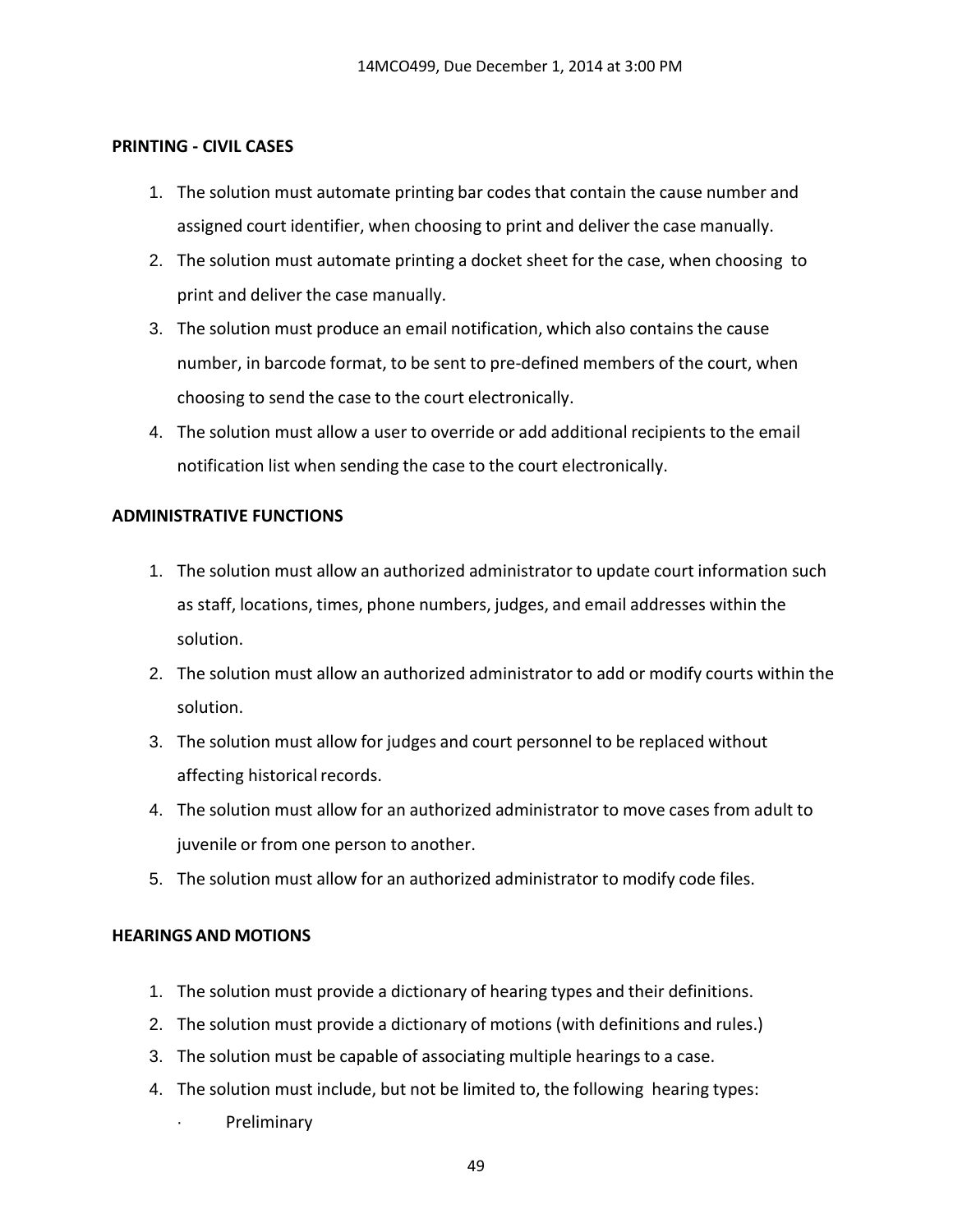**PRINTING - CIVIL CASES**

1. The solution must automate printing bar codes that contain the cause number and assigned court identifier, when choosing to print and deliver the case manually.
2. The solution must automate printing a docket sheet for the case, when choosing to print and deliver the case manually.
3. The solution must produce an email notification, which also contains the cause number, in barcode format, to be sent to pre-defined members of the court, when choosing to send the case to the court electronically.
4. The solution must allow a user to override or add additional recipients to the email notification list when sending the case to the court electronically.

**ADMINISTRATIVE FUNCTIONS**

1. The solution must allow an authorized administrator to update court information such as staff, locations, times, phone numbers, judges, and email addresses within the solution.
2. The solution must allow an authorized administrator to add or modify courts within the solution.
3. The solution must allow for judges and court personnel to be replaced without affecting historical records.
4. The solution must allow for an authorized administrator to move cases from adult to juvenile or from one person to another.
5. The solution must allow for an authorized administrator to modify code files.

**HEARINGS AND MOTIONS**

1. The solution must provide a dictionary of hearing types and their definitions.
2. The solution must provide a dictionary of motions (with definitions and rules.)
3. The solution must be capable of associating multiple hearings to a case.
4. The solution must include, but not be limited to, the following hearing types:
   - Preliminary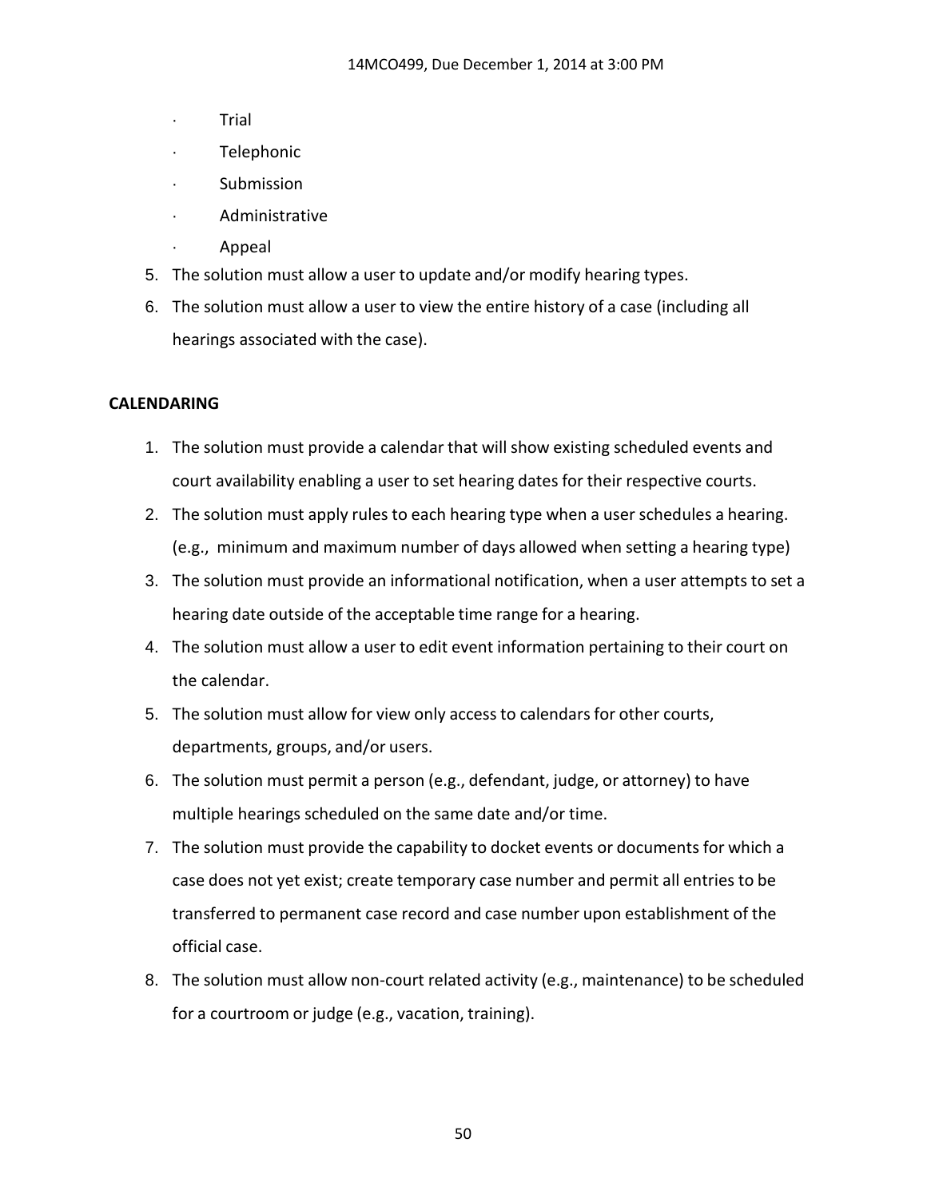- Trial
- Telephonic
- Submission
- Administrative
- Appeal

5. The solution must allow a user to update and/or modify hearing types.
6. The solution must allow a user to view the entire history of a case (including all hearings associated with the case).

**CALENDARING**

1. The solution must provide a calendar that will show existing scheduled events and court availability enabling a user to set hearing dates for their respective courts.
2. The solution must apply rules to each hearing type when a user schedules a hearing. (e.g., minimum and maximum number of days allowed when setting a hearing type)
3. The solution must provide an informational notification, when a user attempts to set a hearing date outside of the acceptable time range for a hearing.
4. The solution must allow a user to edit event information pertaining to their court on the calendar.
5. The solution must allow for view only access to calendars for other courts, departments, groups, and/or users.
6. The solution must permit a person (e.g., defendant, judge, or attorney) to have multiple hearings scheduled on the same date and/or time.
7. The solution must provide the capability to docket events or documents for which a case does not yet exist; create temporary case number and permit all entries to be transferred to permanent case record and case number upon establishment of the official case.
8. The solution must allow non-court related activity (e.g., maintenance) to be scheduled for a courtroom or judge (e.g., vacation, training).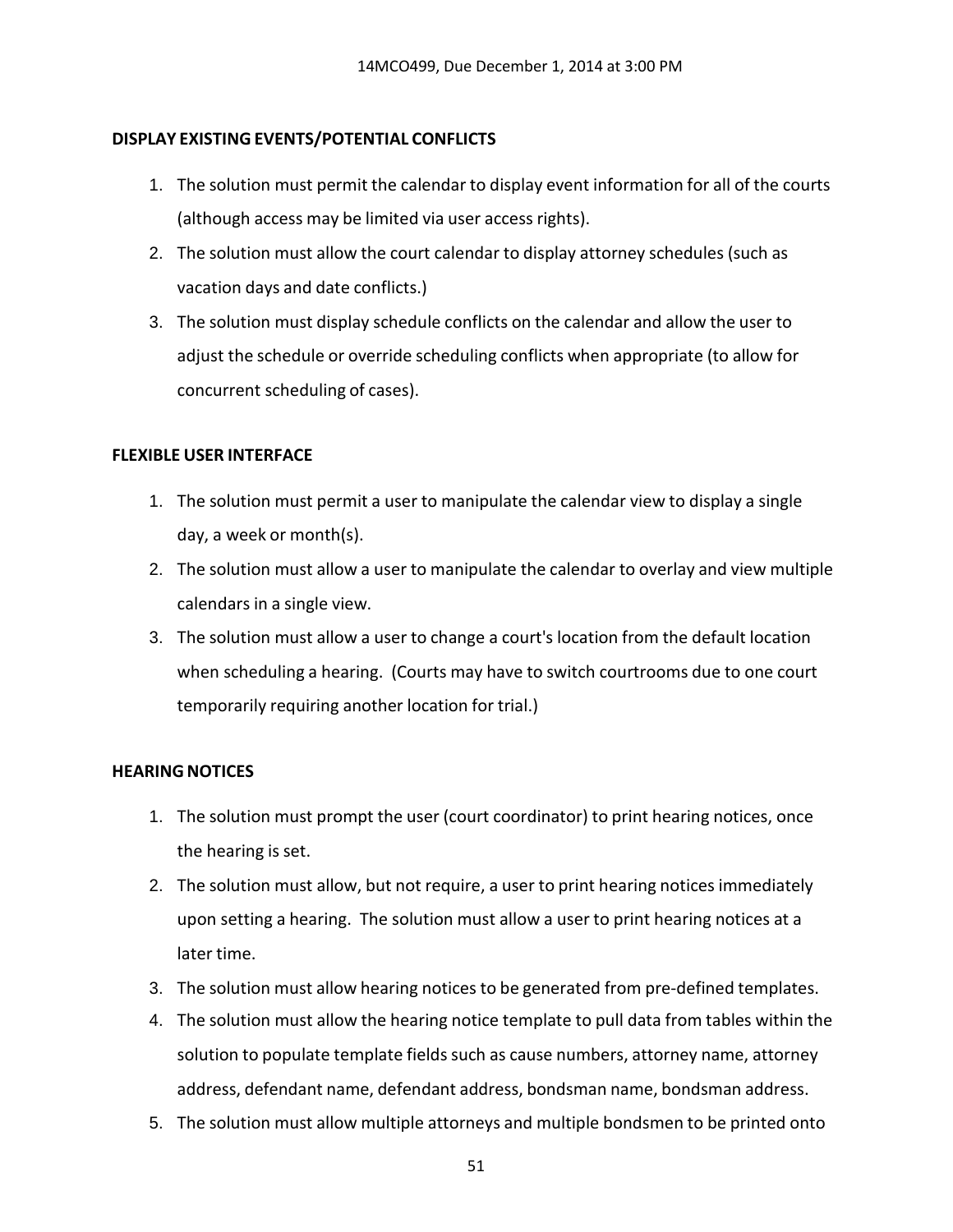**DISPLAY EXISTING EVENTS/POTENTIAL CONFLICTS**

1. The solution must permit the calendar to display event information for all of the courts (although access may be limited via user access rights).
2. The solution must allow the court calendar to display attorney schedules (such as vacation days and date conflicts.)
3. The solution must display schedule conflicts on the calendar and allow the user to adjust the schedule or override scheduling conflicts when appropriate (to allow for concurrent scheduling of cases).

**FLEXIBLE USER INTERFACE**

1. The solution must permit a user to manipulate the calendar view to display a single day, a week or month(s).
2. The solution must allow a user to manipulate the calendar to overlay and view multiple calendars in a single view.
3. The solution must allow a user to change a court's location from the default location when scheduling a hearing. (Courts may have to switch courtrooms due to one court temporarily requiring another location for trial.)

**HEARING NOTICES**

1. The solution must prompt the user (court coordinator) to print hearing notices, once the hearing is set.
2. The solution must allow, but not require, a user to print hearing notices immediately upon setting a hearing. The solution must allow a user to print hearing notices at a later time.
3. The solution must allow hearing notices to be generated from pre-defined templates.
4. The solution must allow the hearing notice template to pull data from tables within the solution to populate template fields such as cause numbers, attorney name, attorney address, defendant name, defendant address, bondsman name, bondsman address.
5. The solution must allow multiple attorneys and multiple bondsmen to be printed onto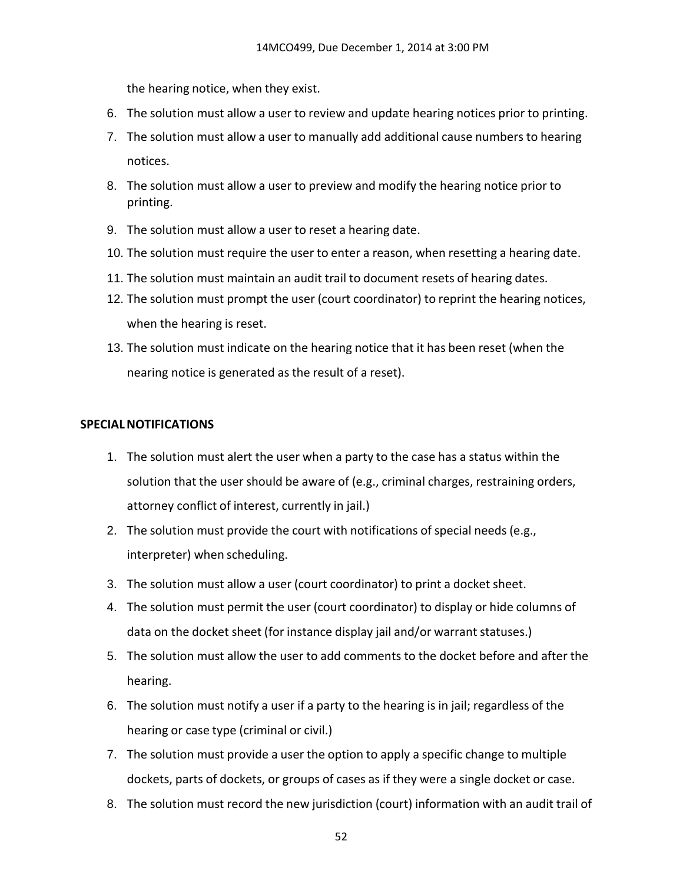the hearing notice, when they exist.

6. The solution must allow a user to review and update hearing notices prior to printing.
7. The solution must allow a user to manually add additional cause numbers to hearing notices.
8. The solution must allow a user to preview and modify the hearing notice prior to printing.
9. The solution must allow a user to reset a hearing date.
10. The solution must require the user to enter a reason, when resetting a hearing date.
11. The solution must maintain an audit trail to document resets of hearing dates.
12. The solution must prompt the user (court coordinator) to reprint the hearing notices, when the hearing is reset.
13. The solution must indicate on the hearing notice that it has been reset (when the nearing notice is generated as the result of a reset).

**SPECIAL NOTIFICATIONS**

1. The solution must alert the user when a party to the case has a status within the solution that the user should be aware of (e.g., criminal charges, restraining orders, attorney conflict of interest, currently in jail.)
2. The solution must provide the court with notifications of special needs (e.g., interpreter) when scheduling.
3. The solution must allow a user (court coordinator) to print a docket sheet.
4. The solution must permit the user (court coordinator) to display or hide columns of data on the docket sheet (for instance display jail and/or warrant statuses.)
5. The solution must allow the user to add comments to the docket before and after the hearing.
6. The solution must notify a user if a party to the hearing is in jail; regardless of the hearing or case type (criminal or civil.)
7. The solution must provide a user the option to apply a specific change to multiple dockets, parts of dockets, or groups of cases as if they were a single docket or case.
8. The solution must record the new jurisdiction (court) information with an audit trail of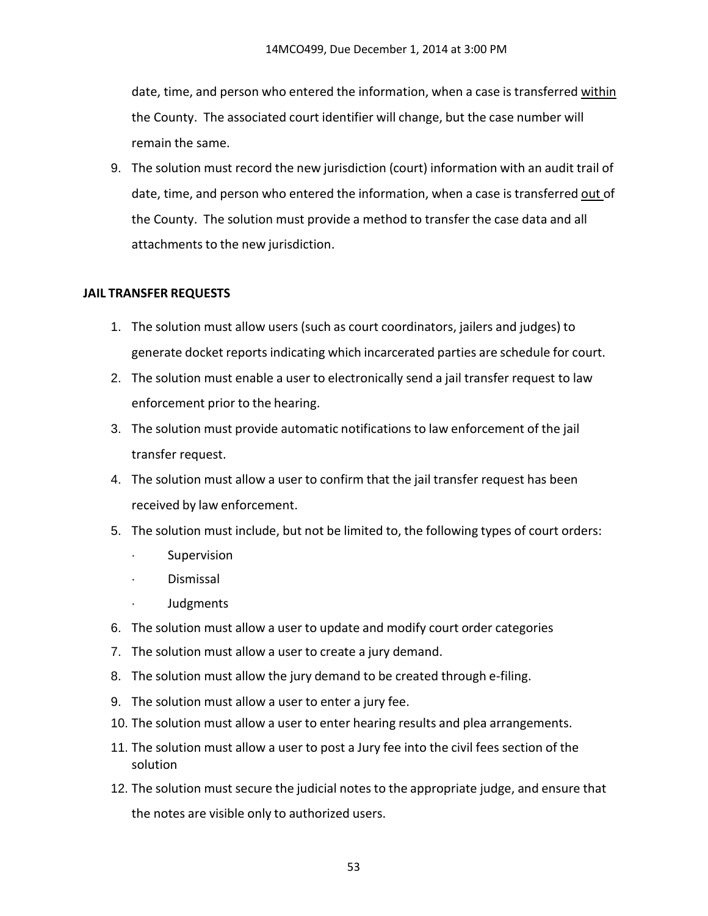date, time, and person who entered the information, when a case is transferred <u>within</u> the County. The associated court identifier will change, but the case number will remain the same.

9. The solution must record the new jurisdiction (court) information with an audit trail of date, time, and person who entered the information, when a case is transferred <u>out</u> of the County. The solution must provide a method to transfer the case data and all attachments to the new jurisdiction.

**JAIL TRANSFER REQUESTS**

1. The solution must allow users (such as court coordinators, jailers and judges) to generate docket reports indicating which incarcerated parties are schedule for court.
2. The solution must enable a user to electronically send a jail transfer request to law enforcement prior to the hearing.
3. The solution must provide automatic notifications to law enforcement of the jail transfer request.
4. The solution must allow a user to confirm that the jail transfer request has been received by law enforcement.
5. The solution must include, but not be limited to, the following types of court orders:
   - Supervision
   - Dismissal
   - Judgments
6. The solution must allow a user to update and modify court order categories
7. The solution must allow a user to create a jury demand.
8. The solution must allow the jury demand to be created through e-filing.
9. The solution must allow a user to enter a jury fee.
10. The solution must allow a user to enter hearing results and plea arrangements.
11. The solution must allow a user to post a Jury fee into the civil fees section of the solution
12. The solution must secure the judicial notes to the appropriate judge, and ensure that the notes are visible only to authorized users.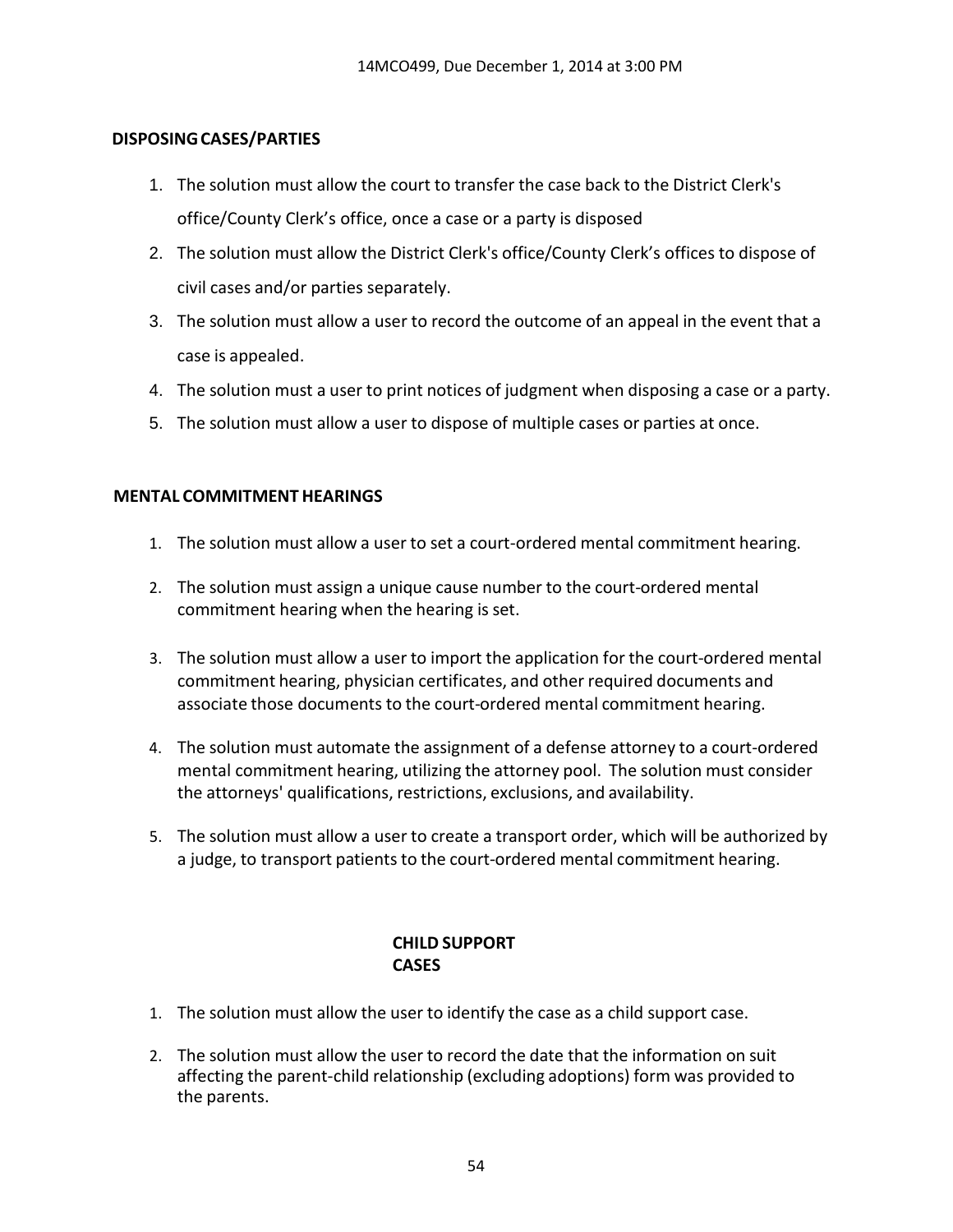**DISPOSING CASES/PARTIES**

1. The solution must allow the court to transfer the case back to the District Clerk's office/County Clerk's office, once a case or a party is disposed
2. The solution must allow the District Clerk's office/County Clerk's offices to dispose of civil cases and/or parties separately.
3. The solution must allow a user to record the outcome of an appeal in the event that a case is appealed.
4. The solution must a user to print notices of judgment when disposing a case or a party.
5. The solution must allow a user to dispose of multiple cases or parties at once.

**MENTAL COMMITMENT HEARINGS**

1. The solution must allow a user to set a court-ordered mental commitment hearing.
2. The solution must assign a unique cause number to the court-ordered mental commitment hearing when the hearing is set.
3. The solution must allow a user to import the application for the court-ordered mental commitment hearing, physician certificates, and other required documents and associate those documents to the court-ordered mental commitment hearing.
4. The solution must automate the assignment of a defense attorney to a court-ordered mental commitment hearing, utilizing the attorney pool. The solution must consider the attorneys' qualifications, restrictions, exclusions, and availability.
5. The solution must allow a user to create a transport order, which will be authorized by a judge, to transport patients to the court-ordered mental commitment hearing.

**CHILD SUPPORT CASES**

1. The solution must allow the user to identify the case as a child support case.
2. The solution must allow the user to record the date that the information on suit affecting the parent-child relationship (excluding adoptions) form was provided to the parents.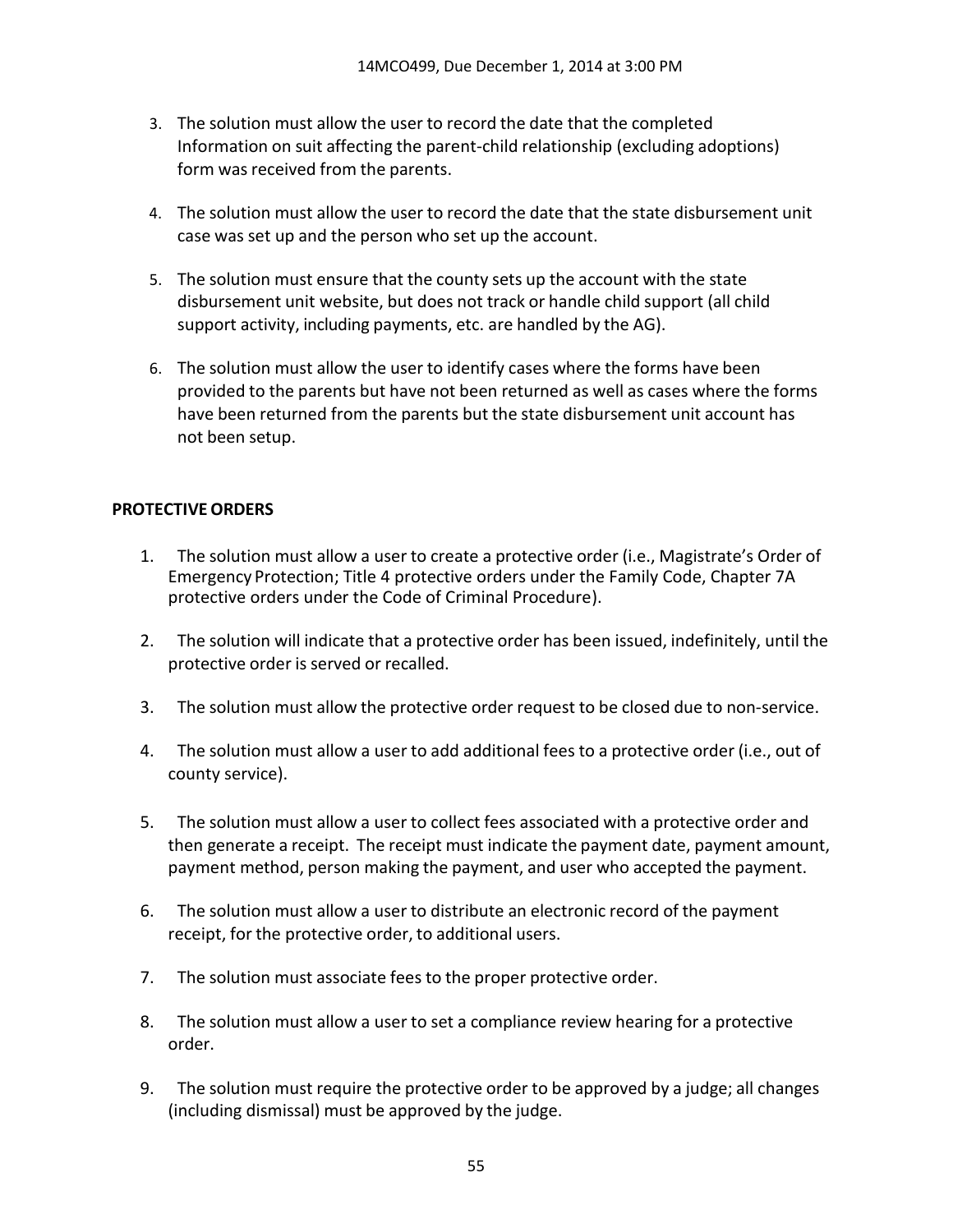3. The solution must allow the user to record the date that the completed Information on suit affecting the parent-child relationship (excluding adoptions) form was received from the parents.

4. The solution must allow the user to record the date that the state disbursement unit case was set up and the person who set up the account.

5. The solution must ensure that the county sets up the account with the state disbursement unit website, but does not track or handle child support (all child support activity, including payments, etc. are handled by the AG).

6. The solution must allow the user to identify cases where the forms have been provided to the parents but have not been returned as well as cases where the forms have been returned from the parents but the state disbursement unit account has not been setup.

**PROTECTIVE ORDERS**

1. The solution must allow a user to create a protective order (i.e., Magistrate's Order of Emergency Protection; Title 4 protective orders under the Family Code, Chapter 7A protective orders under the Code of Criminal Procedure).

2. The solution will indicate that a protective order has been issued, indefinitely, until the protective order is served or recalled.

3. The solution must allow the protective order request to be closed due to non-service.

4. The solution must allow a user to add additional fees to a protective order (i.e., out of county service).

5. The solution must allow a user to collect fees associated with a protective order and then generate a receipt. The receipt must indicate the payment date, payment amount, payment method, person making the payment, and user who accepted the payment.

6. The solution must allow a user to distribute an electronic record of the payment receipt, for the protective order, to additional users.

7. The solution must associate fees to the proper protective order.

8. The solution must allow a user to set a compliance review hearing for a protective order.

9. The solution must require the protective order to be approved by a judge; all changes (including dismissal) must be approved by the judge.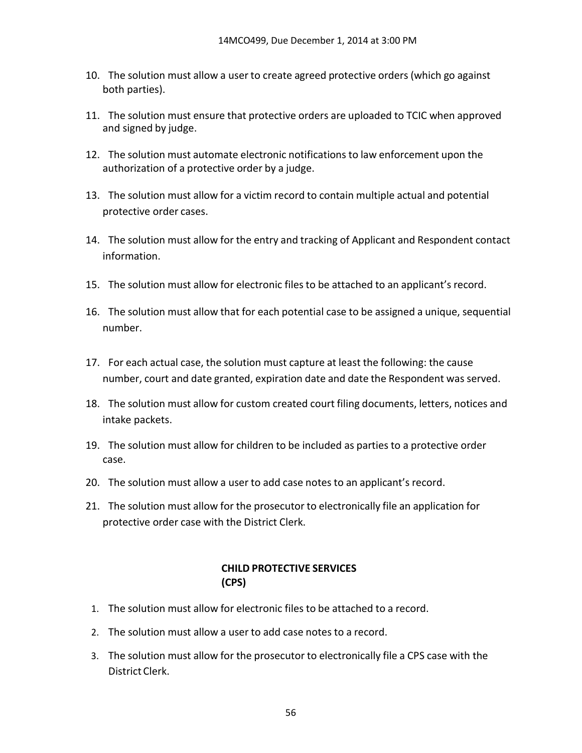10. The solution must allow a user to create agreed protective orders (which go against both parties).

11. The solution must ensure that protective orders are uploaded to TCIC when approved and signed by judge.

12. The solution must automate electronic notifications to law enforcement upon the authorization of a protective order by a judge.

13. The solution must allow for a victim record to contain multiple actual and potential protective order cases.

14. The solution must allow for the entry and tracking of Applicant and Respondent contact information.

15. The solution must allow for electronic files to be attached to an applicant's record.

16. The solution must allow that for each potential case to be assigned a unique, sequential number.

17. For each actual case, the solution must capture at least the following: the cause number, court and date granted, expiration date and date the Respondent was served.

18. The solution must allow for custom created court filing documents, letters, notices and intake packets.

19. The solution must allow for children to be included as parties to a protective order case.

20. The solution must allow a user to add case notes to an applicant's record.

21. The solution must allow for the prosecutor to electronically file an application for protective order case with the District Clerk.

## CHILD PROTECTIVE SERVICES (CPS)

1. The solution must allow for electronic files to be attached to a record.
2. The solution must allow a user to add case notes to a record.
3. The solution must allow for the prosecutor to electronically file a CPS case with the District Clerk.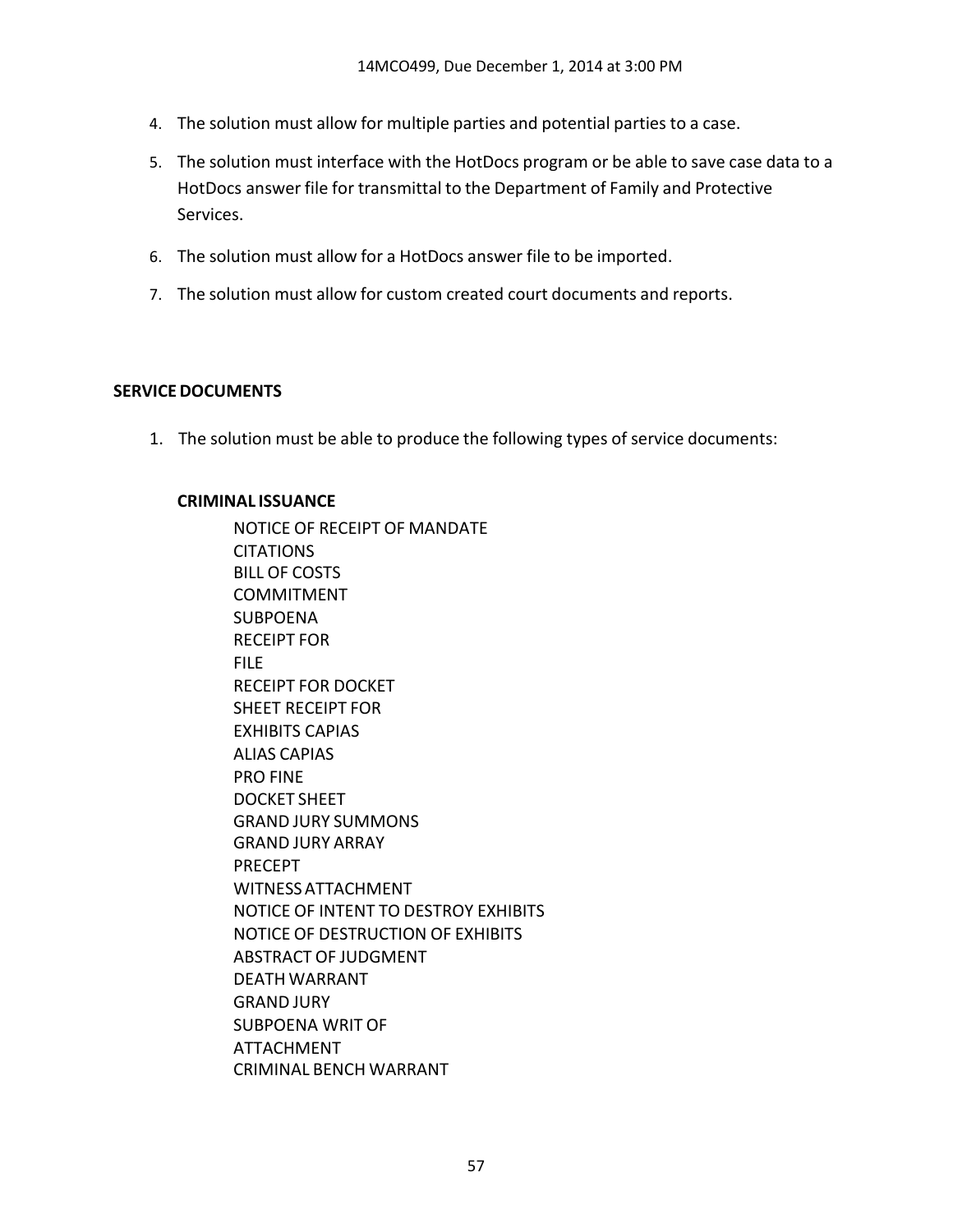4. The solution must allow for multiple parties and potential parties to a case.
5. The solution must interface with the HotDocs program or be able to save case data to a HotDocs answer file for transmittal to the Department of Family and Protective Services.
6. The solution must allow for a HotDocs answer file to be imported.
7. The solution must allow for custom created court documents and reports.

**SERVICE DOCUMENTS**

1. The solution must be able to produce the following types of service documents:

**CRIMINAL ISSUANCE**

NOTICE OF RECEIPT OF MANDATE
CITATIONS
BILL OF COSTS
COMMITMENT
SUBPOENA
RECEIPT FOR
FILE
RECEIPT FOR DOCKET
SHEET RECEIPT FOR
EXHIBITS CAPIAS
ALIAS CAPIAS
PRO FINE
DOCKET SHEET
GRAND JURY SUMMONS
GRAND JURY ARRAY
PRECEPT
WITNESS ATTACHMENT
NOTICE OF INTENT TO DESTROY EXHIBITS
NOTICE OF DESTRUCTION OF EXHIBITS
ABSTRACT OF JUDGMENT
DEATH WARRANT
GRAND JURY
SUBPOENA WRIT OF
ATTACHMENT
CRIMINAL BENCH WARRANT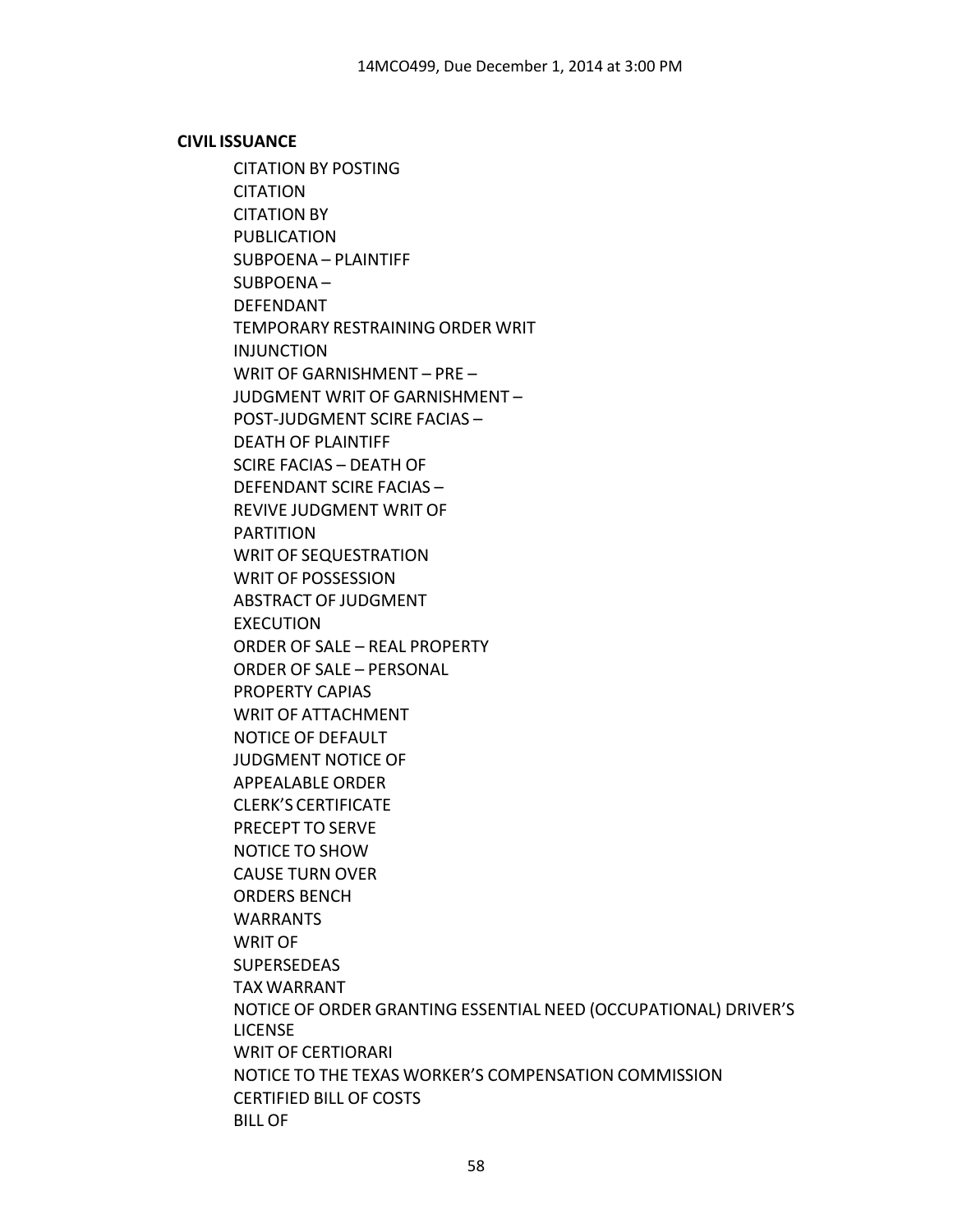**CIVIL ISSUANCE**

CITATION BY POSTING
CITATION
CITATION BY
PUBLICATION
SUBPOENA – PLAINTIFF
SUBPOENA –
DEFENDANT
TEMPORARY RESTRAINING ORDER WRIT
INJUNCTION
WRIT OF GARNISHMENT – PRE –
JUDGMENT WRIT OF GARNISHMENT –
POST-JUDGMENT SCIRE FACIAS –
DEATH OF PLAINTIFF
SCIRE FACIAS – DEATH OF
DEFENDANT SCIRE FACIAS –
REVIVE JUDGMENT WRIT OF
PARTITION
WRIT OF SEQUESTRATION
WRIT OF POSSESSION
ABSTRACT OF JUDGMENT
EXECUTION
ORDER OF SALE – REAL PROPERTY
ORDER OF SALE – PERSONAL
PROPERTY CAPIAS
WRIT OF ATTACHMENT
NOTICE OF DEFAULT
JUDGMENT NOTICE OF
APPEALABLE ORDER
CLERK'S CERTIFICATE
PRECEPT TO SERVE
NOTICE TO SHOW
CAUSE TURN OVER
ORDERS BENCH
WARRANTS
WRIT OF
SUPERSEDEAS
TAX WARRANT
NOTICE OF ORDER GRANTING ESSENTIAL NEED (OCCUPATIONAL) DRIVER'S
LICENSE
WRIT OF CERTIORARI
NOTICE TO THE TEXAS WORKER'S COMPENSATION COMMISSION
CERTIFIED BILL OF COSTS
BILL OF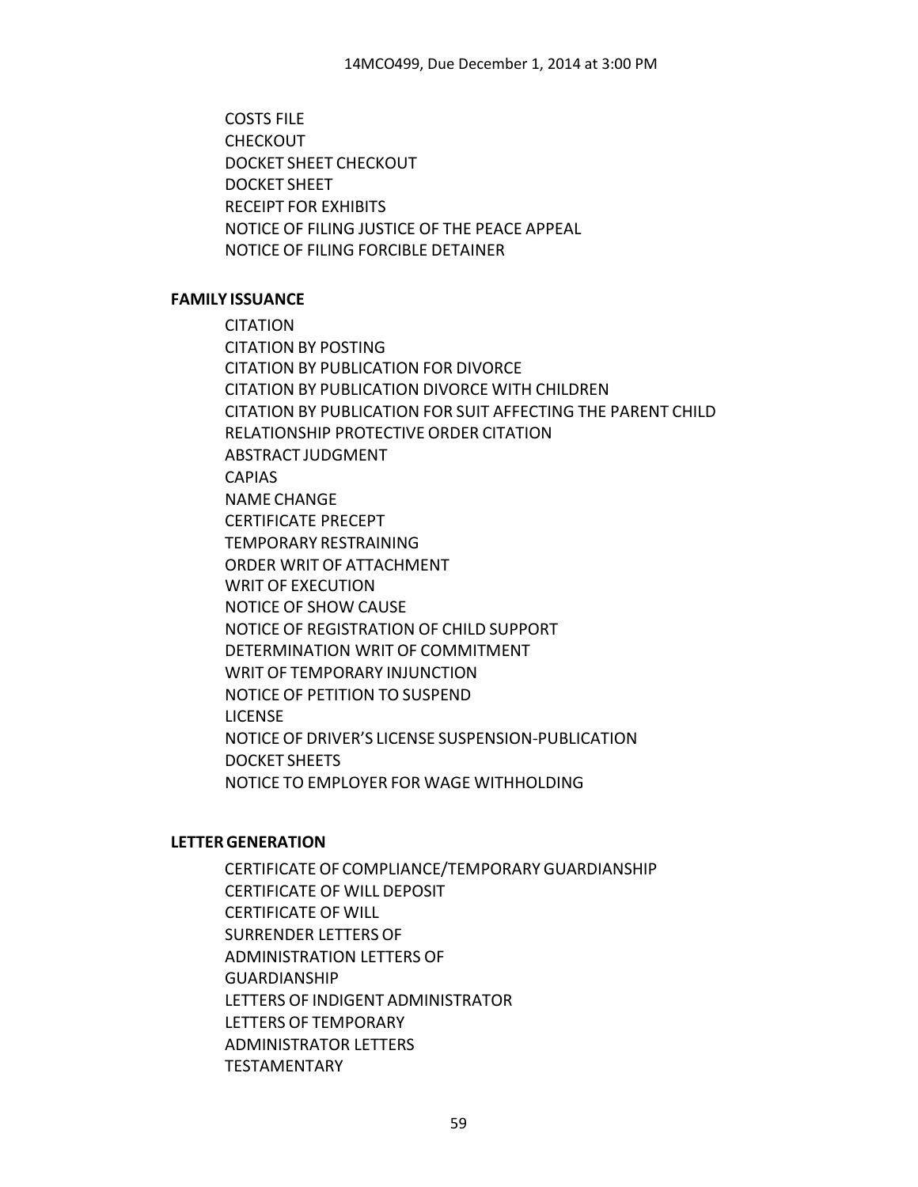COSTS FILE
CHECKOUT
DOCKET SHEET CHECKOUT
DOCKET SHEET
RECEIPT FOR EXHIBITS
NOTICE OF FILING JUSTICE OF THE PEACE APPEAL
NOTICE OF FILING FORCIBLE DETAINER

**FAMILY ISSUANCE**

CITATION
CITATION BY POSTING
CITATION BY PUBLICATION FOR DIVORCE
CITATION BY PUBLICATION DIVORCE WITH CHILDREN
CITATION BY PUBLICATION FOR SUIT AFFECTING THE PARENT CHILD
RELATIONSHIP PROTECTIVE ORDER CITATION
ABSTRACT JUDGMENT
CAPIAS
NAME CHANGE
CERTIFICATE PRECEPT
TEMPORARY RESTRAINING
ORDER WRIT OF ATTACHMENT
WRIT OF EXECUTION
NOTICE OF SHOW CAUSE
NOTICE OF REGISTRATION OF CHILD SUPPORT
DETERMINATION WRIT OF COMMITMENT
WRIT OF TEMPORARY INJUNCTION
NOTICE OF PETITION TO SUSPEND
LICENSE
NOTICE OF DRIVER'S LICENSE SUSPENSION-PUBLICATION
DOCKET SHEETS
NOTICE TO EMPLOYER FOR WAGE WITHHOLDING

**LETTER GENERATION**

CERTIFICATE OF COMPLIANCE/TEMPORARY GUARDIANSHIP
CERTIFICATE OF WILL DEPOSIT
CERTIFICATE OF WILL
SURRENDER LETTERS OF
ADMINISTRATION LETTERS OF
GUARDIANSHIP
LETTERS OF INDIGENT ADMINISTRATOR
LETTERS OF TEMPORARY
ADMINISTRATOR LETTERS
TESTAMENTARY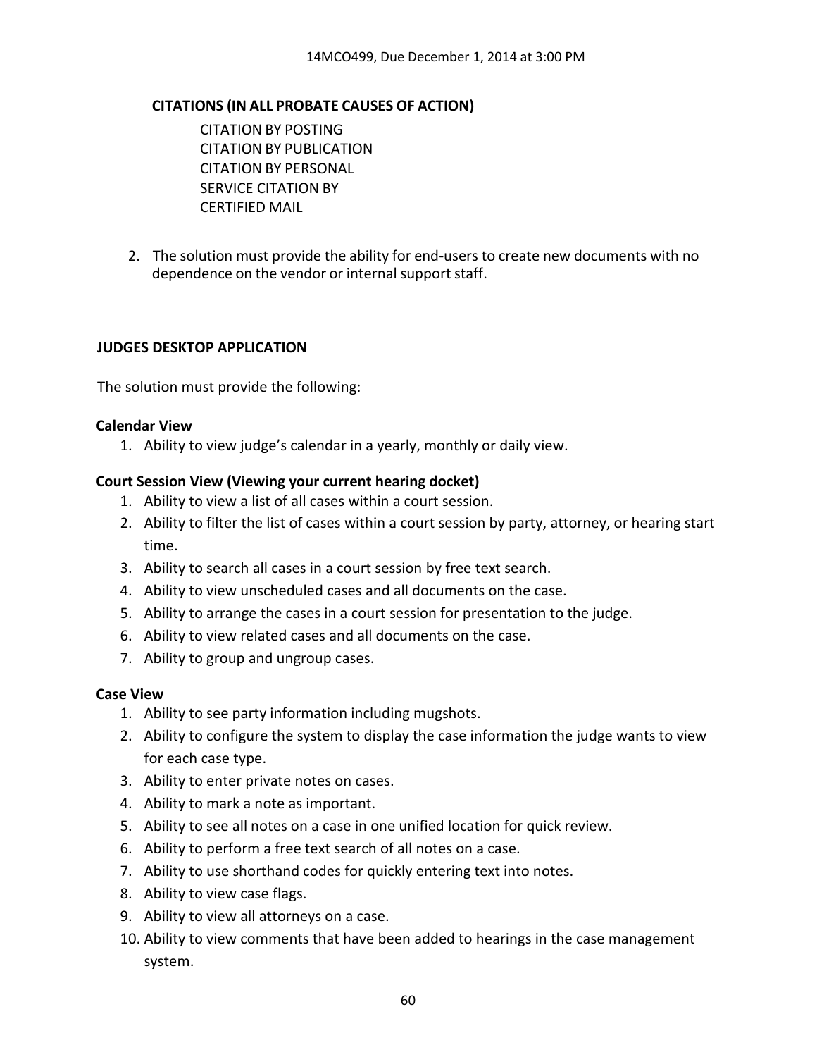**CITATIONS (IN ALL PROBATE CAUSES OF ACTION)**

CITATION BY POSTING
CITATION BY PUBLICATION
CITATION BY PERSONAL
SERVICE CITATION BY
CERTIFIED MAIL

2. The solution must provide the ability for end-users to create new documents with no dependence on the vendor or internal support staff.

**JUDGES DESKTOP APPLICATION**

The solution must provide the following:

**Calendar View**

1. Ability to view judge's calendar in a yearly, monthly or daily view.

**Court Session View (Viewing your current hearing docket)**

1. Ability to view a list of all cases within a court session.
2. Ability to filter the list of cases within a court session by party, attorney, or hearing start time.
3. Ability to search all cases in a court session by free text search.
4. Ability to view unscheduled cases and all documents on the case.
5. Ability to arrange the cases in a court session for presentation to the judge.
6. Ability to view related cases and all documents on the case.
7. Ability to group and ungroup cases.

**Case View**

1. Ability to see party information including mugshots.
2. Ability to configure the system to display the case information the judge wants to view for each case type.
3. Ability to enter private notes on cases.
4. Ability to mark a note as important.
5. Ability to see all notes on a case in one unified location for quick review.
6. Ability to perform a free text search of all notes on a case.
7. Ability to use shorthand codes for quickly entering text into notes.
8. Ability to view case flags.
9. Ability to view all attorneys on a case.
10. Ability to view comments that have been added to hearings in the case management system.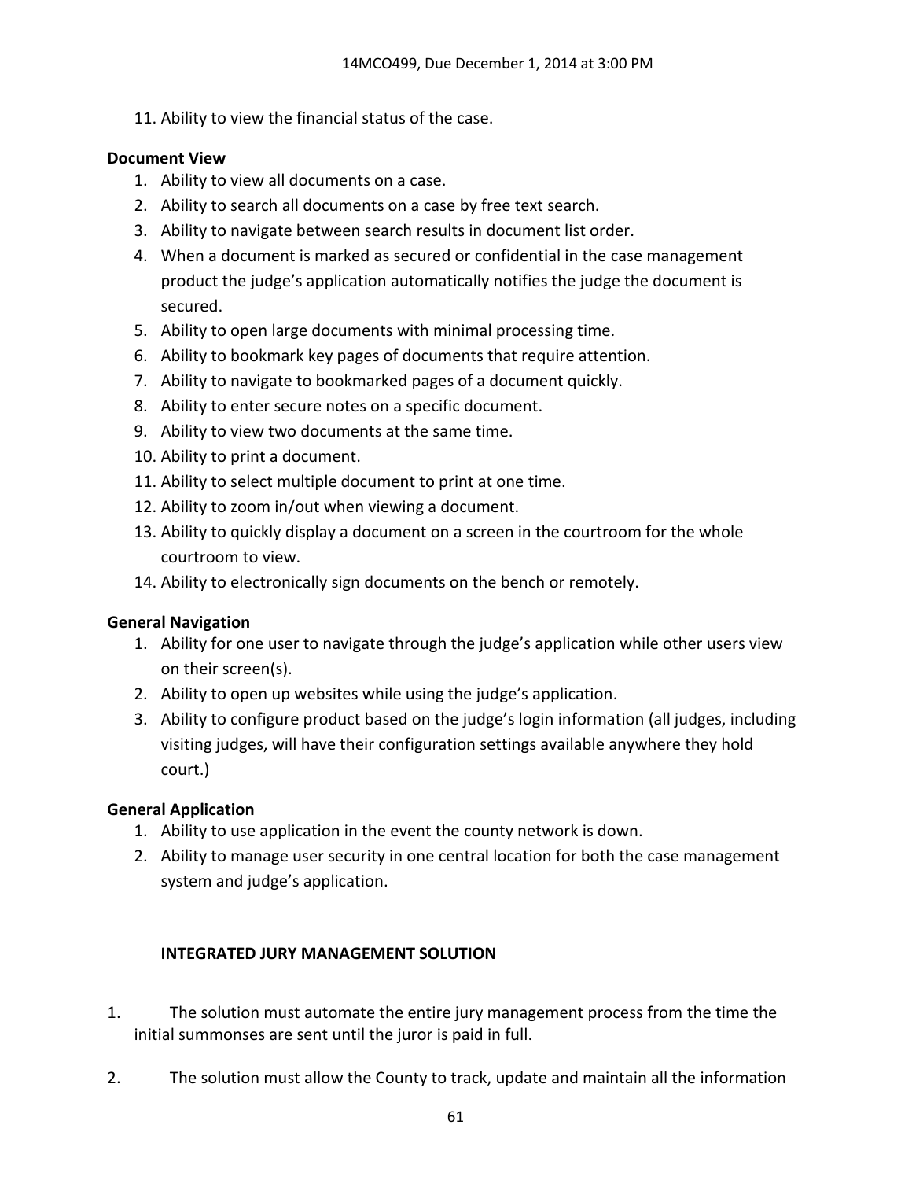11. Ability to view the financial status of the case.

**Document View**

1. Ability to view all documents on a case.
2. Ability to search all documents on a case by free text search.
3. Ability to navigate between search results in document list order.
4. When a document is marked as secured or confidential in the case management product the judge's application automatically notifies the judge the document is secured.
5. Ability to open large documents with minimal processing time.
6. Ability to bookmark key pages of documents that require attention.
7. Ability to navigate to bookmarked pages of a document quickly.
8. Ability to enter secure notes on a specific document.
9. Ability to view two documents at the same time.
10. Ability to print a document.
11. Ability to select multiple document to print at one time.
12. Ability to zoom in/out when viewing a document.
13. Ability to quickly display a document on a screen in the courtroom for the whole courtroom to view.
14. Ability to electronically sign documents on the bench or remotely.

**General Navigation**

1. Ability for one user to navigate through the judge's application while other users view on their screen(s).
2. Ability to open up websites while using the judge's application.
3. Ability to configure product based on the judge's login information (all judges, including visiting judges, will have their configuration settings available anywhere they hold court.)

**General Application**

1. Ability to use application in the event the county network is down.
2. Ability to manage user security in one central location for both the case management system and judge's application.

**INTEGRATED JURY MANAGEMENT SOLUTION**

1. The solution must automate the entire jury management process from the time the initial summonses are sent until the juror is paid in full.

2. The solution must allow the County to track, update and maintain all the information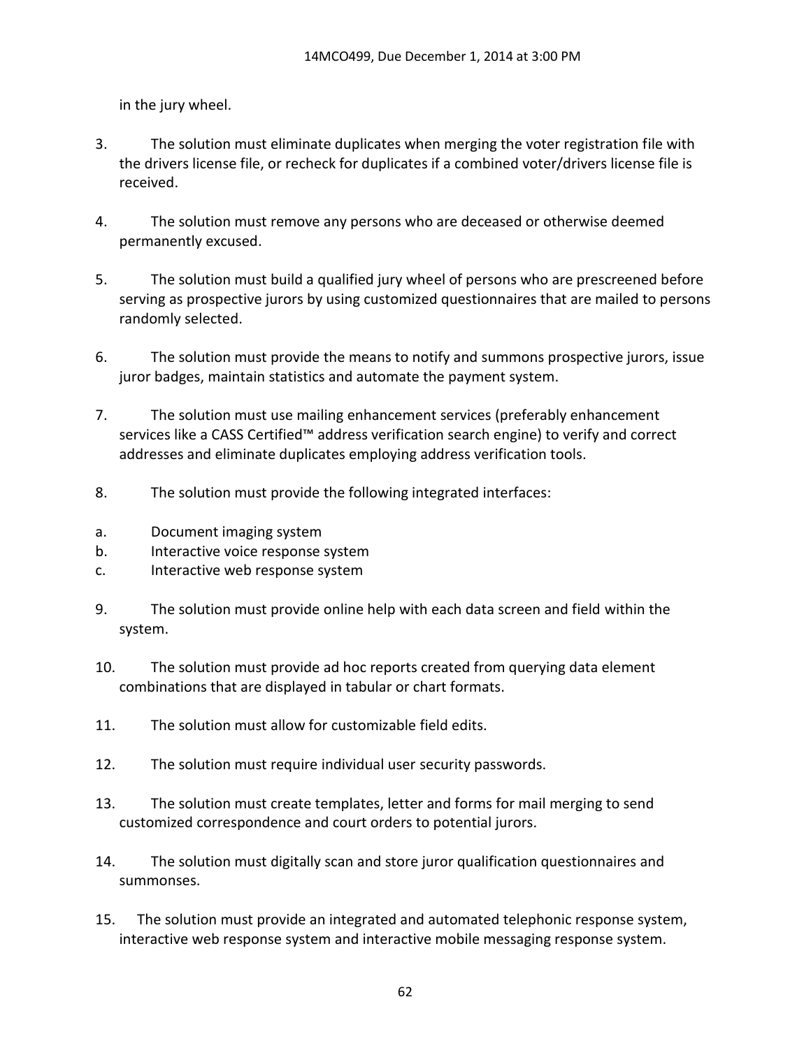in the jury wheel.

3. The solution must eliminate duplicates when merging the voter registration file with the drivers license file, or recheck for duplicates if a combined voter/drivers license file is received.

4. The solution must remove any persons who are deceased or otherwise deemed permanently excused.

5. The solution must build a qualified jury wheel of persons who are prescreened before serving as prospective jurors by using customized questionnaires that are mailed to persons randomly selected.

6. The solution must provide the means to notify and summons prospective jurors, issue juror badges, maintain statistics and automate the payment system.

7. The solution must use mailing enhancement services (preferably enhancement services like a CASS Certified™ address verification search engine) to verify and correct addresses and eliminate duplicates employing address verification tools.

8. The solution must provide the following integrated interfaces:

a. Document imaging system
b. Interactive voice response system
c. Interactive web response system

9. The solution must provide online help with each data screen and field within the system.

10. The solution must provide ad hoc reports created from querying data element combinations that are displayed in tabular or chart formats.

11. The solution must allow for customizable field edits.

12. The solution must require individual user security passwords.

13. The solution must create templates, letter and forms for mail merging to send customized correspondence and court orders to potential jurors.

14. The solution must digitally scan and store juror qualification questionnaires and summonses.

15. The solution must provide an integrated and automated telephonic response system, interactive web response system and interactive mobile messaging response system.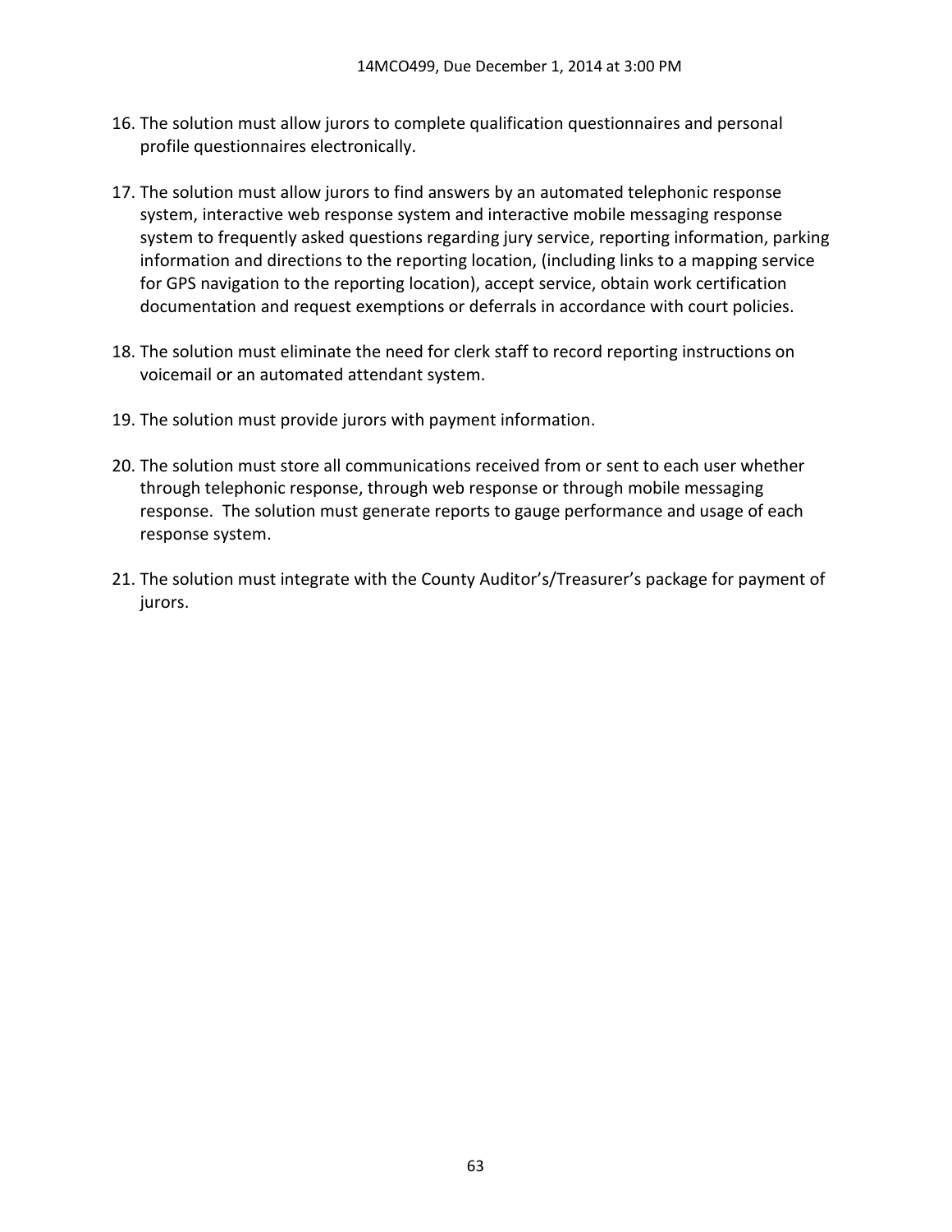16. The solution must allow jurors to complete qualification questionnaires and personal profile questionnaires electronically.

17. The solution must allow jurors to find answers by an automated telephonic response system, interactive web response system and interactive mobile messaging response system to frequently asked questions regarding jury service, reporting information, parking information and directions to the reporting location, (including links to a mapping service for GPS navigation to the reporting location), accept service, obtain work certification documentation and request exemptions or deferrals in accordance with court policies.

18. The solution must eliminate the need for clerk staff to record reporting instructions on voicemail or an automated attendant system.

19. The solution must provide jurors with payment information.

20. The solution must store all communications received from or sent to each user whether through telephonic response, through web response or through mobile messaging response. The solution must generate reports to gauge performance and usage of each response system.

21. The solution must integrate with the County Auditor's/Treasurer's package for payment of jurors.